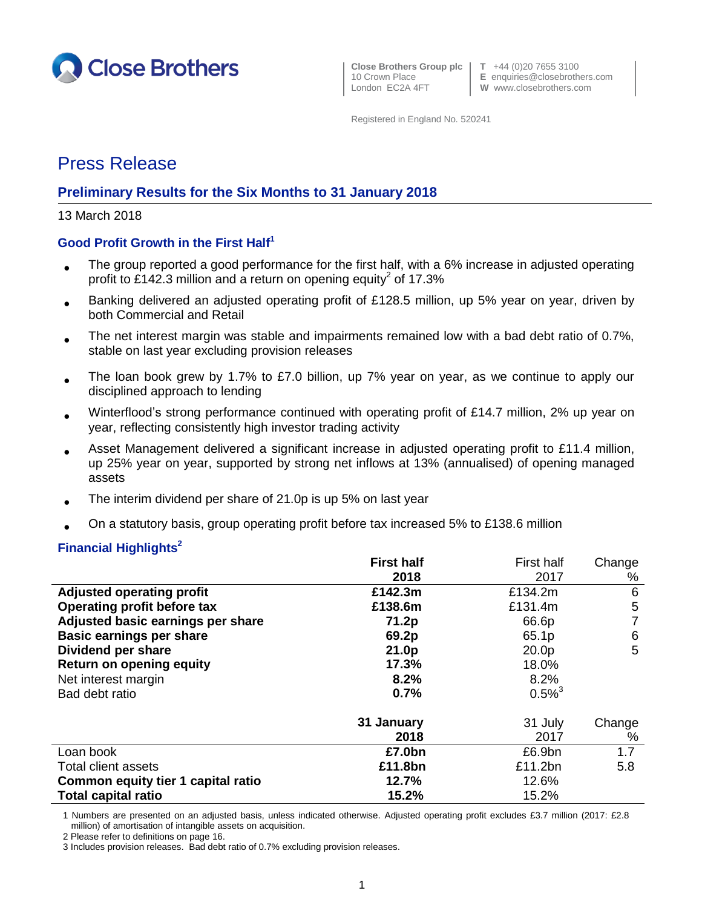Close Brothers

Close Brothers Group plc
10 Crown Place
London EC2A 4FT

T +44 (0)20 7655 3100
E enquiries@closebrothers.com
W www.closebrothers.com

Registered in England No. 520241

# Press Release

## Preliminary Results for the Six Months to 31 January 2018

13 March 2018

### Good Profit Growth in the First Half[1]

- The group reported a good performance for the first half, with a 6% increase in adjusted operating profit to £142.3 million and a return on opening equity[2] of 17.3%
- Banking delivered an adjusted operating profit of £128.5 million, up 5% year on year, driven by both Commercial and Retail
- The net interest margin was stable and impairments remained low with a bad debt ratio of 0.7%, stable on last year excluding provision releases
- The loan book grew by 1.7% to £7.0 billion, up 7% year on year, as we continue to apply our disciplined approach to lending
- Winterflood's strong performance continued with operating profit of £14.7 million, 2% up year on year, reflecting consistently high investor trading activity
- Asset Management delivered a significant increase in adjusted operating profit to £11.4 million, up 25% year on year, supported by strong net inflows at 13% (annualised) of opening managed assets
- The interim dividend per share of 21.0p is up 5% on last year
- On a statutory basis, group operating profit before tax increased 5% to £138.6 million

### Financial Highlights[2]

| | **First half 2018** | First half 2017 | Change % |
|---|---|---|---|
| **Adjusted operating profit** | **£142.3m** | £134.2m | 6 |
| **Operating profit before tax** | **£138.6m** | £131.4m | 5 |
| **Adjusted basic earnings per share** | **71.2p** | 66.6p | 7 |
| **Basic earnings per share** | **69.2p** | 65.1p | 6 |
| **Dividend per share** | **21.0p** | 20.0p | 5 |
| **Return on opening equity** | **17.3%** | 18.0% | |
| Net interest margin | **8.2%** | 8.2% | |
| Bad debt ratio | **0.7%** | 0.5%[3] | |

| | **31 January 2018** | 31 July 2017 | Change % |
|---|---|---|---|
| Loan book | **£7.0bn** | £6.9bn | 1.7 |
| Total client assets | **£11.8bn** | £11.2bn | 5.8 |
| **Common equity tier 1 capital ratio** | **12.7%** | 12.6% | |
| **Total capital ratio** | **15.2%** | 15.2% | |

1 Numbers are presented on an adjusted basis, unless indicated otherwise. Adjusted operating profit excludes £3.7 million (2017: £2.8 million) of amortisation of intangible assets on acquisition.

2 Please refer to definitions on page 16.

3 Includes provision releases. Bad debt ratio of 0.7% excluding provision releases.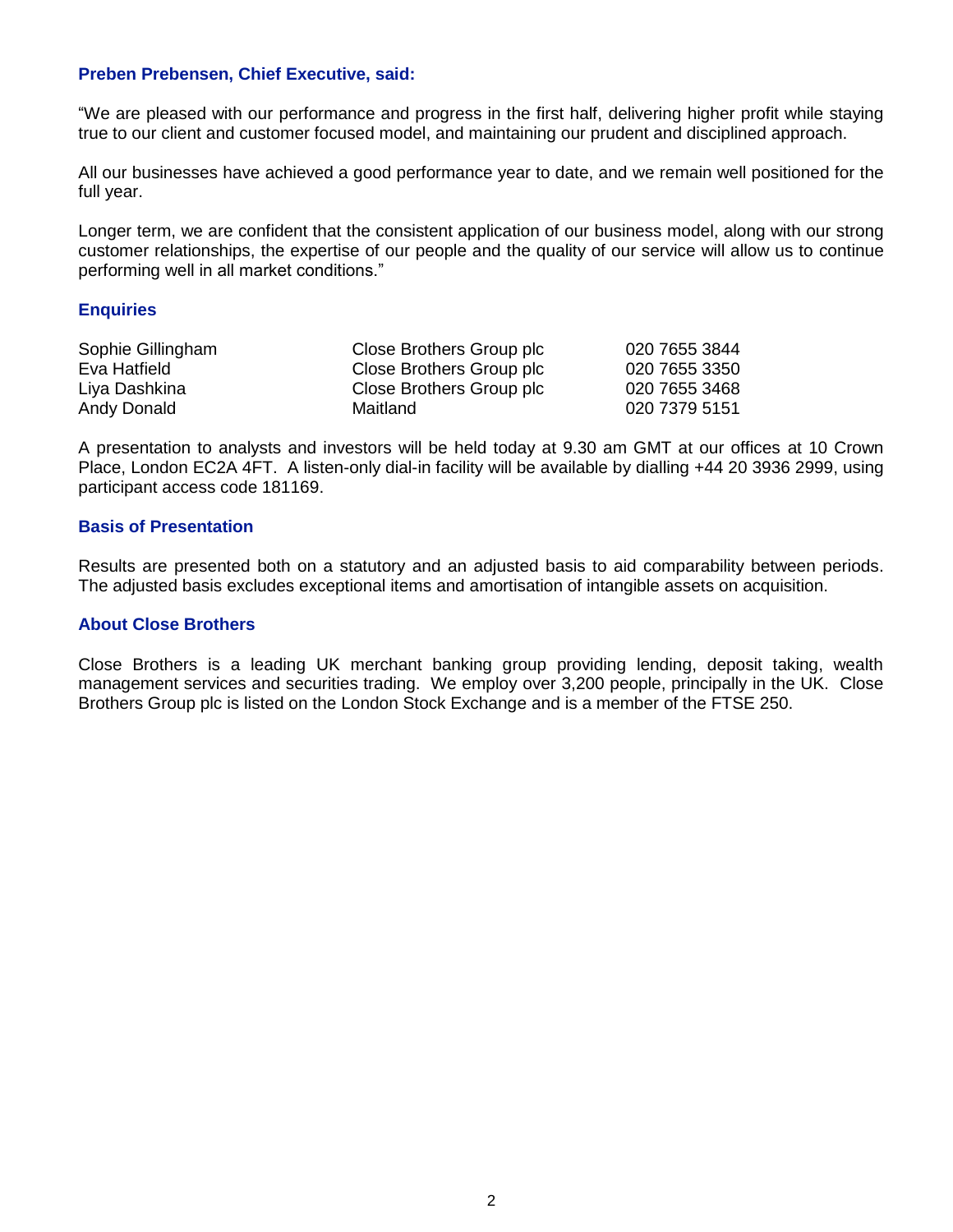**Preben Prebensen, Chief Executive, said:**

"We are pleased with our performance and progress in the first half, delivering higher profit while staying true to our client and customer focused model, and maintaining our prudent and disciplined approach.

All our businesses have achieved a good performance year to date, and we remain well positioned for the full year.

Longer term, we are confident that the consistent application of our business model, along with our strong customer relationships, the expertise of our people and the quality of our service will allow us to continue performing well in all market conditions."

## Enquiries

| | | |
|---|---|---|
| Sophie Gillingham | Close Brothers Group plc | 020 7655 3844 |
| Eva Hatfield | Close Brothers Group plc | 020 7655 3350 |
| Liya Dashkina | Close Brothers Group plc | 020 7655 3468 |
| Andy Donald | Maitland | 020 7379 5151 |

A presentation to analysts and investors will be held today at 9.30 am GMT at our offices at 10 Crown Place, London EC2A 4FT. A listen-only dial-in facility will be available by dialling +44 20 3936 2999, using participant access code 181169.

## Basis of Presentation

Results are presented both on a statutory and an adjusted basis to aid comparability between periods. The adjusted basis excludes exceptional items and amortisation of intangible assets on acquisition.

## About Close Brothers

Close Brothers is a leading UK merchant banking group providing lending, deposit taking, wealth management services and securities trading. We employ over 3,200 people, principally in the UK. Close Brothers Group plc is listed on the London Stock Exchange and is a member of the FTSE 250.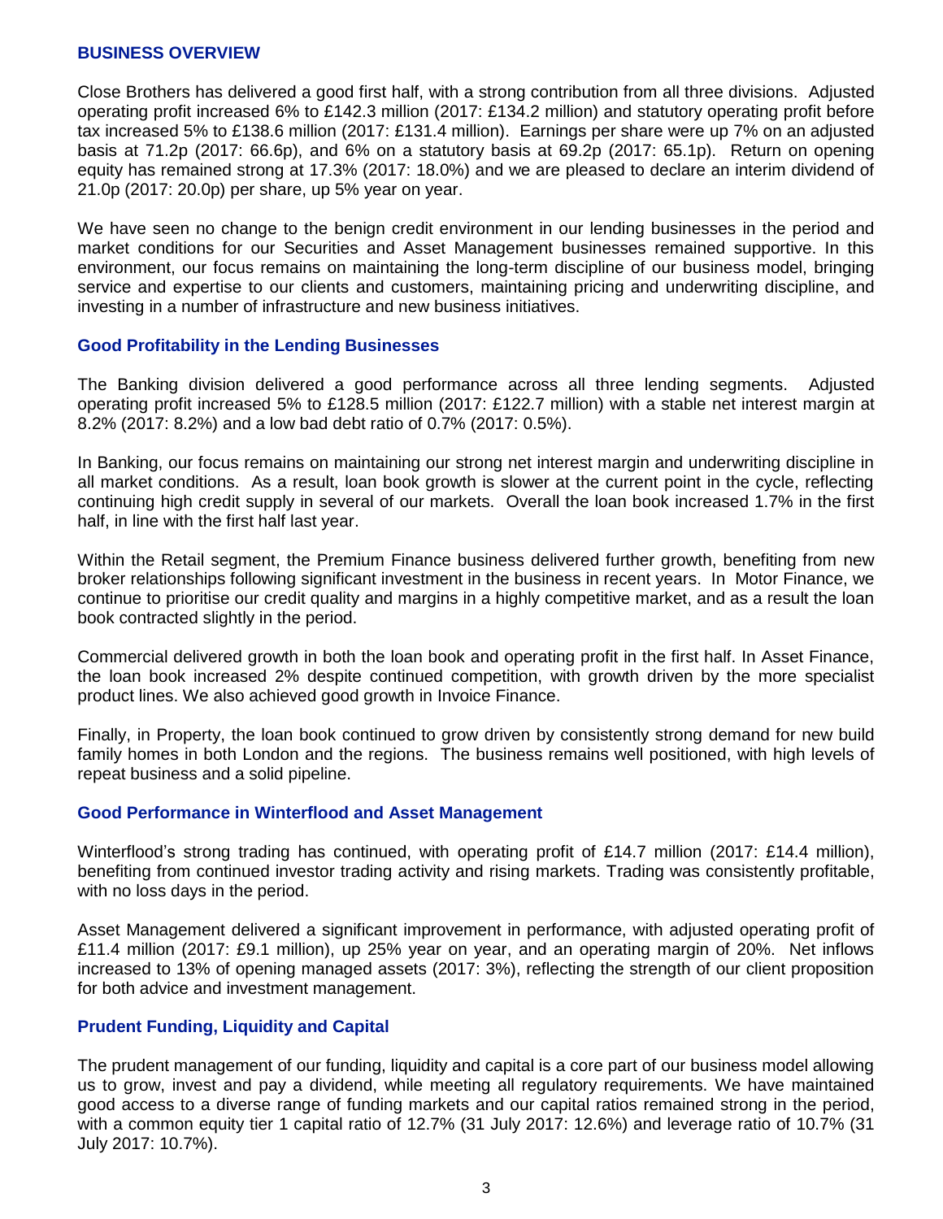## BUSINESS OVERVIEW

Close Brothers has delivered a good first half, with a strong contribution from all three divisions. Adjusted operating profit increased 6% to £142.3 million (2017: £134.2 million) and statutory operating profit before tax increased 5% to £138.6 million (2017: £131.4 million). Earnings per share were up 7% on an adjusted basis at 71.2p (2017: 66.6p), and 6% on a statutory basis at 69.2p (2017: 65.1p). Return on opening equity has remained strong at 17.3% (2017: 18.0%) and we are pleased to declare an interim dividend of 21.0p (2017: 20.0p) per share, up 5% year on year.

We have seen no change to the benign credit environment in our lending businesses in the period and market conditions for our Securities and Asset Management businesses remained supportive. In this environment, our focus remains on maintaining the long-term discipline of our business model, bringing service and expertise to our clients and customers, maintaining pricing and underwriting discipline, and investing in a number of infrastructure and new business initiatives.

### Good Profitability in the Lending Businesses

The Banking division delivered a good performance across all three lending segments. Adjusted operating profit increased 5% to £128.5 million (2017: £122.7 million) with a stable net interest margin at 8.2% (2017: 8.2%) and a low bad debt ratio of 0.7% (2017: 0.5%).

In Banking, our focus remains on maintaining our strong net interest margin and underwriting discipline in all market conditions. As a result, loan book growth is slower at the current point in the cycle, reflecting continuing high credit supply in several of our markets. Overall the loan book increased 1.7% in the first half, in line with the first half last year.

Within the Retail segment, the Premium Finance business delivered further growth, benefiting from new broker relationships following significant investment in the business in recent years. In Motor Finance, we continue to prioritise our credit quality and margins in a highly competitive market, and as a result the loan book contracted slightly in the period.

Commercial delivered growth in both the loan book and operating profit in the first half. In Asset Finance, the loan book increased 2% despite continued competition, with growth driven by the more specialist product lines. We also achieved good growth in Invoice Finance.

Finally, in Property, the loan book continued to grow driven by consistently strong demand for new build family homes in both London and the regions. The business remains well positioned, with high levels of repeat business and a solid pipeline.

### Good Performance in Winterflood and Asset Management

Winterflood's strong trading has continued, with operating profit of £14.7 million (2017: £14.4 million), benefiting from continued investor trading activity and rising markets. Trading was consistently profitable, with no loss days in the period.

Asset Management delivered a significant improvement in performance, with adjusted operating profit of £11.4 million (2017: £9.1 million), up 25% year on year, and an operating margin of 20%. Net inflows increased to 13% of opening managed assets (2017: 3%), reflecting the strength of our client proposition for both advice and investment management.

### Prudent Funding, Liquidity and Capital

The prudent management of our funding, liquidity and capital is a core part of our business model allowing us to grow, invest and pay a dividend, while meeting all regulatory requirements. We have maintained good access to a diverse range of funding markets and our capital ratios remained strong in the period, with a common equity tier 1 capital ratio of 12.7% (31 July 2017: 12.6%) and leverage ratio of 10.7% (31 July 2017: 10.7%).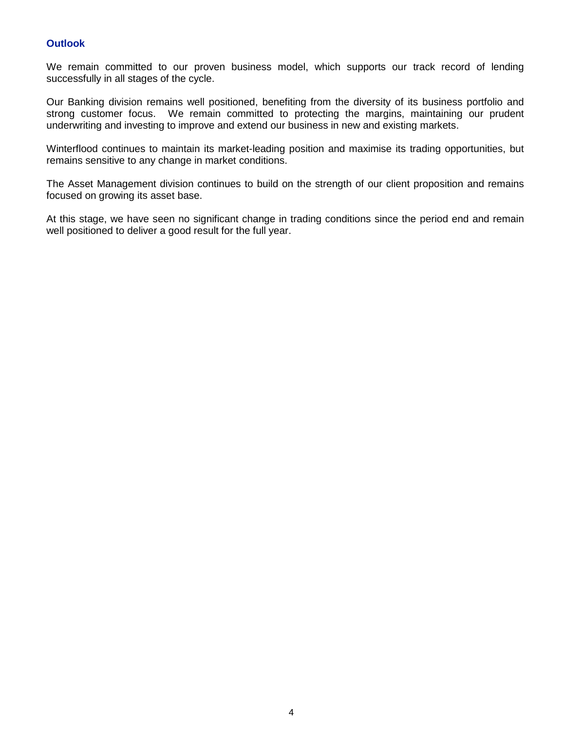## Outlook

We remain committed to our proven business model, which supports our track record of lending successfully in all stages of the cycle.

Our Banking division remains well positioned, benefiting from the diversity of its business portfolio and strong customer focus. We remain committed to protecting the margins, maintaining our prudent underwriting and investing to improve and extend our business in new and existing markets.

Winterflood continues to maintain its market-leading position and maximise its trading opportunities, but remains sensitive to any change in market conditions.

The Asset Management division continues to build on the strength of our client proposition and remains focused on growing its asset base.

At this stage, we have seen no significant change in trading conditions since the period end and remain well positioned to deliver a good result for the full year.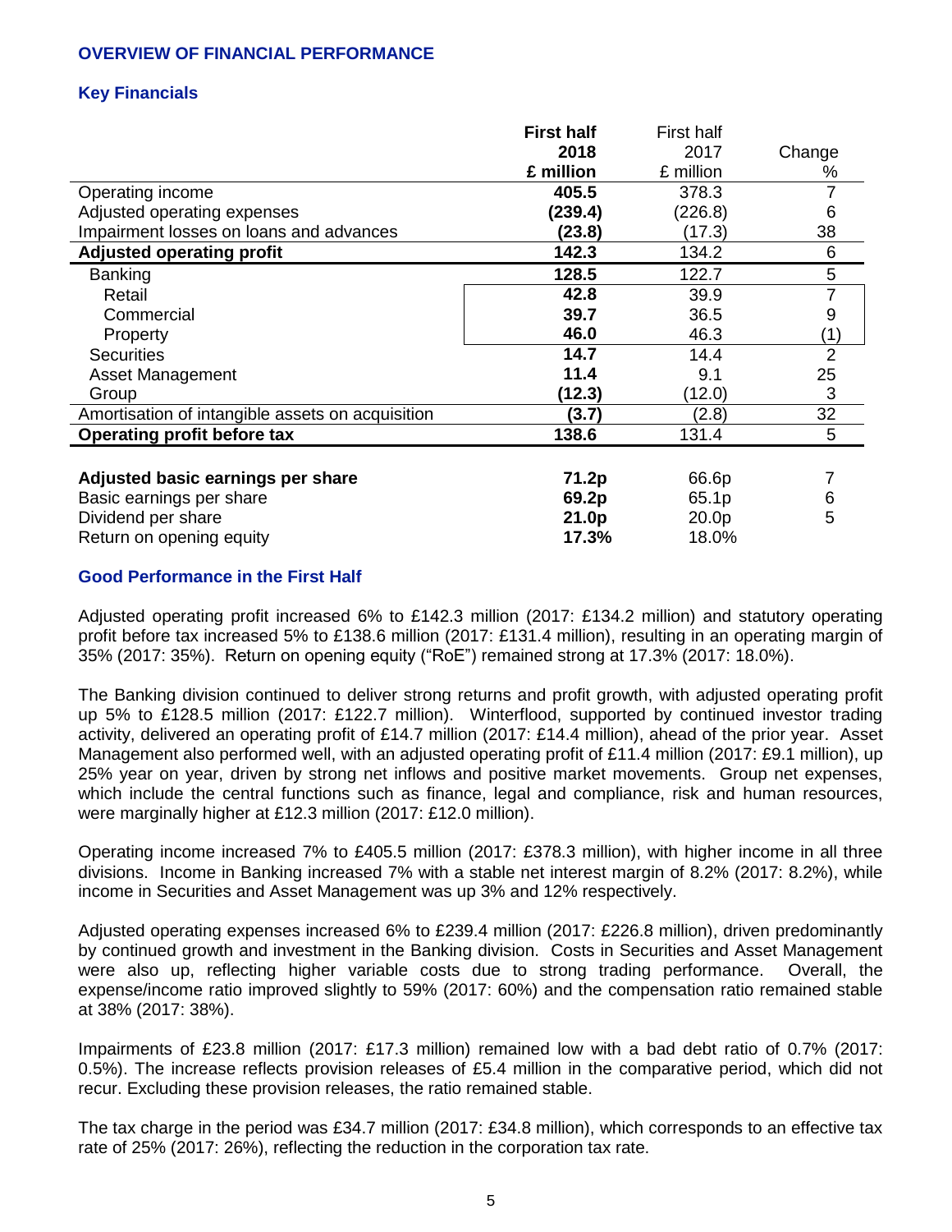## OVERVIEW OF FINANCIAL PERFORMANCE

### Key Financials

| | **First half 2018 £ million** | First half 2017 £ million | Change % |
|---|---|---|---|
| Operating income | **405.5** | 378.3 | 7 |
| Adjusted operating expenses | **(239.4)** | (226.8) | 6 |
| Impairment losses on loans and advances | **(23.8)** | (17.3) | 38 |
| **Adjusted operating profit** | **142.3** | 134.2 | 6 |
| Banking | **128.5** | 122.7 | 5 |
| Retail | **42.8** | 39.9 | 7 |
| Commercial | **39.7** | 36.5 | 9 |
| Property | **46.0** | 46.3 | (1) |
| Securities | **14.7** | 14.4 | 2 |
| Asset Management | **11.4** | 9.1 | 25 |
| Group | **(12.3)** | (12.0) | 3 |
| Amortisation of intangible assets on acquisition | **(3.7)** | (2.8) | 32 |
| **Operating profit before tax** | **138.6** | 131.4 | 5 |
| | | | |
| **Adjusted basic earnings per share** | **71.2p** | 66.6p | 7 |
| Basic earnings per share | **69.2p** | 65.1p | 6 |
| Dividend per share | **21.0p** | 20.0p | 5 |
| Return on opening equity | **17.3%** | 18.0% | |

### Good Performance in the First Half

Adjusted operating profit increased 6% to £142.3 million (2017: £134.2 million) and statutory operating profit before tax increased 5% to £138.6 million (2017: £131.4 million), resulting in an operating margin of 35% (2017: 35%). Return on opening equity ("RoE") remained strong at 17.3% (2017: 18.0%).

The Banking division continued to deliver strong returns and profit growth, with adjusted operating profit up 5% to £128.5 million (2017: £122.7 million). Winterflood, supported by continued investor trading activity, delivered an operating profit of £14.7 million (2017: £14.4 million), ahead of the prior year. Asset Management also performed well, with an adjusted operating profit of £11.4 million (2017: £9.1 million), up 25% year on year, driven by strong net inflows and positive market movements. Group net expenses, which include the central functions such as finance, legal and compliance, risk and human resources, were marginally higher at £12.3 million (2017: £12.0 million).

Operating income increased 7% to £405.5 million (2017: £378.3 million), with higher income in all three divisions. Income in Banking increased 7% with a stable net interest margin of 8.2% (2017: 8.2%), while income in Securities and Asset Management was up 3% and 12% respectively.

Adjusted operating expenses increased 6% to £239.4 million (2017: £226.8 million), driven predominantly by continued growth and investment in the Banking division. Costs in Securities and Asset Management were also up, reflecting higher variable costs due to strong trading performance. Overall, the expense/income ratio improved slightly to 59% (2017: 60%) and the compensation ratio remained stable at 38% (2017: 38%).

Impairments of £23.8 million (2017: £17.3 million) remained low with a bad debt ratio of 0.7% (2017: 0.5%). The increase reflects provision releases of £5.4 million in the comparative period, which did not recur. Excluding these provision releases, the ratio remained stable.

The tax charge in the period was £34.7 million (2017: £34.8 million), which corresponds to an effective tax rate of 25% (2017: 26%), reflecting the reduction in the corporation tax rate.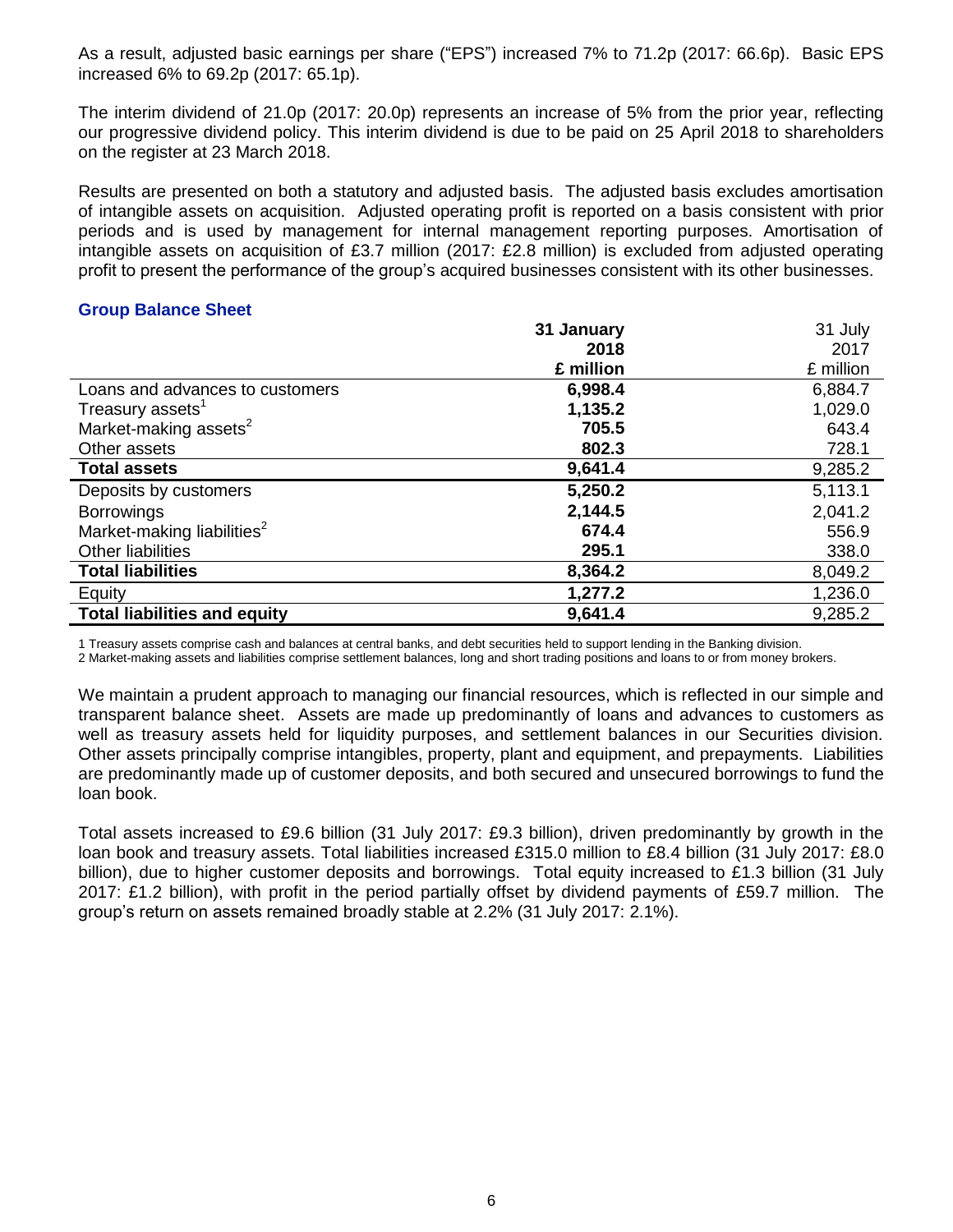As a result, adjusted basic earnings per share ("EPS") increased 7% to 71.2p (2017: 66.6p). Basic EPS increased 6% to 69.2p (2017: 65.1p).

The interim dividend of 21.0p (2017: 20.0p) represents an increase of 5% from the prior year, reflecting our progressive dividend policy. This interim dividend is due to be paid on 25 April 2018 to shareholders on the register at 23 March 2018.

Results are presented on both a statutory and adjusted basis. The adjusted basis excludes amortisation of intangible assets on acquisition. Adjusted operating profit is reported on a basis consistent with prior periods and is used by management for internal management reporting purposes. Amortisation of intangible assets on acquisition of £3.7 million (2017: £2.8 million) is excluded from adjusted operating profit to present the performance of the group's acquired businesses consistent with its other businesses.

## Group Balance Sheet

| | **31 January 2018 £ million** | 31 July 2017 £ million |
|---|---|---|
| Loans and advances to customers | **6,998.4** | 6,884.7 |
| Treasury assets[1] | **1,135.2** | 1,029.0 |
| Market-making assets[2] | **705.5** | 643.4 |
| Other assets | **802.3** | 728.1 |
| **Total assets** | **9,641.4** | 9,285.2 |
| Deposits by customers | **5,250.2** | 5,113.1 |
| Borrowings | **2,144.5** | 2,041.2 |
| Market-making liabilities[2] | **674.4** | 556.9 |
| Other liabilities | **295.1** | 338.0 |
| **Total liabilities** | **8,364.2** | 8,049.2 |
| Equity | **1,277.2** | 1,236.0 |
| **Total liabilities and equity** | **9,641.4** | 9,285.2 |

1 Treasury assets comprise cash and balances at central banks, and debt securities held to support lending in the Banking division.
2 Market-making assets and liabilities comprise settlement balances, long and short trading positions and loans to or from money brokers.

We maintain a prudent approach to managing our financial resources, which is reflected in our simple and transparent balance sheet. Assets are made up predominantly of loans and advances to customers as well as treasury assets held for liquidity purposes, and settlement balances in our Securities division. Other assets principally comprise intangibles, property, plant and equipment, and prepayments. Liabilities are predominantly made up of customer deposits, and both secured and unsecured borrowings to fund the loan book.

Total assets increased to £9.6 billion (31 July 2017: £9.3 billion), driven predominantly by growth in the loan book and treasury assets. Total liabilities increased £315.0 million to £8.4 billion (31 July 2017: £8.0 billion), due to higher customer deposits and borrowings. Total equity increased to £1.3 billion (31 July 2017: £1.2 billion), with profit in the period partially offset by dividend payments of £59.7 million. The group's return on assets remained broadly stable at 2.2% (31 July 2017: 2.1%).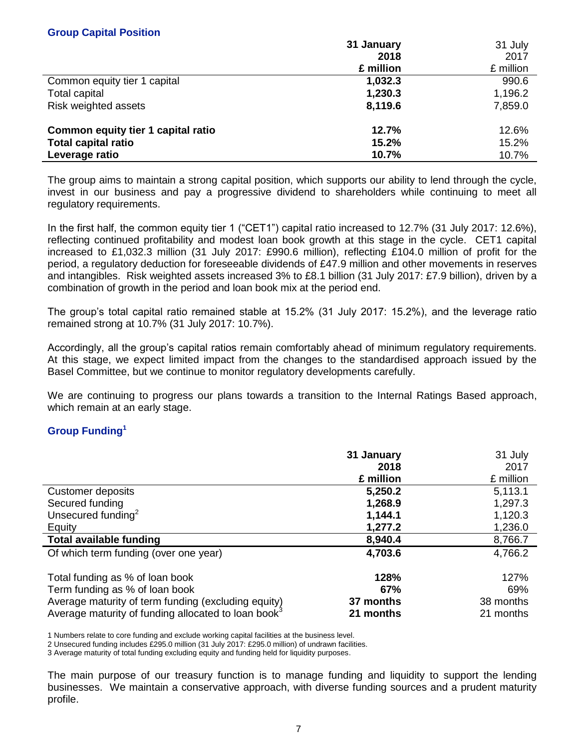### Group Capital Position

| | 31 January 2018 £ million | 31 July 2017 £ million |
|---|---|---|
| Common equity tier 1 capital | **1,032.3** | 990.6 |
| Total capital | **1,230.3** | 1,196.2 |
| Risk weighted assets | **8,119.6** | 7,859.0 |
| | | |
| **Common equity tier 1 capital ratio** | **12.7%** | 12.6% |
| **Total capital ratio** | **15.2%** | 15.2% |
| **Leverage ratio** | **10.7%** | 10.7% |

The group aims to maintain a strong capital position, which supports our ability to lend through the cycle, invest in our business and pay a progressive dividend to shareholders while continuing to meet all regulatory requirements.

In the first half, the common equity tier 1 ("CET1") capital ratio increased to 12.7% (31 July 2017: 12.6%), reflecting continued profitability and modest loan book growth at this stage in the cycle. CET1 capital increased to £1,032.3 million (31 July 2017: £990.6 million), reflecting £104.0 million of profit for the period, a regulatory deduction for foreseeable dividends of £47.9 million and other movements in reserves and intangibles. Risk weighted assets increased 3% to £8.1 billion (31 July 2017: £7.9 billion), driven by a combination of growth in the period and loan book mix at the period end.

The group's total capital ratio remained stable at 15.2% (31 July 2017: 15.2%), and the leverage ratio remained strong at 10.7% (31 July 2017: 10.7%).

Accordingly, all the group's capital ratios remain comfortably ahead of minimum regulatory requirements. At this stage, we expect limited impact from the changes to the standardised approach issued by the Basel Committee, but we continue to monitor regulatory developments carefully.

We are continuing to progress our plans towards a transition to the Internal Ratings Based approach, which remain at an early stage.

### Group Funding[1]

| | 31 January 2018 £ million | 31 July 2017 £ million |
|---|---|---|
| Customer deposits | **5,250.2** | 5,113.1 |
| Secured funding | **1,268.9** | 1,297.3 |
| Unsecured funding[2] | **1,144.1** | 1,120.3 |
| Equity | **1,277.2** | 1,236.0 |
| **Total available funding** | **8,940.4** | 8,766.7 |
| Of which term funding (over one year) | **4,703.6** | 4,766.2 |
| | | |
| Total funding as % of loan book | **128%** | 127% |
| Term funding as % of loan book | **67%** | 69% |
| Average maturity of term funding (excluding equity) | **37 months** | 38 months |
| Average maturity of funding allocated to loan book[3] | **21 months** | 21 months |

1 Numbers relate to core funding and exclude working capital facilities at the business level.
2 Unsecured funding includes £295.0 million (31 July 2017: £295.0 million) of undrawn facilities.
3 Average maturity of total funding excluding equity and funding held for liquidity purposes.

The main purpose of our treasury function is to manage funding and liquidity to support the lending businesses. We maintain a conservative approach, with diverse funding sources and a prudent maturity profile.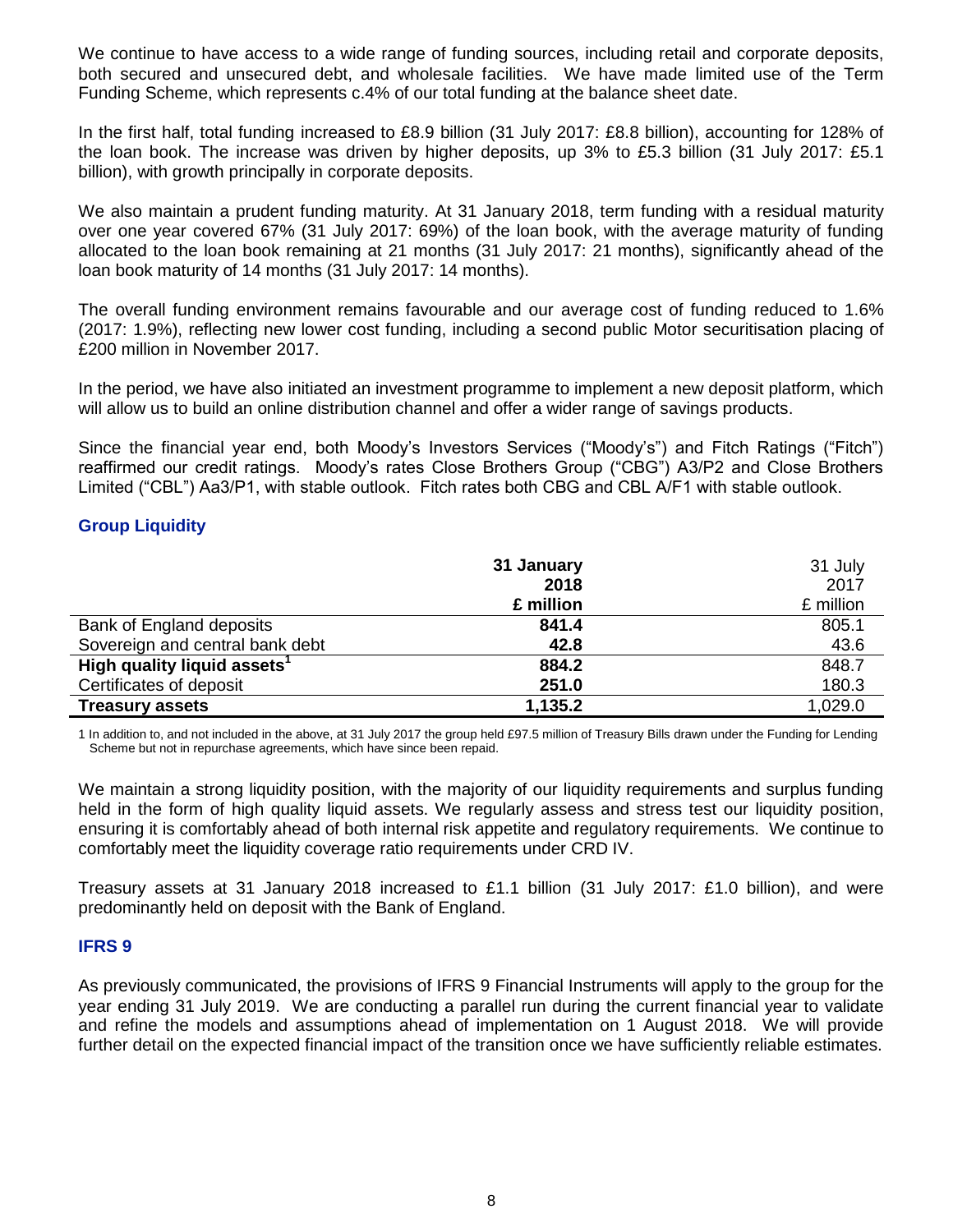We continue to have access to a wide range of funding sources, including retail and corporate deposits, both secured and unsecured debt, and wholesale facilities. We have made limited use of the Term Funding Scheme, which represents c.4% of our total funding at the balance sheet date.

In the first half, total funding increased to £8.9 billion (31 July 2017: £8.8 billion), accounting for 128% of the loan book. The increase was driven by higher deposits, up 3% to £5.3 billion (31 July 2017: £5.1 billion), with growth principally in corporate deposits.

We also maintain a prudent funding maturity. At 31 January 2018, term funding with a residual maturity over one year covered 67% (31 July 2017: 69%) of the loan book, with the average maturity of funding allocated to the loan book remaining at 21 months (31 July 2017: 21 months), significantly ahead of the loan book maturity of 14 months (31 July 2017: 14 months).

The overall funding environment remains favourable and our average cost of funding reduced to 1.6% (2017: 1.9%), reflecting new lower cost funding, including a second public Motor securitisation placing of £200 million in November 2017.

In the period, we have also initiated an investment programme to implement a new deposit platform, which will allow us to build an online distribution channel and offer a wider range of savings products.

Since the financial year end, both Moody's Investors Services ("Moody's") and Fitch Ratings ("Fitch") reaffirmed our credit ratings. Moody's rates Close Brothers Group ("CBG") A3/P2 and Close Brothers Limited ("CBL") Aa3/P1, with stable outlook. Fitch rates both CBG and CBL A/F1 with stable outlook.

## Group Liquidity

| | **31 January 2018 £ million** | 31 July 2017 £ million |
|---|---|---|
| Bank of England deposits | **841.4** | 805.1 |
| Sovereign and central bank debt | **42.8** | 43.6 |
| **High quality liquid assets[1]** | **884.2** | 848.7 |
| Certificates of deposit | **251.0** | 180.3 |
| **Treasury assets** | **1,135.2** | 1,029.0 |

1 In addition to, and not included in the above, at 31 July 2017 the group held £97.5 million of Treasury Bills drawn under the Funding for Lending Scheme but not in repurchase agreements, which have since been repaid.

We maintain a strong liquidity position, with the majority of our liquidity requirements and surplus funding held in the form of high quality liquid assets. We regularly assess and stress test our liquidity position, ensuring it is comfortably ahead of both internal risk appetite and regulatory requirements. We continue to comfortably meet the liquidity coverage ratio requirements under CRD IV.

Treasury assets at 31 January 2018 increased to £1.1 billion (31 July 2017: £1.0 billion), and were predominantly held on deposit with the Bank of England.

## IFRS 9

As previously communicated, the provisions of IFRS 9 Financial Instruments will apply to the group for the year ending 31 July 2019. We are conducting a parallel run during the current financial year to validate and refine the models and assumptions ahead of implementation on 1 August 2018. We will provide further detail on the expected financial impact of the transition once we have sufficiently reliable estimates.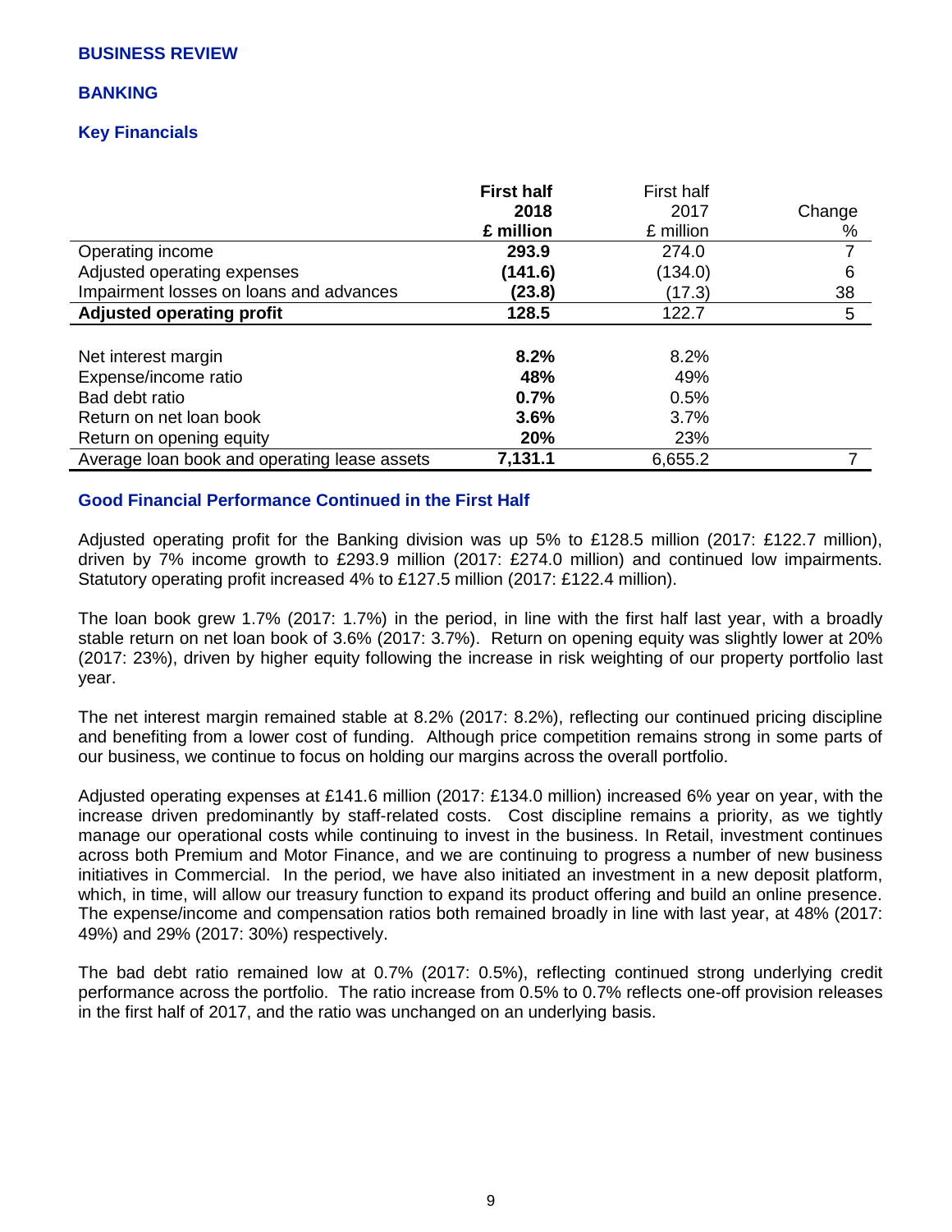## BUSINESS REVIEW

## BANKING

### Key Financials

| | **First half 2018 £ million** | First half 2017 £ million | Change % |
|---|---|---|---|
| Operating income | **293.9** | 274.0 | 7 |
| Adjusted operating expenses | **(141.6)** | (134.0) | 6 |
| Impairment losses on loans and advances | **(23.8)** | (17.3) | 38 |
| **Adjusted operating profit** | **128.5** | 122.7 | 5 |
| | | | |
| Net interest margin | **8.2%** | 8.2% | |
| Expense/income ratio | **48%** | 49% | |
| Bad debt ratio | **0.7%** | 0.5% | |
| Return on net loan book | **3.6%** | 3.7% | |
| Return on opening equity | **20%** | 23% | |
| Average loan book and operating lease assets | **7,131.1** | 6,655.2 | 7 |

### Good Financial Performance Continued in the First Half

Adjusted operating profit for the Banking division was up 5% to £128.5 million (2017: £122.7 million), driven by 7% income growth to £293.9 million (2017: £274.0 million) and continued low impairments. Statutory operating profit increased 4% to £127.5 million (2017: £122.4 million).

The loan book grew 1.7% (2017: 1.7%) in the period, in line with the first half last year, with a broadly stable return on net loan book of 3.6% (2017: 3.7%). Return on opening equity was slightly lower at 20% (2017: 23%), driven by higher equity following the increase in risk weighting of our property portfolio last year.

The net interest margin remained stable at 8.2% (2017: 8.2%), reflecting our continued pricing discipline and benefiting from a lower cost of funding. Although price competition remains strong in some parts of our business, we continue to focus on holding our margins across the overall portfolio.

Adjusted operating expenses at £141.6 million (2017: £134.0 million) increased 6% year on year, with the increase driven predominantly by staff-related costs. Cost discipline remains a priority, as we tightly manage our operational costs while continuing to invest in the business. In Retail, investment continues across both Premium and Motor Finance, and we are continuing to progress a number of new business initiatives in Commercial. In the period, we have also initiated an investment in a new deposit platform, which, in time, will allow our treasury function to expand its product offering and build an online presence. The expense/income and compensation ratios both remained broadly in line with last year, at 48% (2017: 49%) and 29% (2017: 30%) respectively.

The bad debt ratio remained low at 0.7% (2017: 0.5%), reflecting continued strong underlying credit performance across the portfolio. The ratio increase from 0.5% to 0.7% reflects one-off provision releases in the first half of 2017, and the ratio was unchanged on an underlying basis.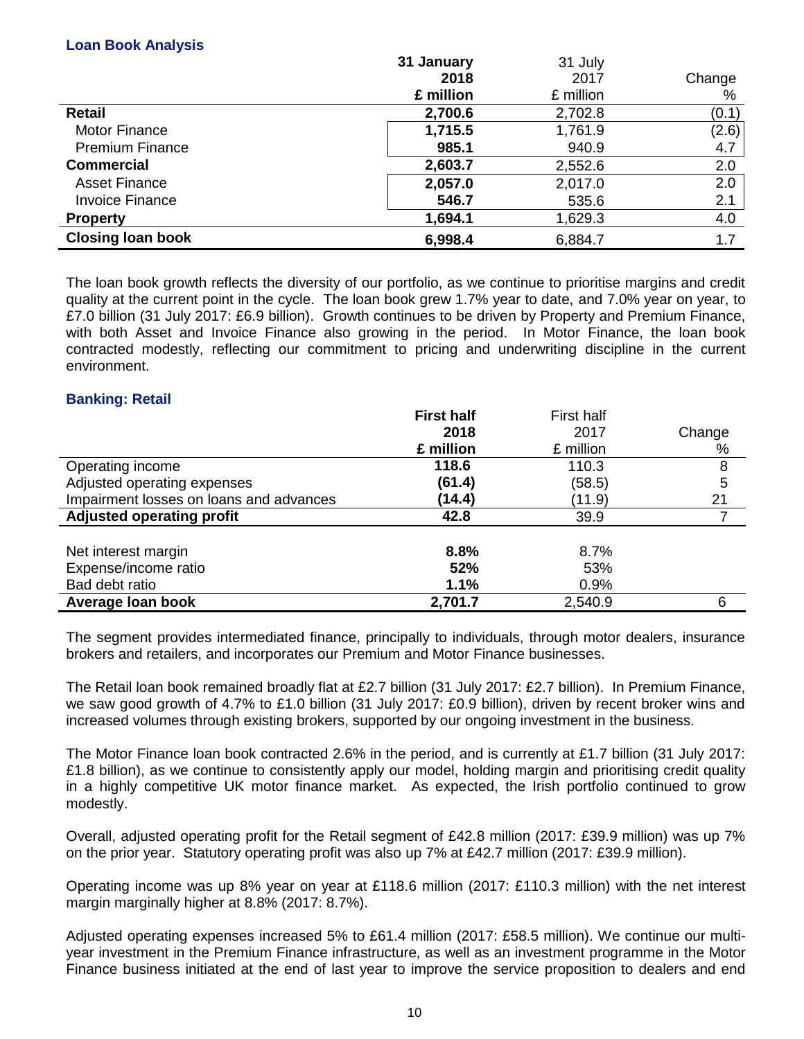### Loan Book Analysis

| | 31 January 2018 £ million | 31 July 2017 £ million | Change % |
|---|---|---|---|
| **Retail** | **2,700.6** | 2,702.8 | (0.1) |
| Motor Finance | **1,715.5** | 1,761.9 | (2.6) |
| Premium Finance | **985.1** | 940.9 | 4.7 |
| **Commercial** | **2,603.7** | 2,552.6 | 2.0 |
| Asset Finance | **2,057.0** | 2,017.0 | 2.0 |
| Invoice Finance | **546.7** | 535.6 | 2.1 |
| **Property** | **1,694.1** | 1,629.3 | 4.0 |
| **Closing loan book** | **6,998.4** | 6,884.7 | 1.7 |

The loan book growth reflects the diversity of our portfolio, as we continue to prioritise margins and credit quality at the current point in the cycle. The loan book grew 1.7% year to date, and 7.0% year on year, to £7.0 billion (31 July 2017: £6.9 billion). Growth continues to be driven by Property and Premium Finance, with both Asset and Invoice Finance also growing in the period. In Motor Finance, the loan book contracted modestly, reflecting our commitment to pricing and underwriting discipline in the current environment.

### Banking: Retail

| | First half 2018 £ million | First half 2017 £ million | Change % |
|---|---|---|---|
| Operating income | **118.6** | 110.3 | 8 |
| Adjusted operating expenses | **(61.4)** | (58.5) | 5 |
| Impairment losses on loans and advances | **(14.4)** | (11.9) | 21 |
| **Adjusted operating profit** | **42.8** | 39.9 | 7 |
| | | | |
| Net interest margin | **8.8%** | 8.7% | |
| Expense/income ratio | **52%** | 53% | |
| Bad debt ratio | **1.1%** | 0.9% | |
| **Average loan book** | **2,701.7** | 2,540.9 | 6 |

The segment provides intermediated finance, principally to individuals, through motor dealers, insurance brokers and retailers, and incorporates our Premium and Motor Finance businesses.

The Retail loan book remained broadly flat at £2.7 billion (31 July 2017: £2.7 billion). In Premium Finance, we saw good growth of 4.7% to £1.0 billion (31 July 2017: £0.9 billion), driven by recent broker wins and increased volumes through existing brokers, supported by our ongoing investment in the business.

The Motor Finance loan book contracted 2.6% in the period, and is currently at £1.7 billion (31 July 2017: £1.8 billion), as we continue to consistently apply our model, holding margin and prioritising credit quality in a highly competitive UK motor finance market. As expected, the Irish portfolio continued to grow modestly.

Overall, adjusted operating profit for the Retail segment of £42.8 million (2017: £39.9 million) was up 7% on the prior year. Statutory operating profit was also up 7% at £42.7 million (2017: £39.9 million).

Operating income was up 8% year on year at £118.6 million (2017: £110.3 million) with the net interest margin marginally higher at 8.8% (2017: 8.7%).

Adjusted operating expenses increased 5% to £61.4 million (2017: £58.5 million). We continue our multi-year investment in the Premium Finance infrastructure, as well as an investment programme in the Motor Finance business initiated at the end of last year to improve the service proposition to dealers and end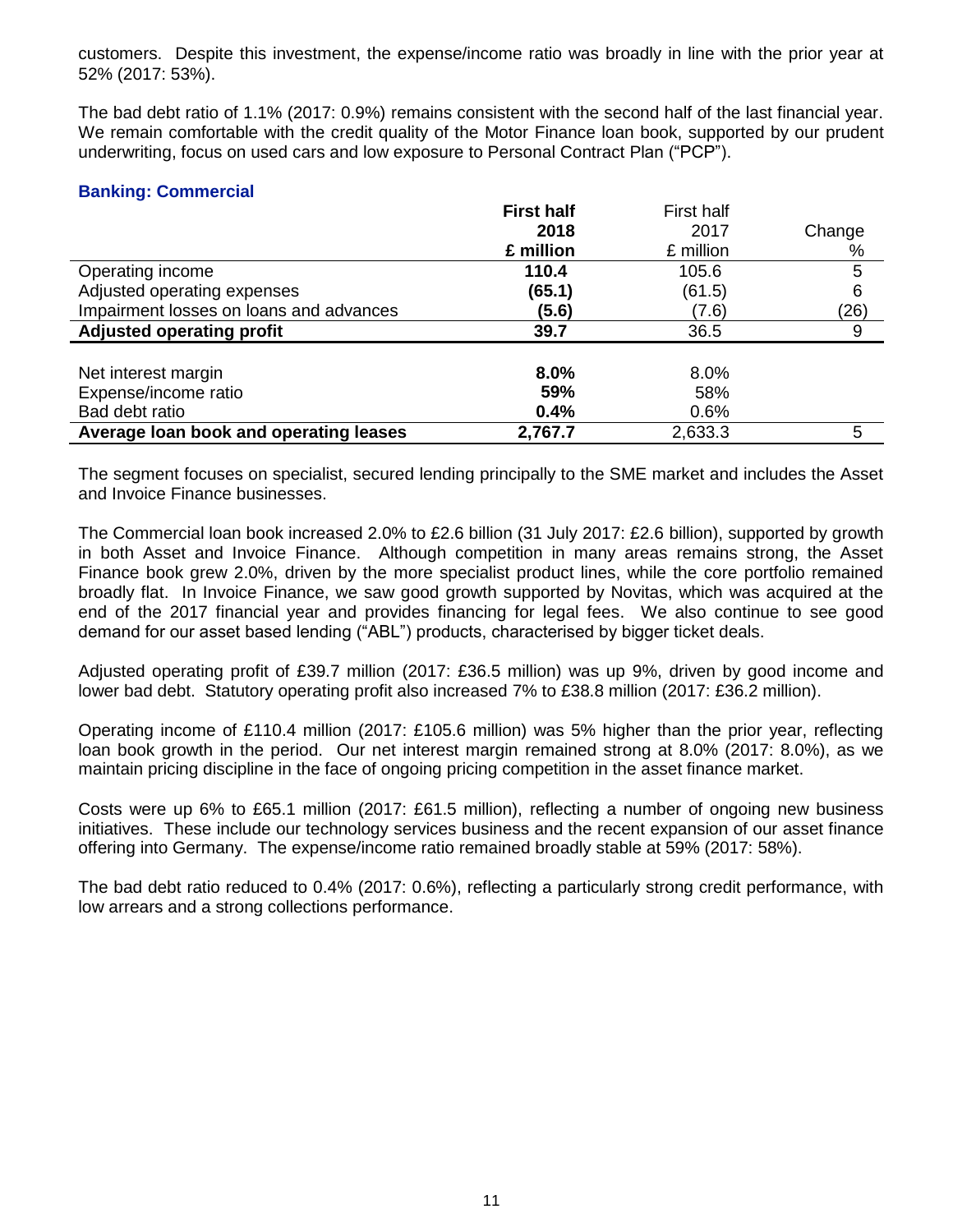customers. Despite this investment, the expense/income ratio was broadly in line with the prior year at 52% (2017: 53%).

The bad debt ratio of 1.1% (2017: 0.9%) remains consistent with the second half of the last financial year. We remain comfortable with the credit quality of the Motor Finance loan book, supported by our prudent underwriting, focus on used cars and low exposure to Personal Contract Plan ("PCP").

## Banking: Commercial

| | **First half 2018 £ million** | First half 2017 £ million | Change % |
|---|---|---|---|
| Operating income | **110.4** | 105.6 | 5 |
| Adjusted operating expenses | **(65.1)** | (61.5) | 6 |
| Impairment losses on loans and advances | **(5.6)** | (7.6) | (26) |
| **Adjusted operating profit** | **39.7** | 36.5 | 9 |
| | | | |
| Net interest margin | **8.0%** | 8.0% | |
| Expense/income ratio | **59%** | 58% | |
| Bad debt ratio | **0.4%** | 0.6% | |
| **Average loan book and operating leases** | **2,767.7** | 2,633.3 | 5 |

The segment focuses on specialist, secured lending principally to the SME market and includes the Asset and Invoice Finance businesses.

The Commercial loan book increased 2.0% to £2.6 billion (31 July 2017: £2.6 billion), supported by growth in both Asset and Invoice Finance. Although competition in many areas remains strong, the Asset Finance book grew 2.0%, driven by the more specialist product lines, while the core portfolio remained broadly flat. In Invoice Finance, we saw good growth supported by Novitas, which was acquired at the end of the 2017 financial year and provides financing for legal fees. We also continue to see good demand for our asset based lending ("ABL") products, characterised by bigger ticket deals.

Adjusted operating profit of £39.7 million (2017: £36.5 million) was up 9%, driven by good income and lower bad debt. Statutory operating profit also increased 7% to £38.8 million (2017: £36.2 million).

Operating income of £110.4 million (2017: £105.6 million) was 5% higher than the prior year, reflecting loan book growth in the period. Our net interest margin remained strong at 8.0% (2017: 8.0%), as we maintain pricing discipline in the face of ongoing pricing competition in the asset finance market.

Costs were up 6% to £65.1 million (2017: £61.5 million), reflecting a number of ongoing new business initiatives. These include our technology services business and the recent expansion of our asset finance offering into Germany. The expense/income ratio remained broadly stable at 59% (2017: 58%).

The bad debt ratio reduced to 0.4% (2017: 0.6%), reflecting a particularly strong credit performance, with low arrears and a strong collections performance.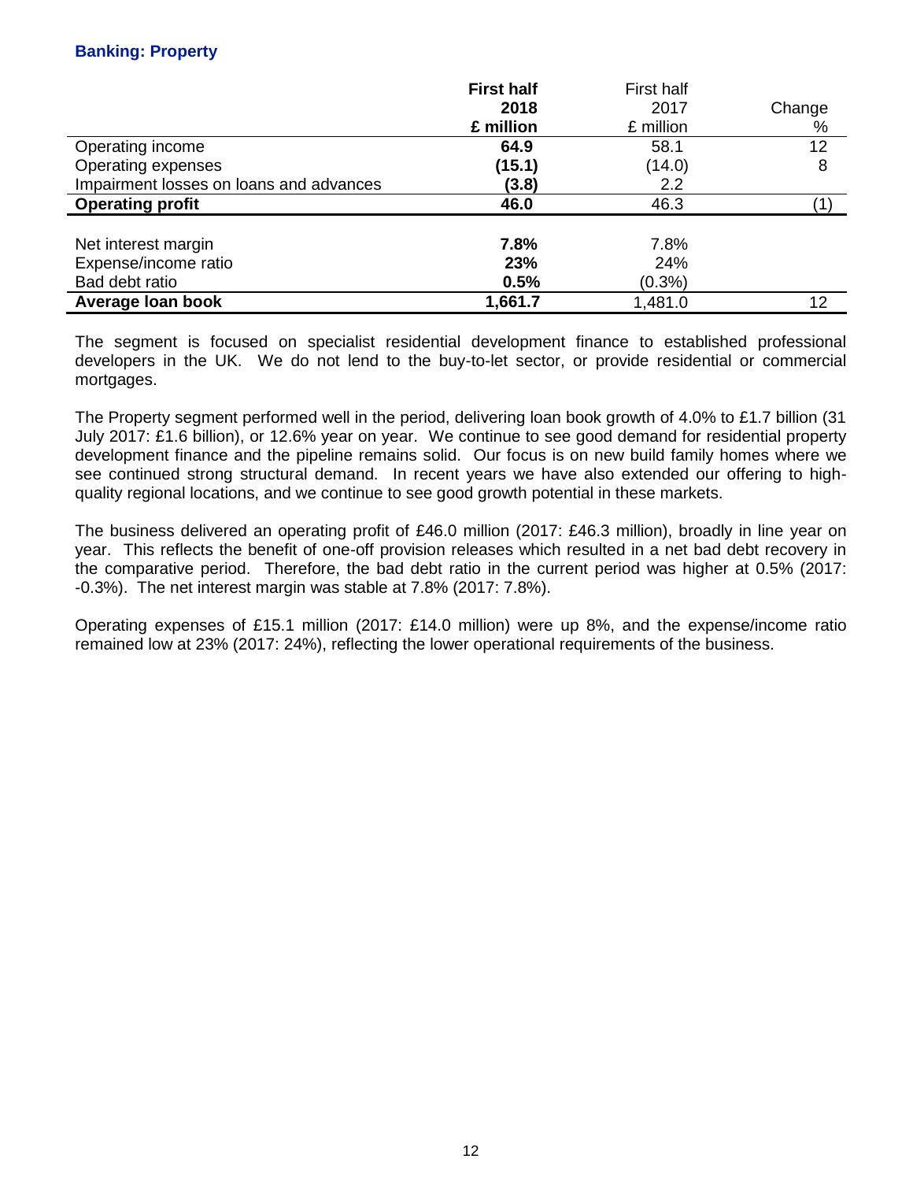## Banking: Property

| | **First half 2018 £ million** | First half 2017 £ million | Change % |
|---|---|---|---|
| Operating income | **64.9** | 58.1 | 12 |
| Operating expenses | **(15.1)** | (14.0) | 8 |
| Impairment losses on loans and advances | **(3.8)** | 2.2 | |
| **Operating profit** | **46.0** | 46.3 | (1) |
| | | | |
| Net interest margin | **7.8%** | 7.8% | |
| Expense/income ratio | **23%** | 24% | |
| Bad debt ratio | **0.5%** | (0.3%) | |
| **Average loan book** | **1,661.7** | 1,481.0 | 12 |

The segment is focused on specialist residential development finance to established professional developers in the UK. We do not lend to the buy-to-let sector, or provide residential or commercial mortgages.

The Property segment performed well in the period, delivering loan book growth of 4.0% to £1.7 billion (31 July 2017: £1.6 billion), or 12.6% year on year. We continue to see good demand for residential property development finance and the pipeline remains solid. Our focus is on new build family homes where we see continued strong structural demand. In recent years we have also extended our offering to high-quality regional locations, and we continue to see good growth potential in these markets.

The business delivered an operating profit of £46.0 million (2017: £46.3 million), broadly in line year on year. This reflects the benefit of one-off provision releases which resulted in a net bad debt recovery in the comparative period. Therefore, the bad debt ratio in the current period was higher at 0.5% (2017: -0.3%). The net interest margin was stable at 7.8% (2017: 7.8%).

Operating expenses of £15.1 million (2017: £14.0 million) were up 8%, and the expense/income ratio remained low at 23% (2017: 24%), reflecting the lower operational requirements of the business.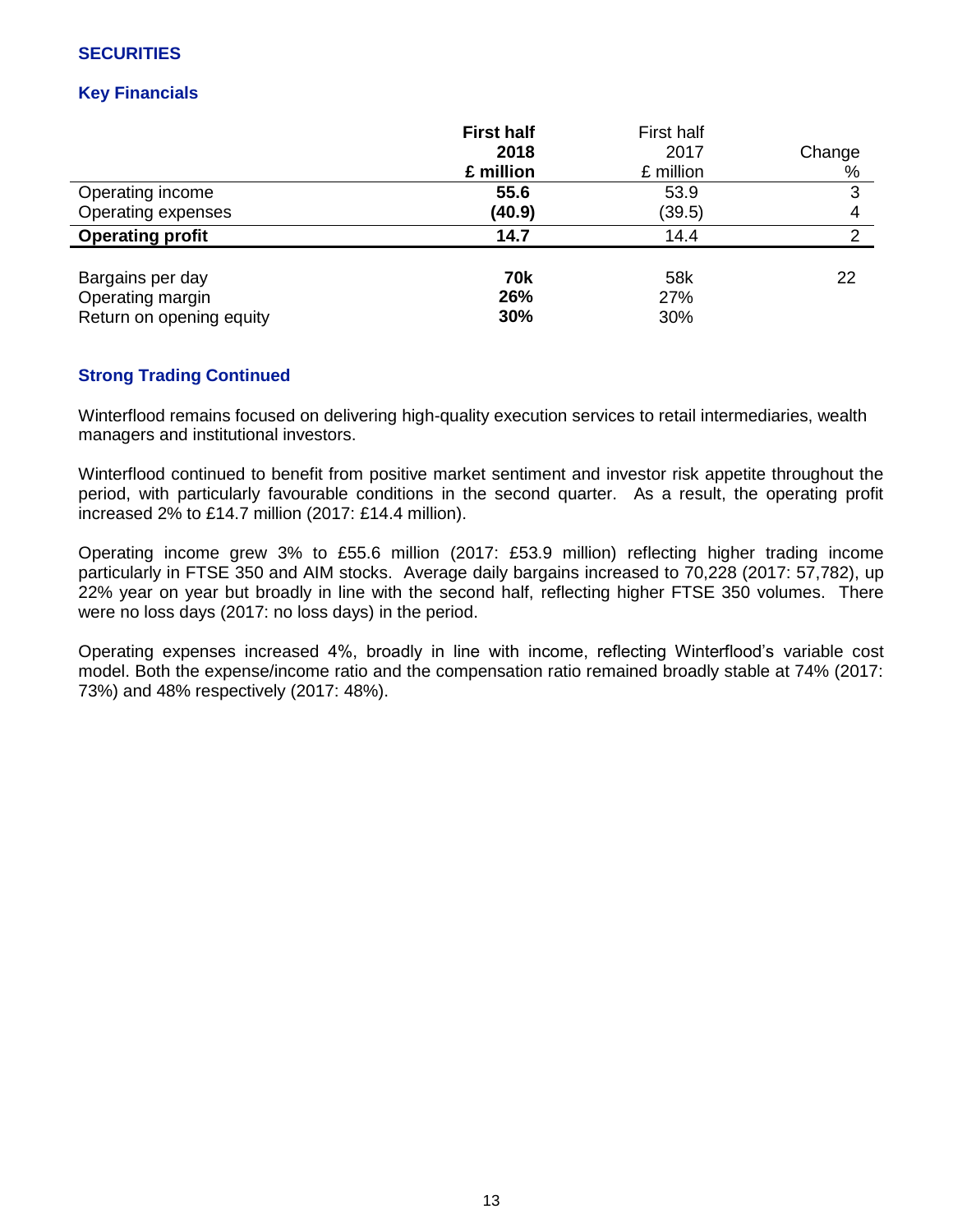## SECURITIES

### Key Financials

| | First half 2018 £ million | First half 2017 £ million | Change % |
|---|---|---|---|
| Operating income | **55.6** | 53.9 | 3 |
| Operating expenses | **(40.9)** | (39.5) | 4 |
| **Operating profit** | **14.7** | 14.4 | 2 |
| | | | |
| Bargains per day | **70k** | 58k | 22 |
| Operating margin | **26%** | 27% | |
| Return on opening equity | **30%** | 30% | |

### Strong Trading Continued

Winterflood remains focused on delivering high-quality execution services to retail intermediaries, wealth managers and institutional investors.

Winterflood continued to benefit from positive market sentiment and investor risk appetite throughout the period, with particularly favourable conditions in the second quarter. As a result, the operating profit increased 2% to £14.7 million (2017: £14.4 million).

Operating income grew 3% to £55.6 million (2017: £53.9 million) reflecting higher trading income particularly in FTSE 350 and AIM stocks. Average daily bargains increased to 70,228 (2017: 57,782), up 22% year on year but broadly in line with the second half, reflecting higher FTSE 350 volumes. There were no loss days (2017: no loss days) in the period.

Operating expenses increased 4%, broadly in line with income, reflecting Winterflood's variable cost model. Both the expense/income ratio and the compensation ratio remained broadly stable at 74% (2017: 73%) and 48% respectively (2017: 48%).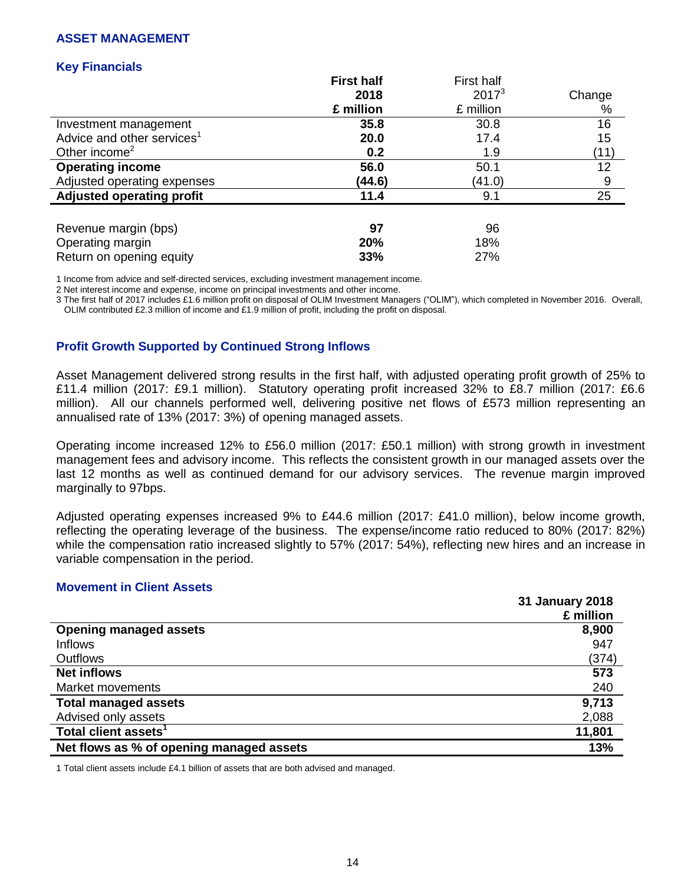## ASSET MANAGEMENT

### Key Financials

| | First half 2018 £ million | First half 2017[3] £ million | Change % |
|---|---|---|---|
| Investment management | **35.8** | 30.8 | 16 |
| Advice and other services[1] | **20.0** | 17.4 | 15 |
| Other income[2] | **0.2** | 1.9 | (11) |
| **Operating income** | **56.0** | 50.1 | 12 |
| Adjusted operating expenses | **(44.6)** | (41.0) | 9 |
| **Adjusted operating profit** | **11.4** | 9.1 | 25 |
| | | | |
| Revenue margin (bps) | **97** | 96 | |
| Operating margin | **20%** | 18% | |
| Return on opening equity | **33%** | 27% | |

1 Income from advice and self-directed services, excluding investment management income.

2 Net interest income and expense, income on principal investments and other income.

3 The first half of 2017 includes £1.6 million profit on disposal of OLIM Investment Managers ("OLIM"), which completed in November 2016. Overall, OLIM contributed £2.3 million of income and £1.9 million of profit, including the profit on disposal.

### Profit Growth Supported by Continued Strong Inflows

Asset Management delivered strong results in the first half, with adjusted operating profit growth of 25% to £11.4 million (2017: £9.1 million). Statutory operating profit increased 32% to £8.7 million (2017: £6.6 million). All our channels performed well, delivering positive net flows of £573 million representing an annualised rate of 13% (2017: 3%) of opening managed assets.

Operating income increased 12% to £56.0 million (2017: £50.1 million) with strong growth in investment management fees and advisory income. This reflects the consistent growth in our managed assets over the last 12 months as well as continued demand for our advisory services. The revenue margin improved marginally to 97bps.

Adjusted operating expenses increased 9% to £44.6 million (2017: £41.0 million), below income growth, reflecting the operating leverage of the business. The expense/income ratio reduced to 80% (2017: 82%) while the compensation ratio increased slightly to 57% (2017: 54%), reflecting new hires and an increase in variable compensation in the period.

### Movement in Client Assets

| | 31 January 2018 £ million |
|---|---|
| **Opening managed assets** | **8,900** |
| Inflows | 947 |
| Outflows | (374) |
| **Net inflows** | **573** |
| Market movements | 240 |
| **Total managed assets** | **9,713** |
| Advised only assets | 2,088 |
| **Total client assets[1]** | **11,801** |
| **Net flows as % of opening managed assets** | **13%** |

1 Total client assets include £4.1 billion of assets that are both advised and managed.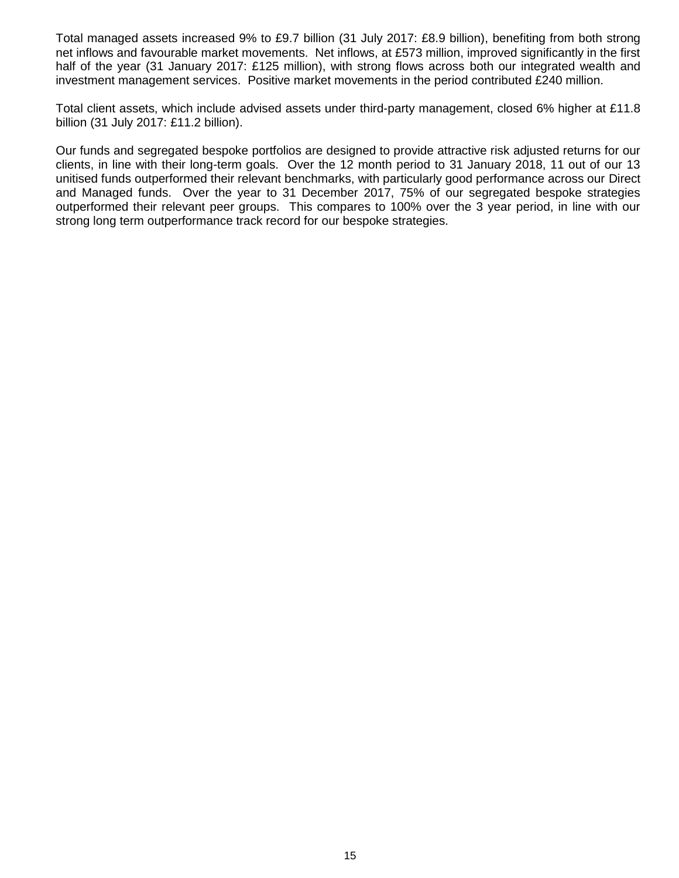Total managed assets increased 9% to £9.7 billion (31 July 2017: £8.9 billion), benefiting from both strong net inflows and favourable market movements. Net inflows, at £573 million, improved significantly in the first half of the year (31 January 2017: £125 million), with strong flows across both our integrated wealth and investment management services. Positive market movements in the period contributed £240 million.

Total client assets, which include advised assets under third-party management, closed 6% higher at £11.8 billion (31 July 2017: £11.2 billion).

Our funds and segregated bespoke portfolios are designed to provide attractive risk adjusted returns for our clients, in line with their long-term goals. Over the 12 month period to 31 January 2018, 11 out of our 13 unitised funds outperformed their relevant benchmarks, with particularly good performance across our Direct and Managed funds. Over the year to 31 December 2017, 75% of our segregated bespoke strategies outperformed their relevant peer groups. This compares to 100% over the 3 year period, in line with our strong long term outperformance track record for our bespoke strategies.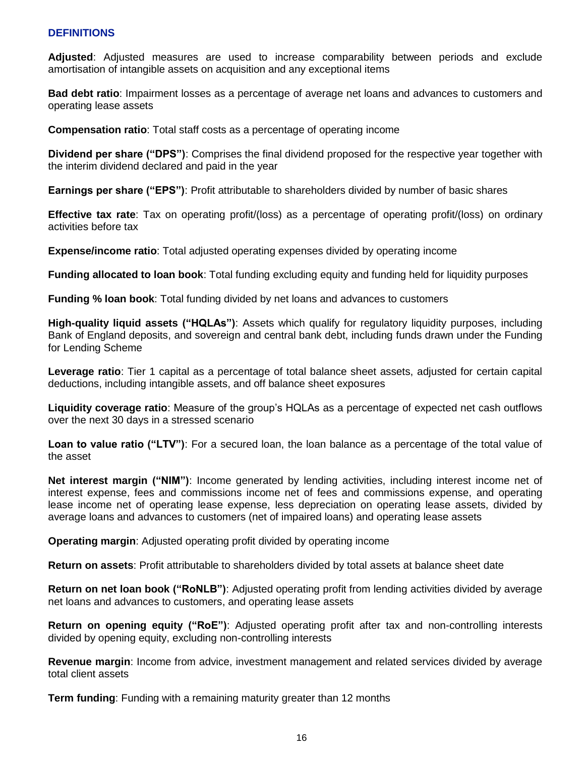## DEFINITIONS

**Adjusted**: Adjusted measures are used to increase comparability between periods and exclude amortisation of intangible assets on acquisition and any exceptional items

**Bad debt ratio**: Impairment losses as a percentage of average net loans and advances to customers and operating lease assets

**Compensation ratio**: Total staff costs as a percentage of operating income

**Dividend per share ("DPS")**: Comprises the final dividend proposed for the respective year together with the interim dividend declared and paid in the year

**Earnings per share ("EPS")**: Profit attributable to shareholders divided by number of basic shares

**Effective tax rate**: Tax on operating profit/(loss) as a percentage of operating profit/(loss) on ordinary activities before tax

**Expense/income ratio**: Total adjusted operating expenses divided by operating income

**Funding allocated to loan book**: Total funding excluding equity and funding held for liquidity purposes

**Funding % loan book**: Total funding divided by net loans and advances to customers

**High-quality liquid assets ("HQLAs")**: Assets which qualify for regulatory liquidity purposes, including Bank of England deposits, and sovereign and central bank debt, including funds drawn under the Funding for Lending Scheme

**Leverage ratio**: Tier 1 capital as a percentage of total balance sheet assets, adjusted for certain capital deductions, including intangible assets, and off balance sheet exposures

**Liquidity coverage ratio**: Measure of the group's HQLAs as a percentage of expected net cash outflows over the next 30 days in a stressed scenario

**Loan to value ratio ("LTV")**: For a secured loan, the loan balance as a percentage of the total value of the asset

**Net interest margin ("NIM")**: Income generated by lending activities, including interest income net of interest expense, fees and commissions income net of fees and commissions expense, and operating lease income net of operating lease expense, less depreciation on operating lease assets, divided by average loans and advances to customers (net of impaired loans) and operating lease assets

**Operating margin**: Adjusted operating profit divided by operating income

**Return on assets**: Profit attributable to shareholders divided by total assets at balance sheet date

**Return on net loan book ("RoNLB")**: Adjusted operating profit from lending activities divided by average net loans and advances to customers, and operating lease assets

**Return on opening equity ("RoE")**: Adjusted operating profit after tax and non-controlling interests divided by opening equity, excluding non-controlling interests

**Revenue margin**: Income from advice, investment management and related services divided by average total client assets

**Term funding**: Funding with a remaining maturity greater than 12 months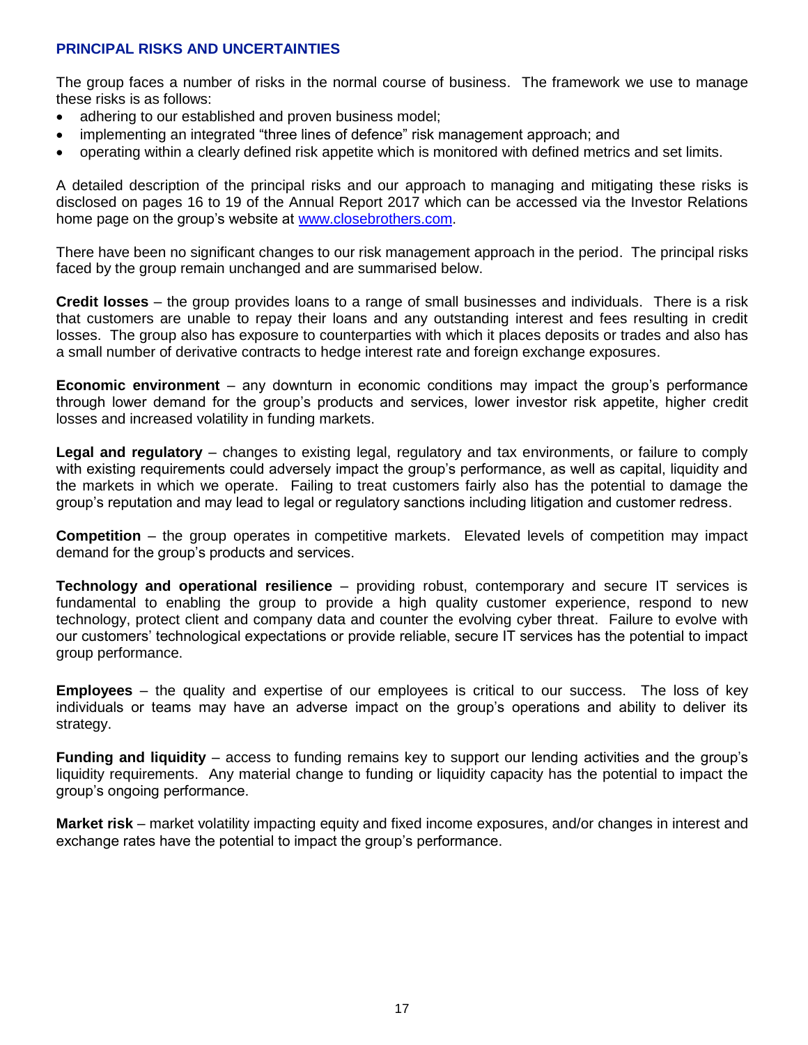## PRINCIPAL RISKS AND UNCERTAINTIES

The group faces a number of risks in the normal course of business. The framework we use to manage these risks is as follows:

- adhering to our established and proven business model;
- implementing an integrated "three lines of defence" risk management approach; and
- operating within a clearly defined risk appetite which is monitored with defined metrics and set limits.

A detailed description of the principal risks and our approach to managing and mitigating these risks is disclosed on pages 16 to 19 of the Annual Report 2017 which can be accessed via the Investor Relations home page on the group's website at www.closebrothers.com.

There have been no significant changes to our risk management approach in the period. The principal risks faced by the group remain unchanged and are summarised below.

**Credit losses** – the group provides loans to a range of small businesses and individuals. There is a risk that customers are unable to repay their loans and any outstanding interest and fees resulting in credit losses. The group also has exposure to counterparties with which it places deposits or trades and also has a small number of derivative contracts to hedge interest rate and foreign exchange exposures.

**Economic environment** – any downturn in economic conditions may impact the group's performance through lower demand for the group's products and services, lower investor risk appetite, higher credit losses and increased volatility in funding markets.

**Legal and regulatory** – changes to existing legal, regulatory and tax environments, or failure to comply with existing requirements could adversely impact the group's performance, as well as capital, liquidity and the markets in which we operate. Failing to treat customers fairly also has the potential to damage the group's reputation and may lead to legal or regulatory sanctions including litigation and customer redress.

**Competition** – the group operates in competitive markets. Elevated levels of competition may impact demand for the group's products and services.

**Technology and operational resilience** – providing robust, contemporary and secure IT services is fundamental to enabling the group to provide a high quality customer experience, respond to new technology, protect client and company data and counter the evolving cyber threat. Failure to evolve with our customers' technological expectations or provide reliable, secure IT services has the potential to impact group performance.

**Employees** – the quality and expertise of our employees is critical to our success. The loss of key individuals or teams may have an adverse impact on the group's operations and ability to deliver its strategy.

**Funding and liquidity** – access to funding remains key to support our lending activities and the group's liquidity requirements. Any material change to funding or liquidity capacity has the potential to impact the group's ongoing performance.

**Market risk** – market volatility impacting equity and fixed income exposures, and/or changes in interest and exchange rates have the potential to impact the group's performance.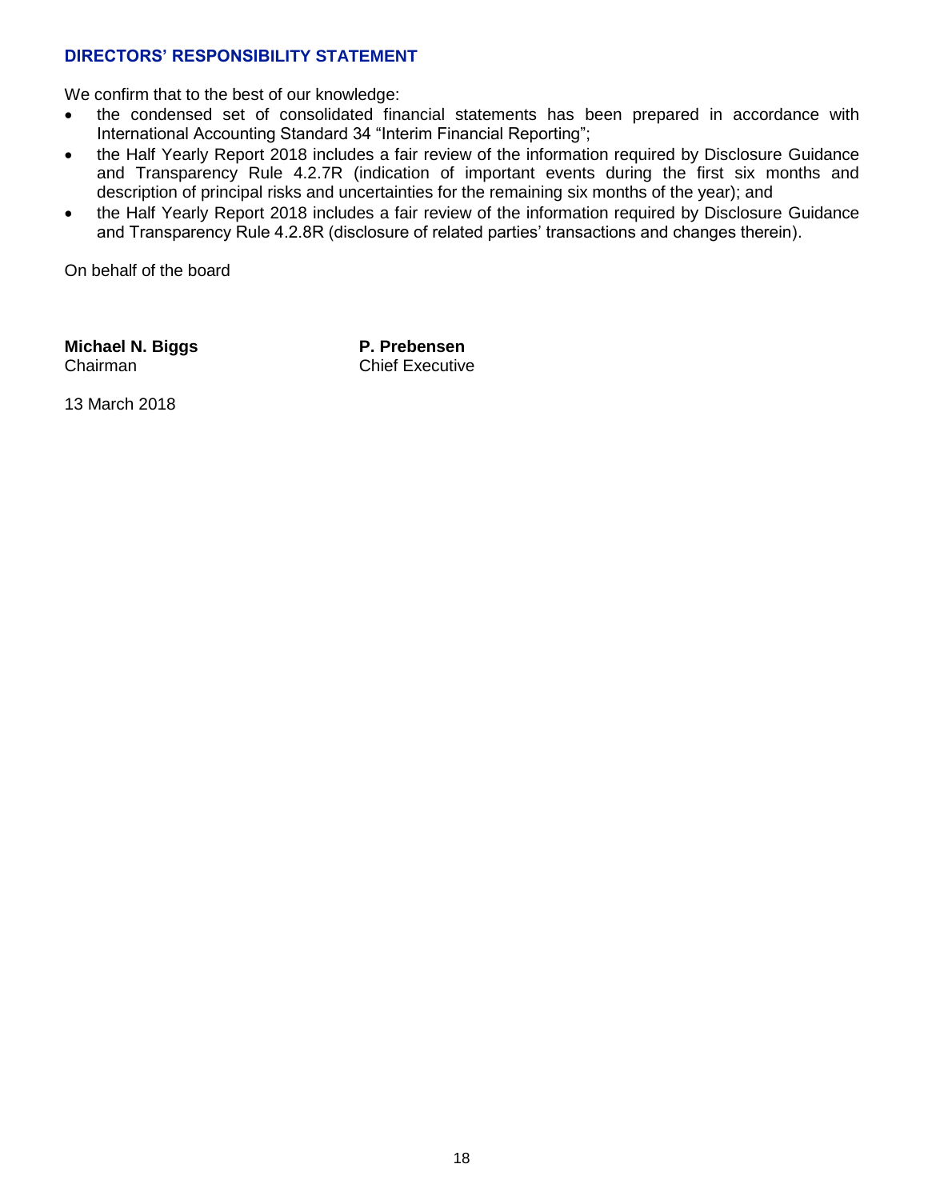## DIRECTORS' RESPONSIBILITY STATEMENT

We confirm that to the best of our knowledge:

- the condensed set of consolidated financial statements has been prepared in accordance with International Accounting Standard 34 "Interim Financial Reporting";
- the Half Yearly Report 2018 includes a fair review of the information required by Disclosure Guidance and Transparency Rule 4.2.7R (indication of important events during the first six months and description of principal risks and uncertainties for the remaining six months of the year); and
- the Half Yearly Report 2018 includes a fair review of the information required by Disclosure Guidance and Transparency Rule 4.2.8R (disclosure of related parties' transactions and changes therein).

On behalf of the board

**Michael N. Biggs**
Chairman

**P. Prebensen**
Chief Executive

13 March 2018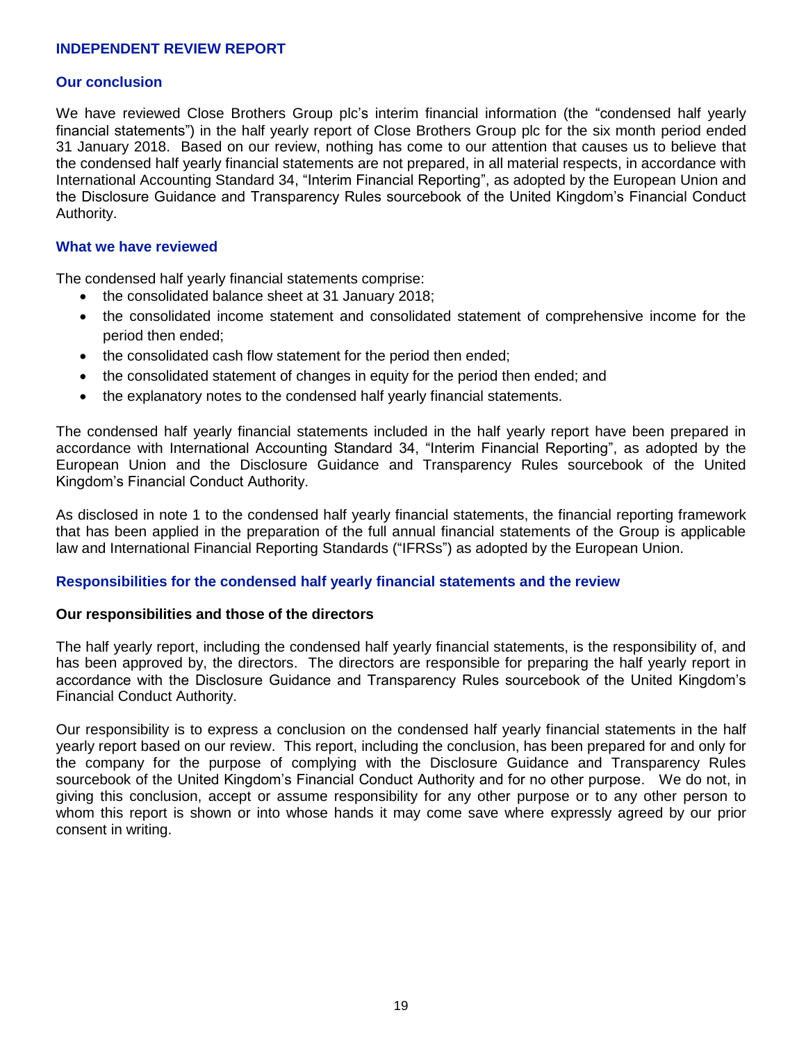# INDEPENDENT REVIEW REPORT

## Our conclusion

We have reviewed Close Brothers Group plc's interim financial information (the "condensed half yearly financial statements") in the half yearly report of Close Brothers Group plc for the six month period ended 31 January 2018. Based on our review, nothing has come to our attention that causes us to believe that the condensed half yearly financial statements are not prepared, in all material respects, in accordance with International Accounting Standard 34, "Interim Financial Reporting", as adopted by the European Union and the Disclosure Guidance and Transparency Rules sourcebook of the United Kingdom's Financial Conduct Authority.

## What we have reviewed

The condensed half yearly financial statements comprise:

- the consolidated balance sheet at 31 January 2018;
- the consolidated income statement and consolidated statement of comprehensive income for the period then ended;
- the consolidated cash flow statement for the period then ended;
- the consolidated statement of changes in equity for the period then ended; and
- the explanatory notes to the condensed half yearly financial statements.

The condensed half yearly financial statements included in the half yearly report have been prepared in accordance with International Accounting Standard 34, "Interim Financial Reporting", as adopted by the European Union and the Disclosure Guidance and Transparency Rules sourcebook of the United Kingdom's Financial Conduct Authority.

As disclosed in note 1 to the condensed half yearly financial statements, the financial reporting framework that has been applied in the preparation of the full annual financial statements of the Group is applicable law and International Financial Reporting Standards ("IFRSs") as adopted by the European Union.

## Responsibilities for the condensed half yearly financial statements and the review

### Our responsibilities and those of the directors

The half yearly report, including the condensed half yearly financial statements, is the responsibility of, and has been approved by, the directors. The directors are responsible for preparing the half yearly report in accordance with the Disclosure Guidance and Transparency Rules sourcebook of the United Kingdom's Financial Conduct Authority.

Our responsibility is to express a conclusion on the condensed half yearly financial statements in the half yearly report based on our review. This report, including the conclusion, has been prepared for and only for the company for the purpose of complying with the Disclosure Guidance and Transparency Rules sourcebook of the United Kingdom's Financial Conduct Authority and for no other purpose. We do not, in giving this conclusion, accept or assume responsibility for any other purpose or to any other person to whom this report is shown or into whose hands it may come save where expressly agreed by our prior consent in writing.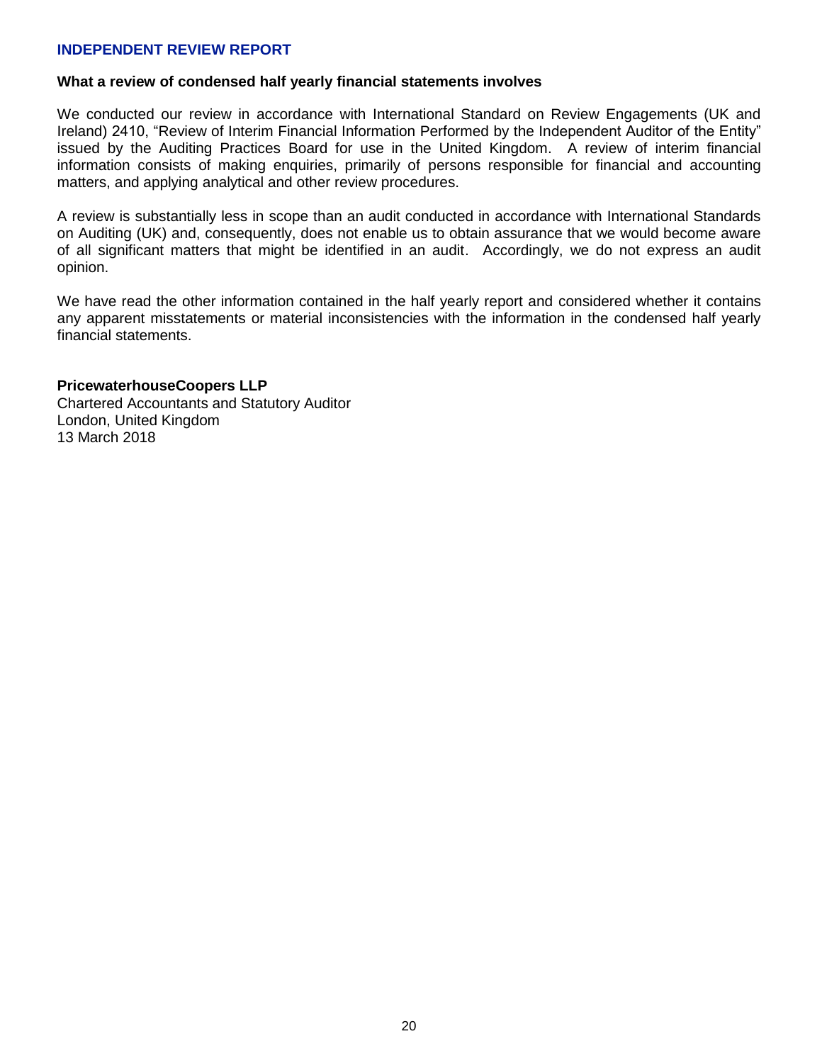## INDEPENDENT REVIEW REPORT

**What a review of condensed half yearly financial statements involves**

We conducted our review in accordance with International Standard on Review Engagements (UK and Ireland) 2410, "Review of Interim Financial Information Performed by the Independent Auditor of the Entity" issued by the Auditing Practices Board for use in the United Kingdom. A review of interim financial information consists of making enquiries, primarily of persons responsible for financial and accounting matters, and applying analytical and other review procedures.

A review is substantially less in scope than an audit conducted in accordance with International Standards on Auditing (UK) and, consequently, does not enable us to obtain assurance that we would become aware of all significant matters that might be identified in an audit. Accordingly, we do not express an audit opinion.

We have read the other information contained in the half yearly report and considered whether it contains any apparent misstatements or material inconsistencies with the information in the condensed half yearly financial statements.

**PricewaterhouseCoopers LLP**
Chartered Accountants and Statutory Auditor
London, United Kingdom
13 March 2018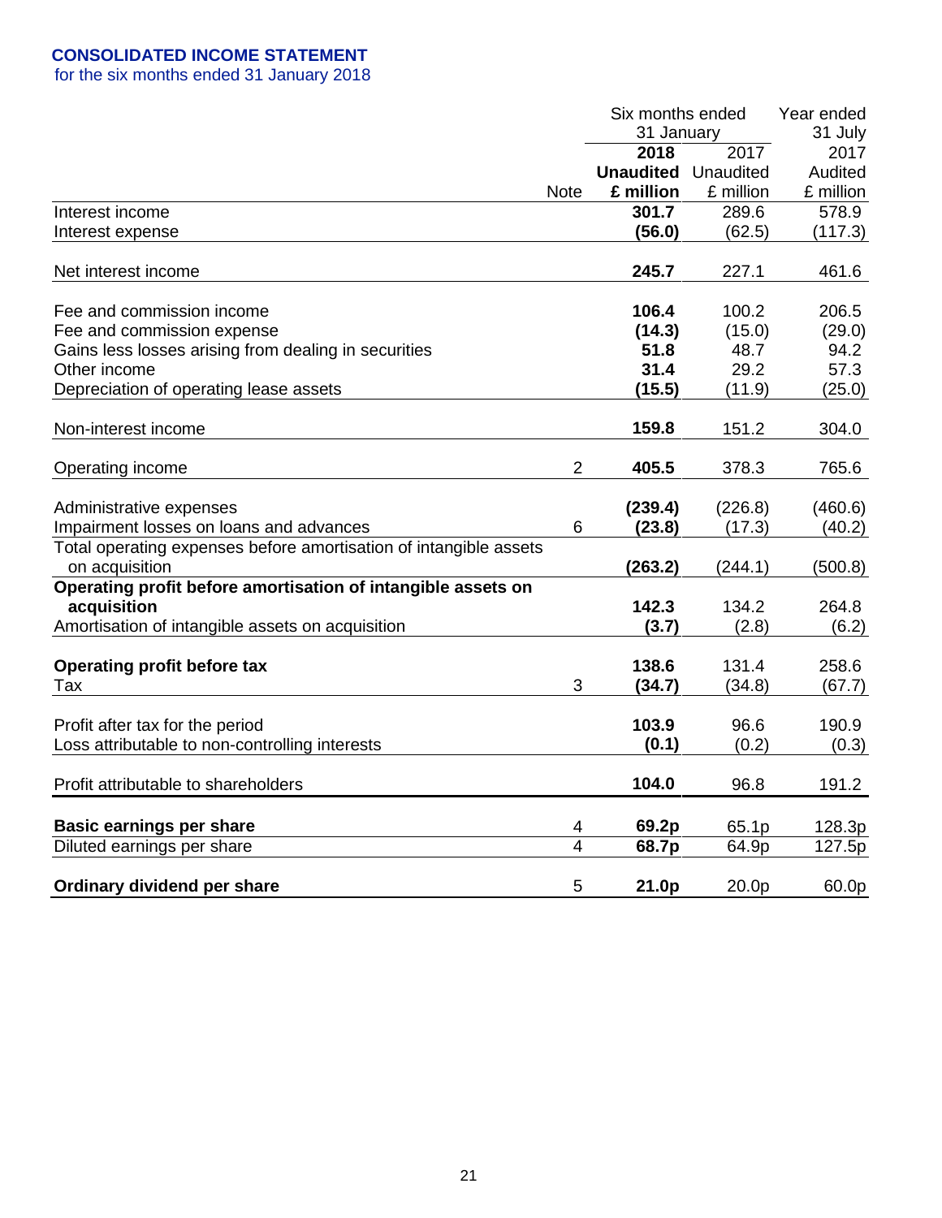## CONSOLIDATED INCOME STATEMENT

for the six months ended 31 January 2018

| | Note | Six months ended 31 January 2018 Unaudited £ million | Six months ended 31 January 2017 Unaudited £ million | Year ended 31 July 2017 Audited £ million |
|---|---|---|---|---|
| Interest income | | **301.7** | 289.6 | 578.9 |
| Interest expense | | **(56.0)** | (62.5) | (117.3) |
| Net interest income | | **245.7** | 227.1 | 461.6 |
| Fee and commission income | | **106.4** | 100.2 | 206.5 |
| Fee and commission expense | | **(14.3)** | (15.0) | (29.0) |
| Gains less losses arising from dealing in securities | | **51.8** | 48.7 | 94.2 |
| Other income | | **31.4** | 29.2 | 57.3 |
| Depreciation of operating lease assets | | **(15.5)** | (11.9) | (25.0) |
| Non-interest income | | **159.8** | 151.2 | 304.0 |
| Operating income | 2 | **405.5** | 378.3 | 765.6 |
| Administrative expenses | | **(239.4)** | (226.8) | (460.6) |
| Impairment losses on loans and advances | 6 | **(23.8)** | (17.3) | (40.2) |
| Total operating expenses before amortisation of intangible assets on acquisition | | **(263.2)** | (244.1) | (500.8) |
| **Operating profit before amortisation of intangible assets on acquisition** | | **142.3** | 134.2 | 264.8 |
| Amortisation of intangible assets on acquisition | | **(3.7)** | (2.8) | (6.2) |
| **Operating profit before tax** | | **138.6** | 131.4 | 258.6 |
| Tax | 3 | **(34.7)** | (34.8) | (67.7) |
| Profit after tax for the period | | **103.9** | 96.6 | 190.9 |
| Loss attributable to non-controlling interests | | **(0.1)** | (0.2) | (0.3) |
| Profit attributable to shareholders | | **104.0** | 96.8 | 191.2 |
| **Basic earnings per share** | 4 | **69.2p** | 65.1p | 128.3p |
| Diluted earnings per share | 4 | **68.7p** | 64.9p | 127.5p |
| **Ordinary dividend per share** | 5 | **21.0p** | 20.0p | 60.0p |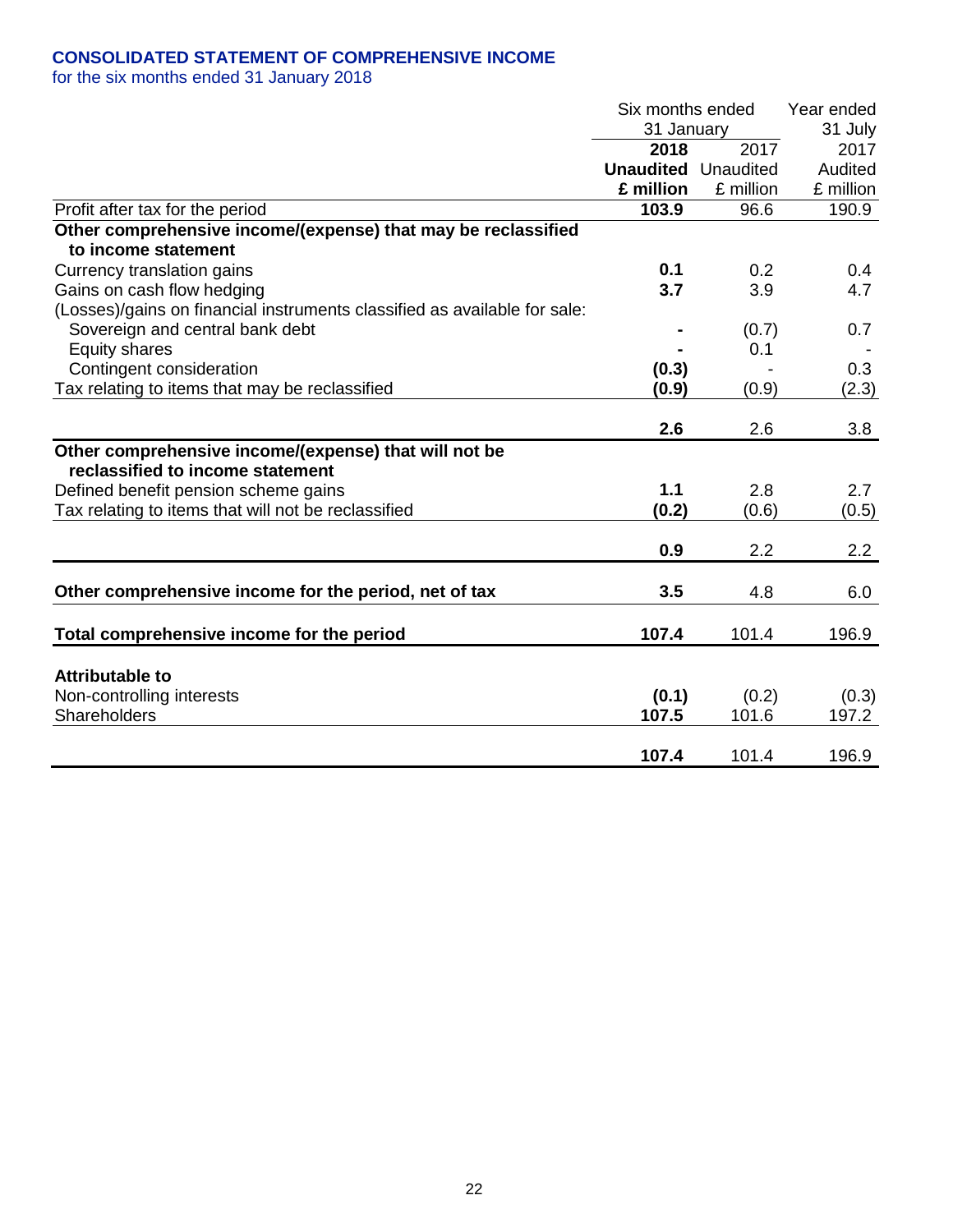# CONSOLIDATED STATEMENT OF COMPREHENSIVE INCOME

for the six months ended 31 January 2018

| | Six months ended 31 January | | Year ended 31 July |
|---|---|---|---|
| | **2018** | 2017 | 2017 |
| | **Unaudited** | Unaudited | Audited |
| | **£ million** | £ million | £ million |
| Profit after tax for the period | **103.9** | 96.6 | 190.9 |
| **Other comprehensive income/(expense) that may be reclassified to income statement** | | | |
| Currency translation gains | **0.1** | 0.2 | 0.4 |
| Gains on cash flow hedging | **3.7** | 3.9 | 4.7 |
| (Losses)/gains on financial instruments classified as available for sale: | | | |
| Sovereign and central bank debt | **-** | (0.7) | 0.7 |
| Equity shares | **-** | 0.1 | - |
| Contingent consideration | **(0.3)** | - | 0.3 |
| Tax relating to items that may be reclassified | **(0.9)** | (0.9) | (2.3) |
| | **2.6** | 2.6 | 3.8 |
| **Other comprehensive income/(expense) that will not be reclassified to income statement** | | | |
| Defined benefit pension scheme gains | **1.1** | 2.8 | 2.7 |
| Tax relating to items that will not be reclassified | **(0.2)** | (0.6) | (0.5) |
| | **0.9** | 2.2 | 2.2 |
| **Other comprehensive income for the period, net of tax** | **3.5** | 4.8 | 6.0 |
| **Total comprehensive income for the period** | **107.4** | 101.4 | 196.9 |
| **Attributable to** | | | |
| Non-controlling interests | **(0.1)** | (0.2) | (0.3) |
| Shareholders | **107.5** | 101.6 | 197.2 |
| | **107.4** | 101.4 | 196.9 |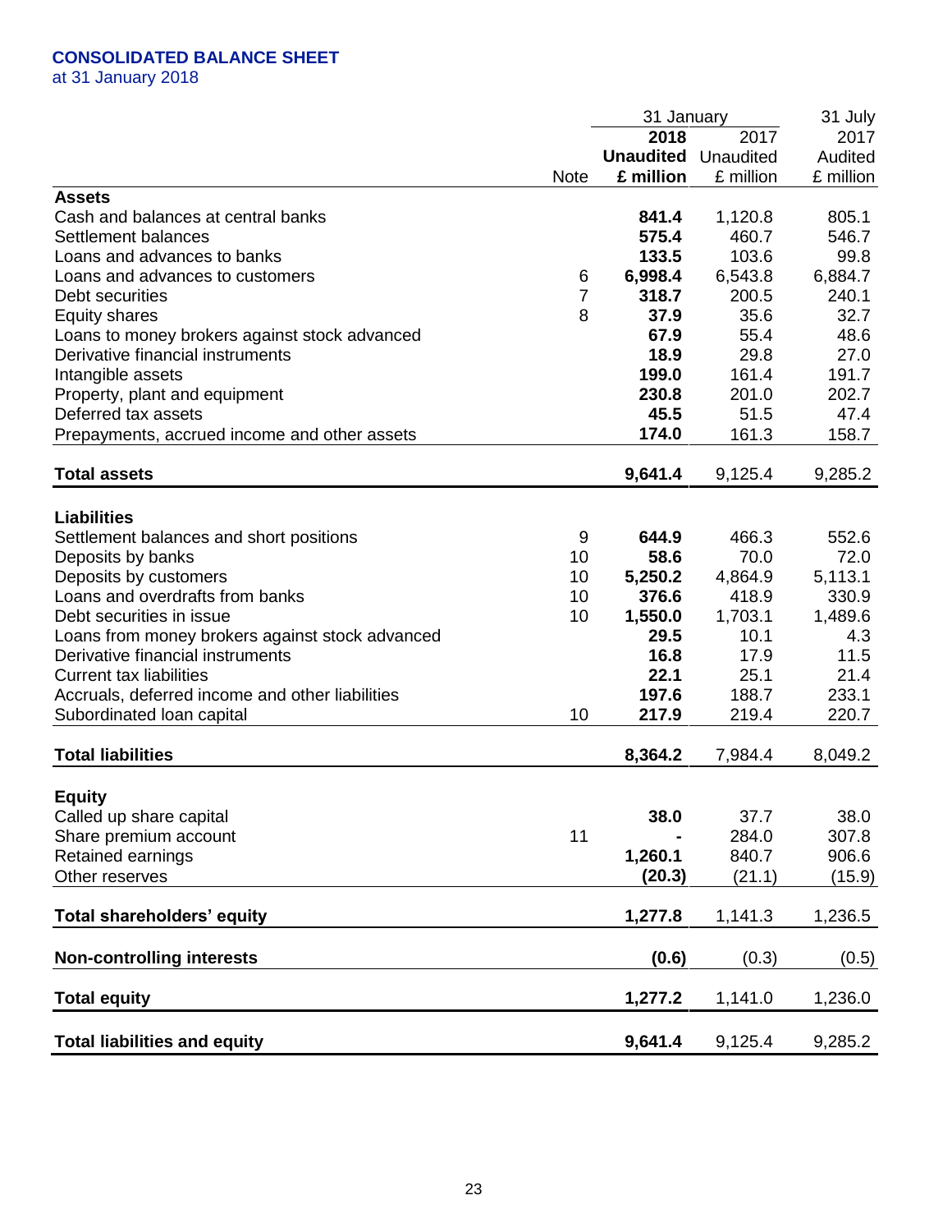## CONSOLIDATED BALANCE SHEET

at 31 January 2018

| | Note | 31 January 2018 Unaudited £ million | 31 January 2017 Unaudited £ million | 31 July 2017 Audited £ million |
|---|---|---|---|---|
| **Assets** | | | | |
| Cash and balances at central banks | | **841.4** | 1,120.8 | 805.1 |
| Settlement balances | | **575.4** | 460.7 | 546.7 |
| Loans and advances to banks | | **133.5** | 103.6 | 99.8 |
| Loans and advances to customers | 6 | **6,998.4** | 6,543.8 | 6,884.7 |
| Debt securities | 7 | **318.7** | 200.5 | 240.1 |
| Equity shares | 8 | **37.9** | 35.6 | 32.7 |
| Loans to money brokers against stock advanced | | **67.9** | 55.4 | 48.6 |
| Derivative financial instruments | | **18.9** | 29.8 | 27.0 |
| Intangible assets | | **199.0** | 161.4 | 191.7 |
| Property, plant and equipment | | **230.8** | 201.0 | 202.7 |
| Deferred tax assets | | **45.5** | 51.5 | 47.4 |
| Prepayments, accrued income and other assets | | **174.0** | 161.3 | 158.7 |
| **Total assets** | | **9,641.4** | 9,125.4 | 9,285.2 |
| **Liabilities** | | | | |
| Settlement balances and short positions | 9 | **644.9** | 466.3 | 552.6 |
| Deposits by banks | 10 | **58.6** | 70.0 | 72.0 |
| Deposits by customers | 10 | **5,250.2** | 4,864.9 | 5,113.1 |
| Loans and overdrafts from banks | 10 | **376.6** | 418.9 | 330.9 |
| Debt securities in issue | 10 | **1,550.0** | 1,703.1 | 1,489.6 |
| Loans from money brokers against stock advanced | | **29.5** | 10.1 | 4.3 |
| Derivative financial instruments | | **16.8** | 17.9 | 11.5 |
| Current tax liabilities | | **22.1** | 25.1 | 21.4 |
| Accruals, deferred income and other liabilities | | **197.6** | 188.7 | 233.1 |
| Subordinated loan capital | 10 | **217.9** | 219.4 | 220.7 |
| **Total liabilities** | | **8,364.2** | 7,984.4 | 8,049.2 |
| **Equity** | | | | |
| Called up share capital | | **38.0** | 37.7 | 38.0 |
| Share premium account | 11 | **-** | 284.0 | 307.8 |
| Retained earnings | | **1,260.1** | 840.7 | 906.6 |
| Other reserves | | **(20.3)** | (21.1) | (15.9) |
| **Total shareholders' equity** | | **1,277.8** | 1,141.3 | 1,236.5 |
| **Non-controlling interests** | | **(0.6)** | (0.3) | (0.5) |
| **Total equity** | | **1,277.2** | 1,141.0 | 1,236.0 |
| **Total liabilities and equity** | | **9,641.4** | 9,125.4 | 9,285.2 |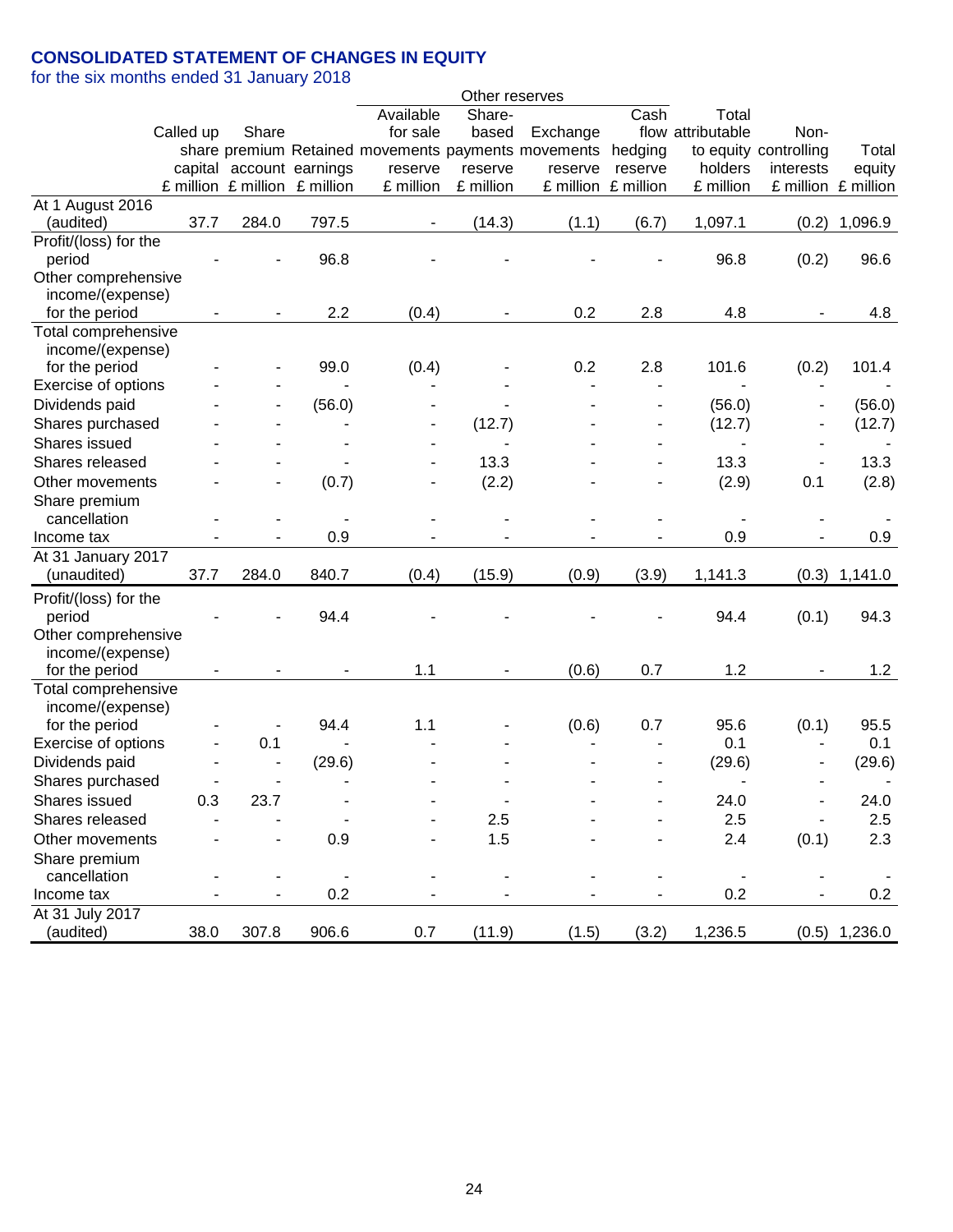## CONSOLIDATED STATEMENT OF CHANGES IN EQUITY

for the six months ended 31 January 2018

| | Called up share capital £ million | Share premium account £ million | Retained earnings £ million | Other reserves: Available for sale movements reserve £ million | Other reserves: Share-based payments reserve £ million | Other reserves: Exchange movements reserve £ million | Other reserves: Cash flow hedging reserve £ million | Total attributable to equity holders £ million | Non-controlling interests £ million | Total equity £ million |
|---|---|---|---|---|---|---|---|---|---|---|
| At 1 August 2016 (audited) | 37.7 | 284.0 | 797.5 | - | (14.3) | (1.1) | (6.7) | 1,097.1 | (0.2) | 1,096.9 |
| Profit/(loss) for the period | - | - | 96.8 | - | - | - | - | 96.8 | (0.2) | 96.6 |
| Other comprehensive income/(expense) for the period | - | - | 2.2 | (0.4) | - | 0.2 | 2.8 | 4.8 | - | 4.8 |
| Total comprehensive income/(expense) for the period | - | - | 99.0 | (0.4) | - | 0.2 | 2.8 | 101.6 | (0.2) | 101.4 |
| Exercise of options | - | - | - | - | - | - | - | - | - | - |
| Dividends paid | - | - | (56.0) | - | - | - | - | (56.0) | - | (56.0) |
| Shares purchased | - | - | - | - | (12.7) | - | - | (12.7) | - | (12.7) |
| Shares issued | - | - | - | - | - | - | - | - | - | - |
| Shares released | - | - | - | - | 13.3 | - | - | 13.3 | - | 13.3 |
| Other movements | - | - | (0.7) | - | (2.2) | - | - | (2.9) | 0.1 | (2.8) |
| Share premium cancellation | - | - | - | - | - | - | - | - | - | - |
| Income tax | - | - | 0.9 | - | - | - | - | 0.9 | - | 0.9 |
| At 31 January 2017 (unaudited) | 37.7 | 284.0 | 840.7 | (0.4) | (15.9) | (0.9) | (3.9) | 1,141.3 | (0.3) | 1,141.0 |
| Profit/(loss) for the period | - | - | 94.4 | - | - | - | - | 94.4 | (0.1) | 94.3 |
| Other comprehensive income/(expense) for the period | - | - | - | 1.1 | - | (0.6) | 0.7 | 1.2 | - | 1.2 |
| Total comprehensive income/(expense) for the period | - | - | 94.4 | 1.1 | - | (0.6) | 0.7 | 95.6 | (0.1) | 95.5 |
| Exercise of options | - | 0.1 | - | - | - | - | - | 0.1 | - | 0.1 |
| Dividends paid | - | - | (29.6) | - | - | - | - | (29.6) | - | (29.6) |
| Shares purchased | - | - | - | - | - | - | - | - | - | - |
| Shares issued | 0.3 | 23.7 | - | - | - | - | - | 24.0 | - | 24.0 |
| Shares released | - | - | - | - | 2.5 | - | - | 2.5 | - | 2.5 |
| Other movements | - | - | 0.9 | - | 1.5 | - | - | 2.4 | (0.1) | 2.3 |
| Share premium cancellation | - | - | - | - | - | - | - | - | - | - |
| Income tax | - | - | 0.2 | - | - | - | - | 0.2 | - | 0.2 |
| At 31 July 2017 (audited) | 38.0 | 307.8 | 906.6 | 0.7 | (11.9) | (1.5) | (3.2) | 1,236.5 | (0.5) | 1,236.0 |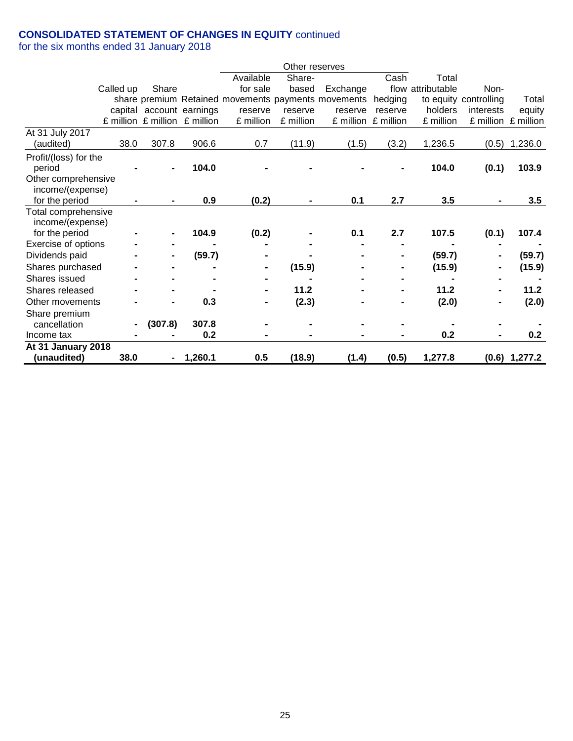**CONSOLIDATED STATEMENT OF CHANGES IN EQUITY** continued
for the six months ended 31 January 2018

| | Called up share capital £ million | Share premium account £ million | Retained earnings £ million | Other reserves: Available for sale movements reserve £ million | Other reserves: Share-based payments reserve £ million | Other reserves: Exchange movements reserve £ million | Other reserves: Cash flow hedging reserve £ million | Total attributable to equity holders £ million | Non-controlling interests £ million | Total equity £ million |
|---|---|---|---|---|---|---|---|---|---|---|
| At 31 July 2017 (audited) | 38.0 | 307.8 | 906.6 | 0.7 | (11.9) | (1.5) | (3.2) | 1,236.5 | (0.5) | 1,236.0 |
| Profit/(loss) for the period | - | - | **104.0** | - | - | - | - | **104.0** | **(0.1)** | **103.9** |
| Other comprehensive income/(expense) for the period | - | - | **0.9** | **(0.2)** | - | **0.1** | **2.7** | **3.5** | - | **3.5** |
| Total comprehensive income/(expense) for the period | - | - | **104.9** | **(0.2)** | - | **0.1** | **2.7** | **107.5** | **(0.1)** | **107.4** |
| Exercise of options | - | - | - | - | - | - | - | - | - | - |
| Dividends paid | - | - | **(59.7)** | - | - | - | - | **(59.7)** | - | **(59.7)** |
| Shares purchased | - | - | - | - | **(15.9)** | - | - | **(15.9)** | - | **(15.9)** |
| Shares issued | - | - | - | - | - | - | - | - | - | - |
| Shares released | - | - | - | - | **11.2** | - | - | **11.2** | - | **11.2** |
| Other movements | - | - | **0.3** | - | **(2.3)** | - | - | **(2.0)** | - | **(2.0)** |
| Share premium cancellation | - | **(307.8)** | **307.8** | - | - | - | - | - | - | - |
| Income tax | - | - | **0.2** | - | - | - | - | **0.2** | - | **0.2** |
| **At 31 January 2018 (unaudited)** | **38.0** | **-** | **1,260.1** | **0.5** | **(18.9)** | **(1.4)** | **(0.5)** | **1,277.8** | **(0.6)** | **1,277.2** |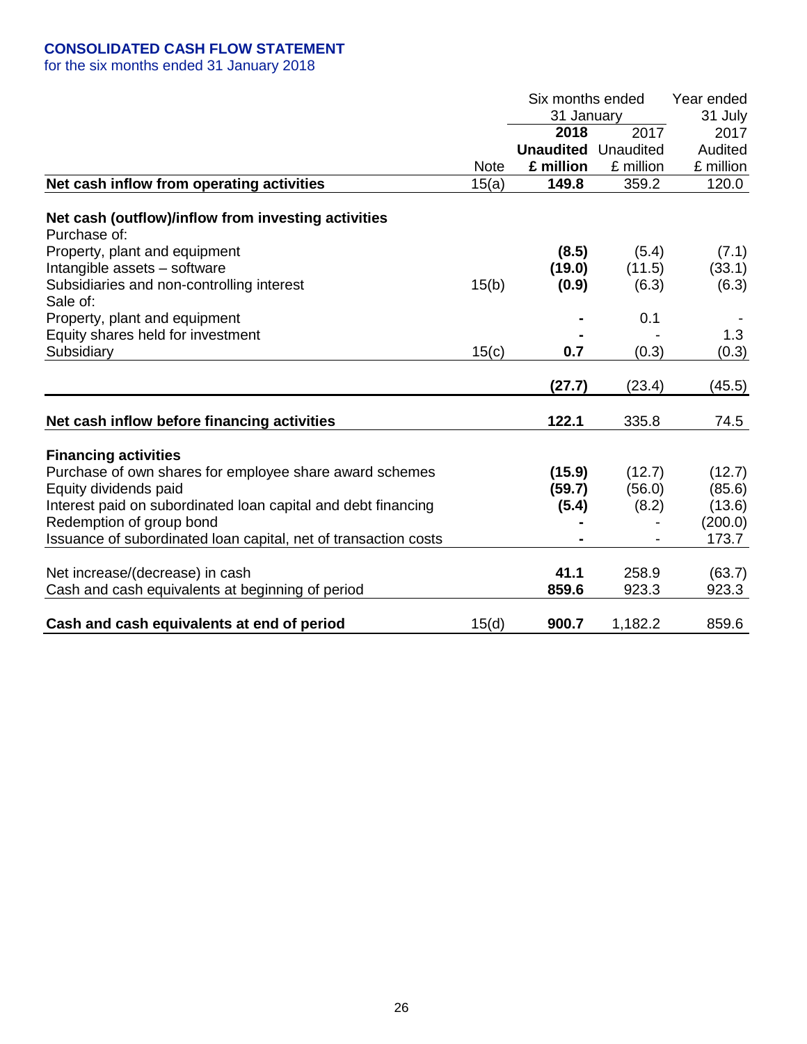**CONSOLIDATED CASH FLOW STATEMENT**
for the six months ended 31 January 2018

| | Note | Six months ended 31 January 2018 Unaudited £ million | Six months ended 31 January 2017 Unaudited £ million | Year ended 31 July 2017 Audited £ million |
|---|---|---|---|---|
| **Net cash inflow from operating activities** | 15(a) | **149.8** | 359.2 | 120.0 |
| | | | | |
| **Net cash (outflow)/inflow from investing activities** | | | | |
| Purchase of: | | | | |
| Property, plant and equipment | | **(8.5)** | (5.4) | (7.1) |
| Intangible assets – software | | **(19.0)** | (11.5) | (33.1) |
| Subsidiaries and non-controlling interest | 15(b) | **(0.9)** | (6.3) | (6.3) |
| Sale of: | | | | |
| Property, plant and equipment | | **-** | 0.1 | - |
| Equity shares held for investment | | **-** | - | 1.3 |
| Subsidiary | 15(c) | **0.7** | (0.3) | (0.3) |
| | | **(27.7)** | (23.4) | (45.5) |
| | | | | |
| **Net cash inflow before financing activities** | | **122.1** | 335.8 | 74.5 |
| | | | | |
| **Financing activities** | | | | |
| Purchase of own shares for employee share award schemes | | **(15.9)** | (12.7) | (12.7) |
| Equity dividends paid | | **(59.7)** | (56.0) | (85.6) |
| Interest paid on subordinated loan capital and debt financing | | **(5.4)** | (8.2) | (13.6) |
| Redemption of group bond | | **-** | - | (200.0) |
| Issuance of subordinated loan capital, net of transaction costs | | **-** | - | 173.7 |
| | | | | |
| Net increase/(decrease) in cash | | **41.1** | 258.9 | (63.7) |
| Cash and cash equivalents at beginning of period | | **859.6** | 923.3 | 923.3 |
| | | | | |
| **Cash and cash equivalents at end of period** | 15(d) | **900.7** | 1,182.2 | 859.6 |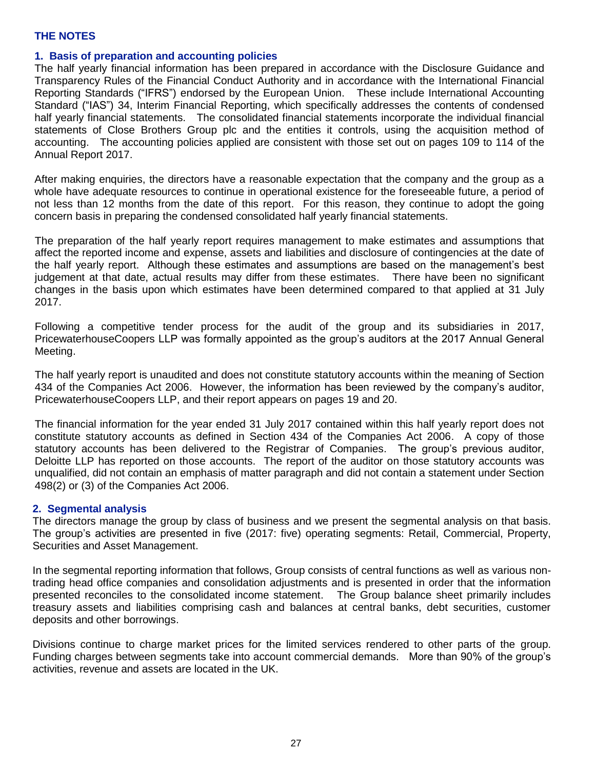## THE NOTES

### 1. Basis of preparation and accounting policies

The half yearly financial information has been prepared in accordance with the Disclosure Guidance and Transparency Rules of the Financial Conduct Authority and in accordance with the International Financial Reporting Standards ("IFRS") endorsed by the European Union. These include International Accounting Standard ("IAS") 34, Interim Financial Reporting, which specifically addresses the contents of condensed half yearly financial statements. The consolidated financial statements incorporate the individual financial statements of Close Brothers Group plc and the entities it controls, using the acquisition method of accounting. The accounting policies applied are consistent with those set out on pages 109 to 114 of the Annual Report 2017.

After making enquiries, the directors have a reasonable expectation that the company and the group as a whole have adequate resources to continue in operational existence for the foreseeable future, a period of not less than 12 months from the date of this report. For this reason, they continue to adopt the going concern basis in preparing the condensed consolidated half yearly financial statements.

The preparation of the half yearly report requires management to make estimates and assumptions that affect the reported income and expense, assets and liabilities and disclosure of contingencies at the date of the half yearly report. Although these estimates and assumptions are based on the management's best judgement at that date, actual results may differ from these estimates. There have been no significant changes in the basis upon which estimates have been determined compared to that applied at 31 July 2017.

Following a competitive tender process for the audit of the group and its subsidiaries in 2017, PricewaterhouseCoopers LLP was formally appointed as the group's auditors at the 2017 Annual General Meeting.

The half yearly report is unaudited and does not constitute statutory accounts within the meaning of Section 434 of the Companies Act 2006. However, the information has been reviewed by the company's auditor, PricewaterhouseCoopers LLP, and their report appears on pages 19 and 20.

The financial information for the year ended 31 July 2017 contained within this half yearly report does not constitute statutory accounts as defined in Section 434 of the Companies Act 2006. A copy of those statutory accounts has been delivered to the Registrar of Companies. The group's previous auditor, Deloitte LLP has reported on those accounts. The report of the auditor on those statutory accounts was unqualified, did not contain an emphasis of matter paragraph and did not contain a statement under Section 498(2) or (3) of the Companies Act 2006.

### 2. Segmental analysis

The directors manage the group by class of business and we present the segmental analysis on that basis. The group's activities are presented in five (2017: five) operating segments: Retail, Commercial, Property, Securities and Asset Management.

In the segmental reporting information that follows, Group consists of central functions as well as various non-trading head office companies and consolidation adjustments and is presented in order that the information presented reconciles to the consolidated income statement. The Group balance sheet primarily includes treasury assets and liabilities comprising cash and balances at central banks, debt securities, customer deposits and other borrowings.

Divisions continue to charge market prices for the limited services rendered to other parts of the group. Funding charges between segments take into account commercial demands. More than 90% of the group's activities, revenue and assets are located in the UK.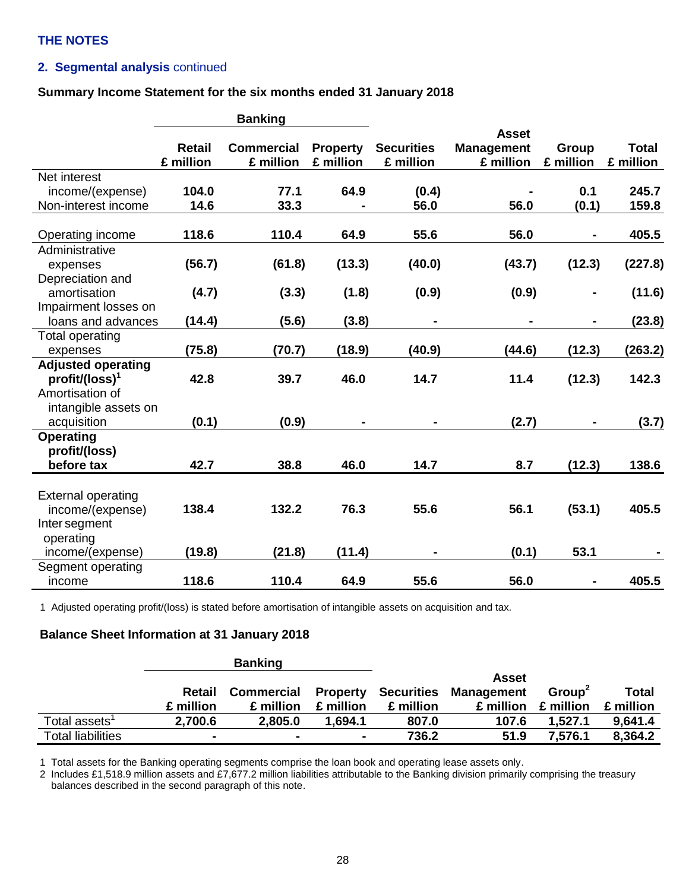## THE NOTES

### 2. Segmental analysis continued

**Summary Income Statement for the six months ended 31 January 2018**

| | Banking | | | | | | |
|---|---|---|---|---|---|---|---|
| | Retail £ million | Commercial £ million | Property £ million | Securities £ million | Asset Management £ million | Group £ million | Total £ million |
| Net interest income/(expense) | 104.0 | 77.1 | 64.9 | (0.4) | - | 0.1 | 245.7 |
| Non-interest income | 14.6 | 33.3 | - | 56.0 | 56.0 | (0.1) | 159.8 |
| Operating income | 118.6 | 110.4 | 64.9 | 55.6 | 56.0 | - | 405.5 |
| Administrative expenses | (56.7) | (61.8) | (13.3) | (40.0) | (43.7) | (12.3) | (227.8) |
| Depreciation and amortisation | (4.7) | (3.3) | (1.8) | (0.9) | (0.9) | - | (11.6) |
| Impairment losses on loans and advances | (14.4) | (5.6) | (3.8) | - | - | - | (23.8) |
| Total operating expenses | (75.8) | (70.7) | (18.9) | (40.9) | (44.6) | (12.3) | (263.2) |
| **Adjusted operating profit/(loss)[1]** | 42.8 | 39.7 | 46.0 | 14.7 | 11.4 | (12.3) | 142.3 |
| Amortisation of intangible assets on acquisition | (0.1) | (0.9) | - | - | (2.7) | - | (3.7) |
| **Operating profit/(loss) before tax** | 42.7 | 38.8 | 46.0 | 14.7 | 8.7 | (12.3) | 138.6 |
| External operating income/(expense) | 138.4 | 132.2 | 76.3 | 55.6 | 56.1 | (53.1) | 405.5 |
| Inter segment operating income/(expense) | (19.8) | (21.8) | (11.4) | - | (0.1) | 53.1 | - |
| Segment operating income | 118.6 | 110.4 | 64.9 | 55.6 | 56.0 | - | 405.5 |

1 Adjusted operating profit/(loss) is stated before amortisation of intangible assets on acquisition and tax.

**Balance Sheet Information at 31 January 2018**

| | Banking | | | | | | |
|---|---|---|---|---|---|---|---|
| | Retail £ million | Commercial £ million | Property £ million | Securities £ million | Asset Management £ million | Group[2] £ million | Total £ million |
| Total assets[1] | 2,700.6 | 2,805.0 | 1,694.1 | 807.0 | 107.6 | 1,527.1 | 9,641.4 |
| Total liabilities | - | - | - | 736.2 | 51.9 | 7,576.1 | 8,364.2 |

1 Total assets for the Banking operating segments comprise the loan book and operating lease assets only.
2 Includes £1,518.9 million assets and £7,677.2 million liabilities attributable to the Banking division primarily comprising the treasury balances described in the second paragraph of this note.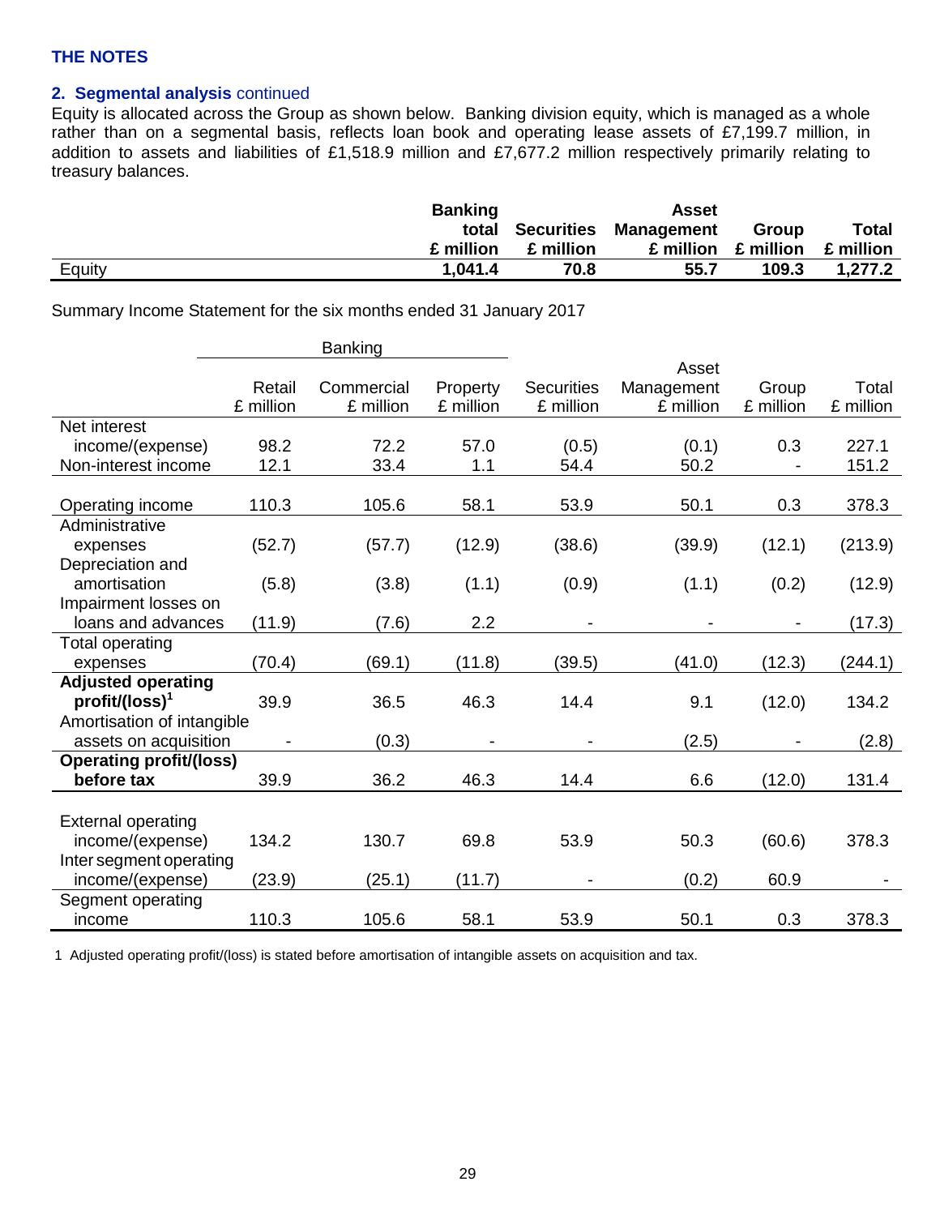## THE NOTES

### 2. Segmental analysis continued

Equity is allocated across the Group as shown below. Banking division equity, which is managed as a whole rather than on a segmental basis, reflects loan book and operating lease assets of £7,199.7 million, in addition to assets and liabilities of £1,518.9 million and £7,677.2 million respectively primarily relating to treasury balances.

| | Banking total £ million | Securities £ million | Asset Management £ million | Group £ million | Total £ million |
|---|---|---|---|---|---|
| Equity | **1,041.4** | **70.8** | **55.7** | **109.3** | **1,277.2** |

Summary Income Statement for the six months ended 31 January 2017

| | Banking | | | | | | |
|---|---|---|---|---|---|---|---|
| | Retail £ million | Commercial £ million | Property £ million | Securities £ million | Asset Management £ million | Group £ million | Total £ million |
| Net interest income/(expense) | 98.2 | 72.2 | 57.0 | (0.5) | (0.1) | 0.3 | 227.1 |
| Non-interest income | 12.1 | 33.4 | 1.1 | 54.4 | 50.2 | - | 151.2 |
| Operating income | 110.3 | 105.6 | 58.1 | 53.9 | 50.1 | 0.3 | 378.3 |
| Administrative expenses | (52.7) | (57.7) | (12.9) | (38.6) | (39.9) | (12.1) | (213.9) |
| Depreciation and amortisation | (5.8) | (3.8) | (1.1) | (0.9) | (1.1) | (0.2) | (12.9) |
| Impairment losses on loans and advances | (11.9) | (7.6) | 2.2 | - | - | - | (17.3) |
| Total operating expenses | (70.4) | (69.1) | (11.8) | (39.5) | (41.0) | (12.3) | (244.1) |
| **Adjusted operating profit/(loss)[1]** | 39.9 | 36.5 | 46.3 | 14.4 | 9.1 | (12.0) | 134.2 |
| Amortisation of intangible assets on acquisition | - | (0.3) | - | - | (2.5) | - | (2.8) |
| **Operating profit/(loss) before tax** | 39.9 | 36.2 | 46.3 | 14.4 | 6.6 | (12.0) | 131.4 |
| | | | | | | | |
| External operating income/(expense) | 134.2 | 130.7 | 69.8 | 53.9 | 50.3 | (60.6) | 378.3 |
| Inter segment operating income/(expense) | (23.9) | (25.1) | (11.7) | - | (0.2) | 60.9 | - |
| Segment operating income | 110.3 | 105.6 | 58.1 | 53.9 | 50.1 | 0.3 | 378.3 |

1 Adjusted operating profit/(loss) is stated before amortisation of intangible assets on acquisition and tax.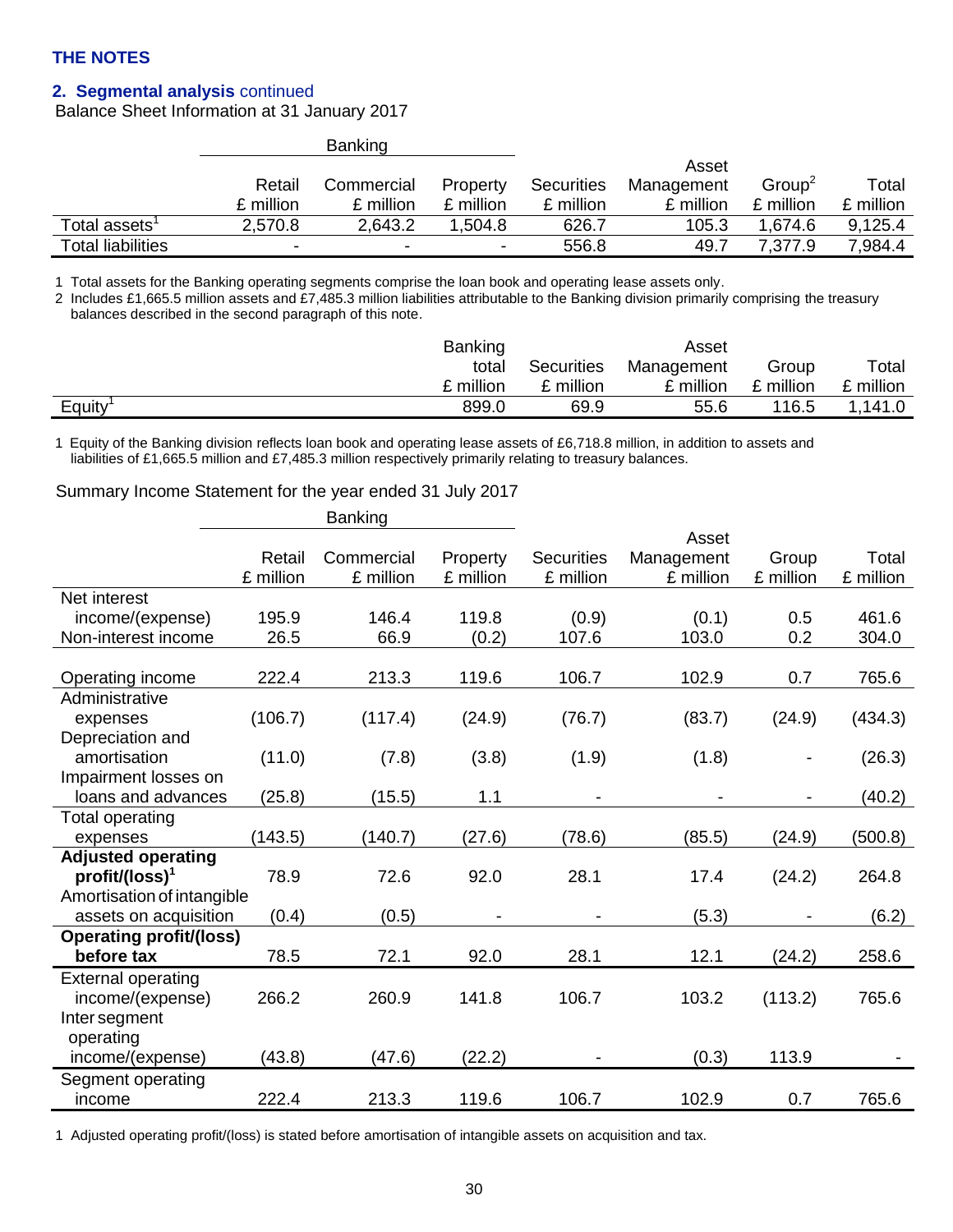## THE NOTES

### 2. Segmental analysis continued

Balance Sheet Information at 31 January 2017

| | Banking | | | | | | |
|---|---|---|---|---|---|---|---|
| | Retail £ million | Commercial £ million | Property £ million | Securities £ million | Asset Management £ million | Group[2] £ million | Total £ million |
| Total assets[1] | 2,570.8 | 2,643.2 | 1,504.8 | 626.7 | 105.3 | 1,674.6 | 9,125.4 |
| Total liabilities | - | - | - | 556.8 | 49.7 | 7,377.9 | 7,984.4 |

1 Total assets for the Banking operating segments comprise the loan book and operating lease assets only.
2 Includes £1,665.5 million assets and £7,485.3 million liabilities attributable to the Banking division primarily comprising the treasury balances described in the second paragraph of this note.

| | Banking total £ million | Securities £ million | Asset Management £ million | Group £ million | Total £ million |
|---|---|---|---|---|---|
| Equity[1] | 899.0 | 69.9 | 55.6 | 116.5 | 1,141.0 |

1 Equity of the Banking division reflects loan book and operating lease assets of £6,718.8 million, in addition to assets and liabilities of £1,665.5 million and £7,485.3 million respectively primarily relating to treasury balances.

Summary Income Statement for the year ended 31 July 2017

| | Banking | | | | | | |
|---|---|---|---|---|---|---|---|
| | Retail £ million | Commercial £ million | Property £ million | Securities £ million | Asset Management £ million | Group £ million | Total £ million |
| Net interest income/(expense) | 195.9 | 146.4 | 119.8 | (0.9) | (0.1) | 0.5 | 461.6 |
| Non-interest income | 26.5 | 66.9 | (0.2) | 107.6 | 103.0 | 0.2 | 304.0 |
| Operating income | 222.4 | 213.3 | 119.6 | 106.7 | 102.9 | 0.7 | 765.6 |
| Administrative expenses | (106.7) | (117.4) | (24.9) | (76.7) | (83.7) | (24.9) | (434.3) |
| Depreciation and amortisation | (11.0) | (7.8) | (3.8) | (1.9) | (1.8) | - | (26.3) |
| Impairment losses on loans and advances | (25.8) | (15.5) | 1.1 | - | - | - | (40.2) |
| Total operating expenses | (143.5) | (140.7) | (27.6) | (78.6) | (85.5) | (24.9) | (500.8) |
| **Adjusted operating profit/(loss)[1]** | 78.9 | 72.6 | 92.0 | 28.1 | 17.4 | (24.2) | 264.8 |
| Amortisation of intangible assets on acquisition | (0.4) | (0.5) | - | - | (5.3) | - | (6.2) |
| **Operating profit/(loss) before tax** | 78.5 | 72.1 | 92.0 | 28.1 | 12.1 | (24.2) | 258.6 |
| External operating income/(expense) | 266.2 | 260.9 | 141.8 | 106.7 | 103.2 | (113.2) | 765.6 |
| Inter segment operating income/(expense) | (43.8) | (47.6) | (22.2) | - | (0.3) | 113.9 | - |
| Segment operating income | 222.4 | 213.3 | 119.6 | 106.7 | 102.9 | 0.7 | 765.6 |

1 Adjusted operating profit/(loss) is stated before amortisation of intangible assets on acquisition and tax.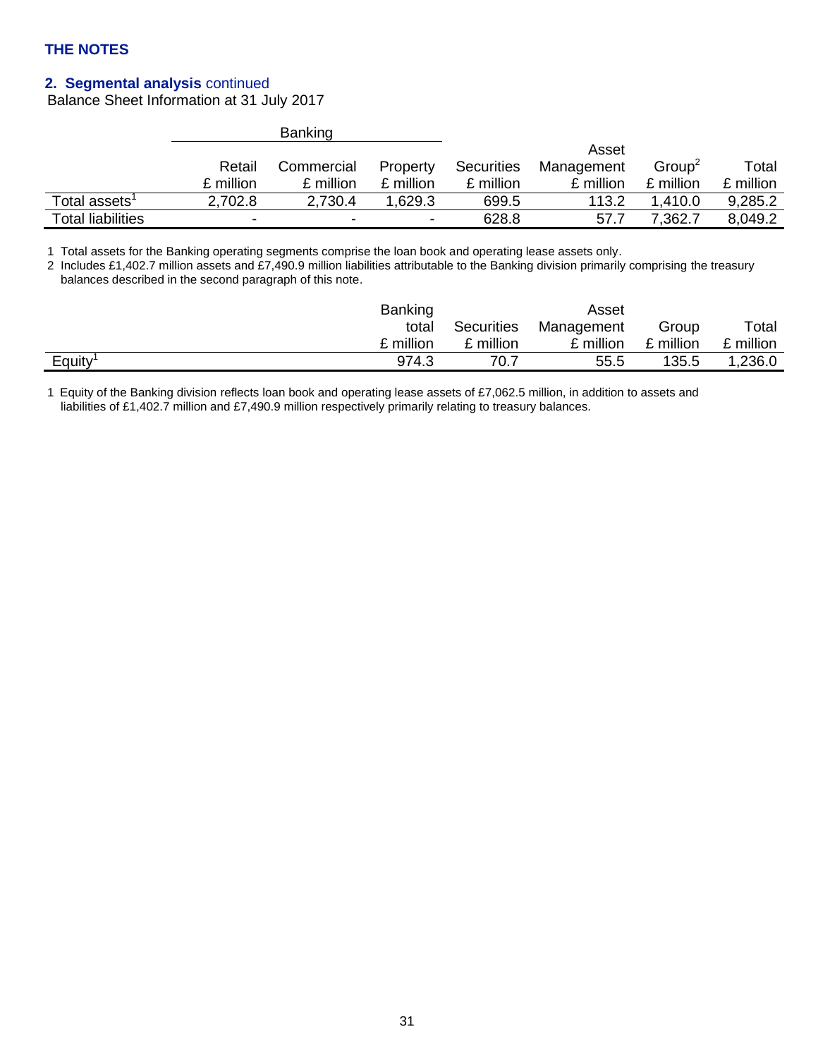## THE NOTES

### 2. Segmental analysis continued

Balance Sheet Information at 31 July 2017

| | Banking | | | | | | |
|---|---|---|---|---|---|---|---|
| | Retail £ million | Commercial £ million | Property £ million | Securities £ million | Asset Management £ million | Group[2] £ million | Total £ million |
| Total assets[1] | 2,702.8 | 2,730.4 | 1,629.3 | 699.5 | 113.2 | 1,410.0 | 9,285.2 |
| Total liabilities | - | - | - | 628.8 | 57.7 | 7,362.7 | 8,049.2 |

1 Total assets for the Banking operating segments comprise the loan book and operating lease assets only.

2 Includes £1,402.7 million assets and £7,490.9 million liabilities attributable to the Banking division primarily comprising the treasury balances described in the second paragraph of this note.

| | Banking total £ million | Securities £ million | Asset Management £ million | Group £ million | Total £ million |
|---|---|---|---|---|---|
| Equity[1] | 974.3 | 70.7 | 55.5 | 135.5 | 1,236.0 |

1 Equity of the Banking division reflects loan book and operating lease assets of £7,062.5 million, in addition to assets and liabilities of £1,402.7 million and £7,490.9 million respectively primarily relating to treasury balances.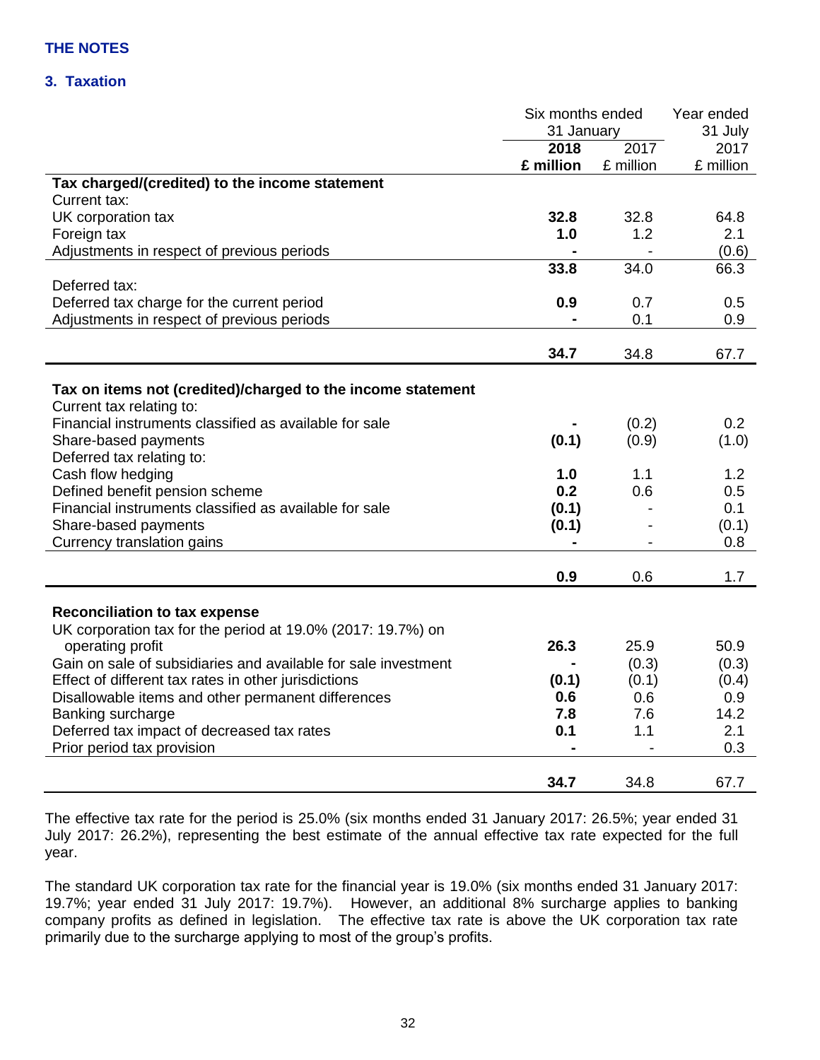## THE NOTES

### 3. Taxation

| | Six months ended 31 January | | Year ended 31 July |
|---|---|---|---|
| | **2018** | 2017 | 2017 |
| | **£ million** | £ million | £ million |
| **Tax charged/(credited) to the income statement** | | | |
| Current tax: | | | |
| UK corporation tax | **32.8** | 32.8 | 64.8 |
| Foreign tax | **1.0** | 1.2 | 2.1 |
| Adjustments in respect of previous periods | **-** | - | (0.6) |
| | **33.8** | 34.0 | 66.3 |
| Deferred tax: | | | |
| Deferred tax charge for the current period | **0.9** | 0.7 | 0.5 |
| Adjustments in respect of previous periods | **-** | 0.1 | 0.9 |
| | **34.7** | 34.8 | 67.7 |
| **Tax on items not (credited)/charged to the income statement** | | | |
| Current tax relating to: | | | |
| Financial instruments classified as available for sale | **-** | (0.2) | 0.2 |
| Share-based payments | **(0.1)** | (0.9) | (1.0) |
| Deferred tax relating to: | | | |
| Cash flow hedging | **1.0** | 1.1 | 1.2 |
| Defined benefit pension scheme | **0.2** | 0.6 | 0.5 |
| Financial instruments classified as available for sale | **(0.1)** | - | 0.1 |
| Share-based payments | **(0.1)** | - | (0.1) |
| Currency translation gains | **-** | - | 0.8 |
| | **0.9** | 0.6 | 1.7 |
| **Reconciliation to tax expense** | | | |
| UK corporation tax for the period at 19.0% (2017: 19.7%) on operating profit | **26.3** | 25.9 | 50.9 |
| Gain on sale of subsidiaries and available for sale investment | **-** | (0.3) | (0.3) |
| Effect of different tax rates in other jurisdictions | **(0.1)** | (0.1) | (0.4) |
| Disallowable items and other permanent differences | **0.6** | 0.6 | 0.9 |
| Banking surcharge | **7.8** | 7.6 | 14.2 |
| Deferred tax impact of decreased tax rates | **0.1** | 1.1 | 2.1 |
| Prior period tax provision | **-** | - | 0.3 |
| | **34.7** | 34.8 | 67.7 |

The effective tax rate for the period is 25.0% (six months ended 31 January 2017: 26.5%; year ended 31 July 2017: 26.2%), representing the best estimate of the annual effective tax rate expected for the full year.

The standard UK corporation tax rate for the financial year is 19.0% (six months ended 31 January 2017: 19.7%; year ended 31 July 2017: 19.7%). However, an additional 8% surcharge applies to banking company profits as defined in legislation. The effective tax rate is above the UK corporation tax rate primarily due to the surcharge applying to most of the group's profits.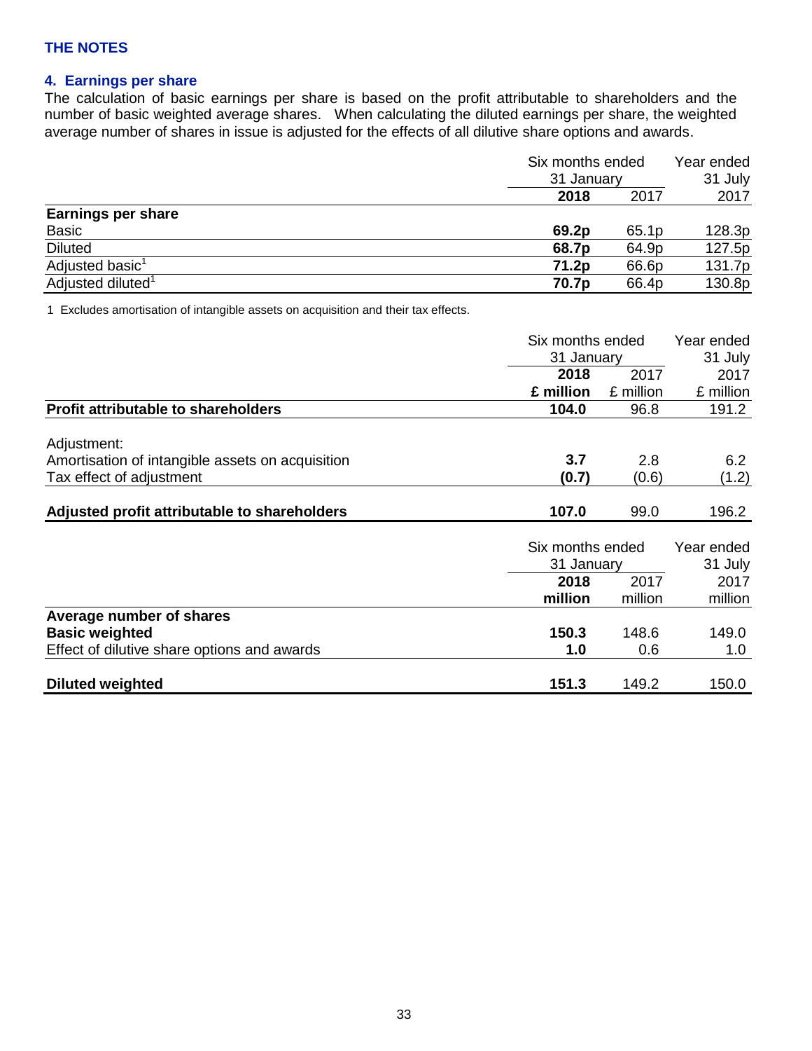## THE NOTES

### 4. Earnings per share

The calculation of basic earnings per share is based on the profit attributable to shareholders and the number of basic weighted average shares. When calculating the diluted earnings per share, the weighted average number of shares in issue is adjusted for the effects of all dilutive share options and awards.

| | Six months ended 31 January | | Year ended 31 July |
|---|---|---|---|
| | **2018** | 2017 | 2017 |
| **Earnings per share** | | | |
| Basic | **69.2p** | 65.1p | 128.3p |
| Diluted | **68.7p** | 64.9p | 127.5p |
| Adjusted basic[1] | **71.2p** | 66.6p | 131.7p |
| Adjusted diluted[1] | **70.7p** | 66.4p | 130.8p |

1 Excludes amortisation of intangible assets on acquisition and their tax effects.

| | Six months ended 31 January | | Year ended 31 July |
|---|---|---|---|
| | **2018** | 2017 | 2017 |
| | **£ million** | £ million | £ million |
| **Profit attributable to shareholders** | **104.0** | 96.8 | 191.2 |
| Adjustment: | | | |
| Amortisation of intangible assets on acquisition | **3.7** | 2.8 | 6.2 |
| Tax effect of adjustment | **(0.7)** | (0.6) | (1.2) |
| **Adjusted profit attributable to shareholders** | **107.0** | 99.0 | 196.2 |

| | Six months ended 31 January | | Year ended 31 July |
|---|---|---|---|
| | **2018** | 2017 | 2017 |
| | **million** | million | million |
| **Average number of shares** | | | |
| **Basic weighted** | **150.3** | 148.6 | 149.0 |
| Effect of dilutive share options and awards | **1.0** | 0.6 | 1.0 |
| **Diluted weighted** | **151.3** | 149.2 | 150.0 |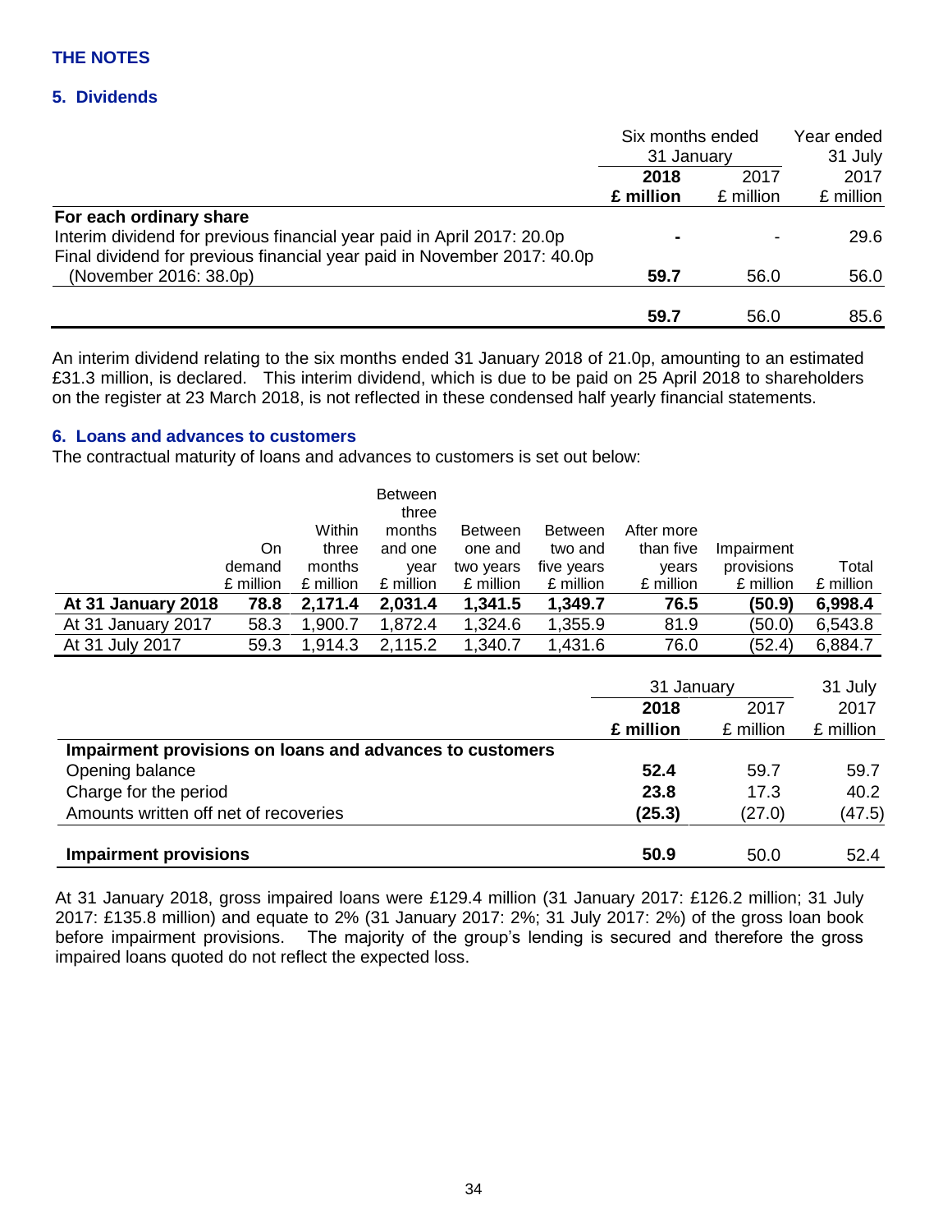## THE NOTES

### 5. Dividends

| | Six months ended 31 January 2018 £ million | Six months ended 31 January 2017 £ million | Year ended 31 July 2017 £ million |
|---|---|---|---|
| **For each ordinary share** | | | |
| Interim dividend for previous financial year paid in April 2017: 20.0p | **-** | - | 29.6 |
| Final dividend for previous financial year paid in November 2017: 40.0p (November 2016: 38.0p) | **59.7** | 56.0 | 56.0 |
| | **59.7** | 56.0 | 85.6 |

An interim dividend relating to the six months ended 31 January 2018 of 21.0p, amounting to an estimated £31.3 million, is declared. This interim dividend, which is due to be paid on 25 April 2018 to shareholders on the register at 23 March 2018, is not reflected in these condensed half yearly financial statements.

### 6. Loans and advances to customers

The contractual maturity of loans and advances to customers is set out below:

| | On demand £ million | Within three months £ million | Between three months and one year £ million | Between one and two years £ million | Between two and five years £ million | After more than five years £ million | Impairment provisions £ million | Total £ million |
|---|---|---|---|---|---|---|---|---|
| **At 31 January 2018** | **78.8** | **2,171.4** | **2,031.4** | **1,341.5** | **1,349.7** | **76.5** | **(50.9)** | **6,998.4** |
| At 31 January 2017 | 58.3 | 1,900.7 | 1,872.4 | 1,324.6 | 1,355.9 | 81.9 | (50.0) | 6,543.8 |
| At 31 July 2017 | 59.3 | 1,914.3 | 2,115.2 | 1,340.7 | 1,431.6 | 76.0 | (52.4) | 6,884.7 |

| | 31 January 2018 £ million | 31 January 2017 £ million | 31 July 2017 £ million |
|---|---|---|---|
| **Impairment provisions on loans and advances to customers** | | | |
| Opening balance | **52.4** | 59.7 | 59.7 |
| Charge for the period | **23.8** | 17.3 | 40.2 |
| Amounts written off net of recoveries | **(25.3)** | (27.0) | (47.5) |
| **Impairment provisions** | **50.9** | 50.0 | 52.4 |

At 31 January 2018, gross impaired loans were £129.4 million (31 January 2017: £126.2 million; 31 July 2017: £135.8 million) and equate to 2% (31 January 2017: 2%; 31 July 2017: 2%) of the gross loan book before impairment provisions. The majority of the group's lending is secured and therefore the gross impaired loans quoted do not reflect the expected loss.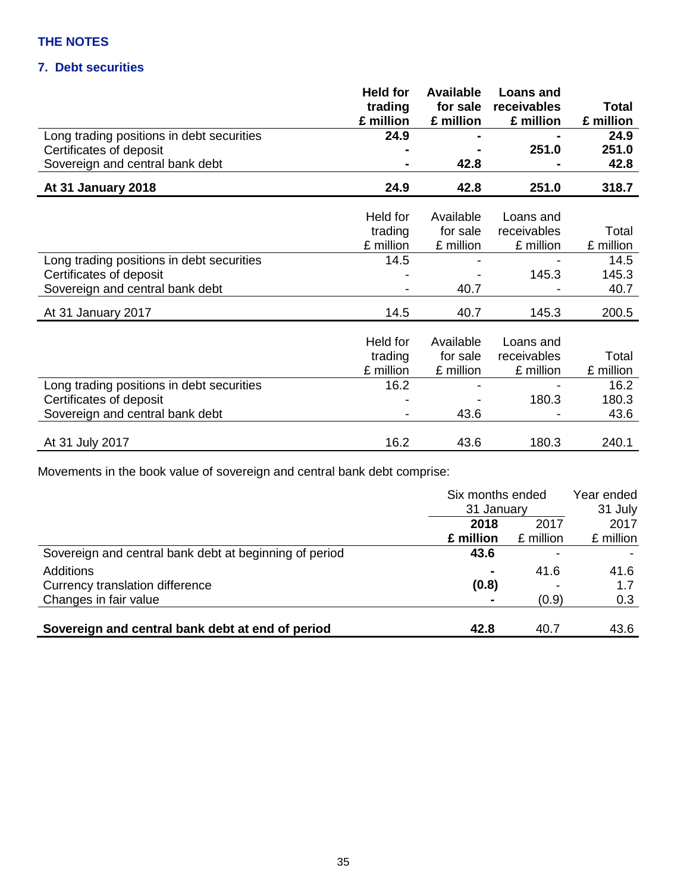**THE NOTES**

**7. Debt securities**

| | **Held for trading £ million** | **Available for sale £ million** | **Loans and receivables £ million** | **Total £ million** |
|---|---|---|---|---|
| Long trading positions in debt securities | **24.9** | **-** | **-** | **24.9** |
| Certificates of deposit | **-** | **-** | **251.0** | **251.0** |
| Sovereign and central bank debt | **-** | **42.8** | **-** | **42.8** |
| **At 31 January 2018** | **24.9** | **42.8** | **251.0** | **318.7** |

| | Held for trading £ million | Available for sale £ million | Loans and receivables £ million | Total £ million |
|---|---|---|---|---|
| Long trading positions in debt securities | 14.5 | - | - | 14.5 |
| Certificates of deposit | - | - | 145.3 | 145.3 |
| Sovereign and central bank debt | - | 40.7 | - | 40.7 |
| At 31 January 2017 | 14.5 | 40.7 | 145.3 | 200.5 |

| | Held for trading £ million | Available for sale £ million | Loans and receivables £ million | Total £ million |
|---|---|---|---|---|
| Long trading positions in debt securities | 16.2 | - | - | 16.2 |
| Certificates of deposit | - | - | 180.3 | 180.3 |
| Sovereign and central bank debt | - | 43.6 | - | 43.6 |
| At 31 July 2017 | 16.2 | 43.6 | 180.3 | 240.1 |

Movements in the book value of sovereign and central bank debt comprise:

| | Six months ended 31 January | | Year ended 31 July |
|---|---|---|---|
| | **2018 £ million** | 2017 £ million | 2017 £ million |
| Sovereign and central bank debt at beginning of period | **43.6** | - | - |
| Additions | **-** | 41.6 | 41.6 |
| Currency translation difference | **(0.8)** | - | 1.7 |
| Changes in fair value | **-** | (0.9) | 0.3 |
| **Sovereign and central bank debt at end of period** | **42.8** | 40.7 | 43.6 |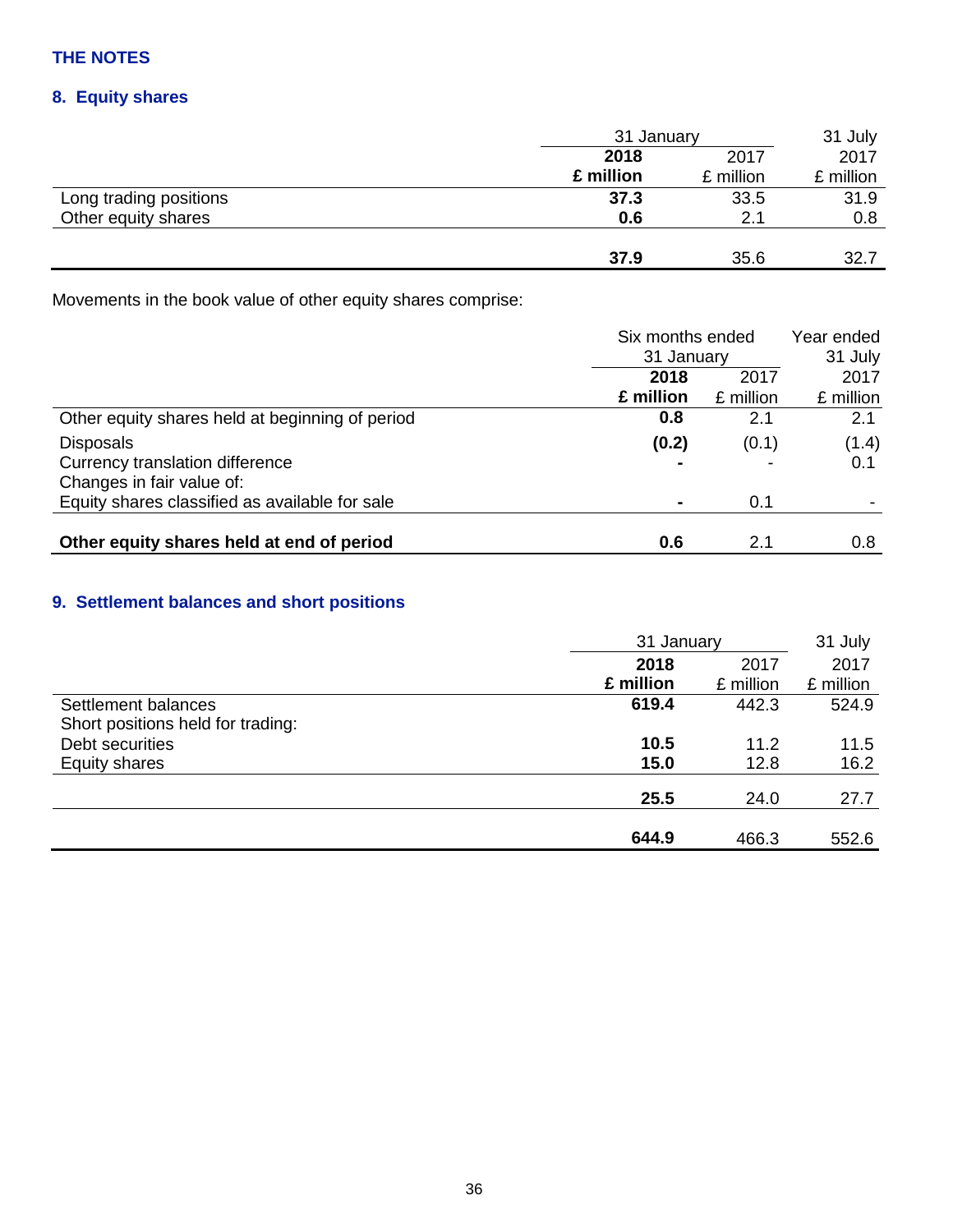**THE NOTES**

## 8. Equity shares

| | 31 January | | 31 July |
|---|---|---|---|
| | **2018** | 2017 | 2017 |
| | **£ million** | £ million | £ million |
| Long trading positions | **37.3** | 33.5 | 31.9 |
| Other equity shares | **0.6** | 2.1 | 0.8 |
| | **37.9** | 35.6 | 32.7 |

Movements in the book value of other equity shares comprise:

| | Six months ended 31 January | | Year ended 31 July |
|---|---|---|---|
| | **2018** | 2017 | 2017 |
| | **£ million** | £ million | £ million |
| Other equity shares held at beginning of period | **0.8** | 2.1 | 2.1 |
| Disposals | **(0.2)** | (0.1) | (1.4) |
| Currency translation difference | **-** | - | 0.1 |
| Changes in fair value of: | | | |
| Equity shares classified as available for sale | **-** | 0.1 | - |
| **Other equity shares held at end of period** | **0.6** | 2.1 | 0.8 |

## 9. Settlement balances and short positions

| | 31 January | | 31 July |
|---|---|---|---|
| | **2018** | 2017 | 2017 |
| | **£ million** | £ million | £ million |
| Settlement balances | **619.4** | 442.3 | 524.9 |
| Short positions held for trading: | | | |
| Debt securities | **10.5** | 11.2 | 11.5 |
| Equity shares | **15.0** | 12.8 | 16.2 |
| | **25.5** | 24.0 | 27.7 |
| | **644.9** | 466.3 | 552.6 |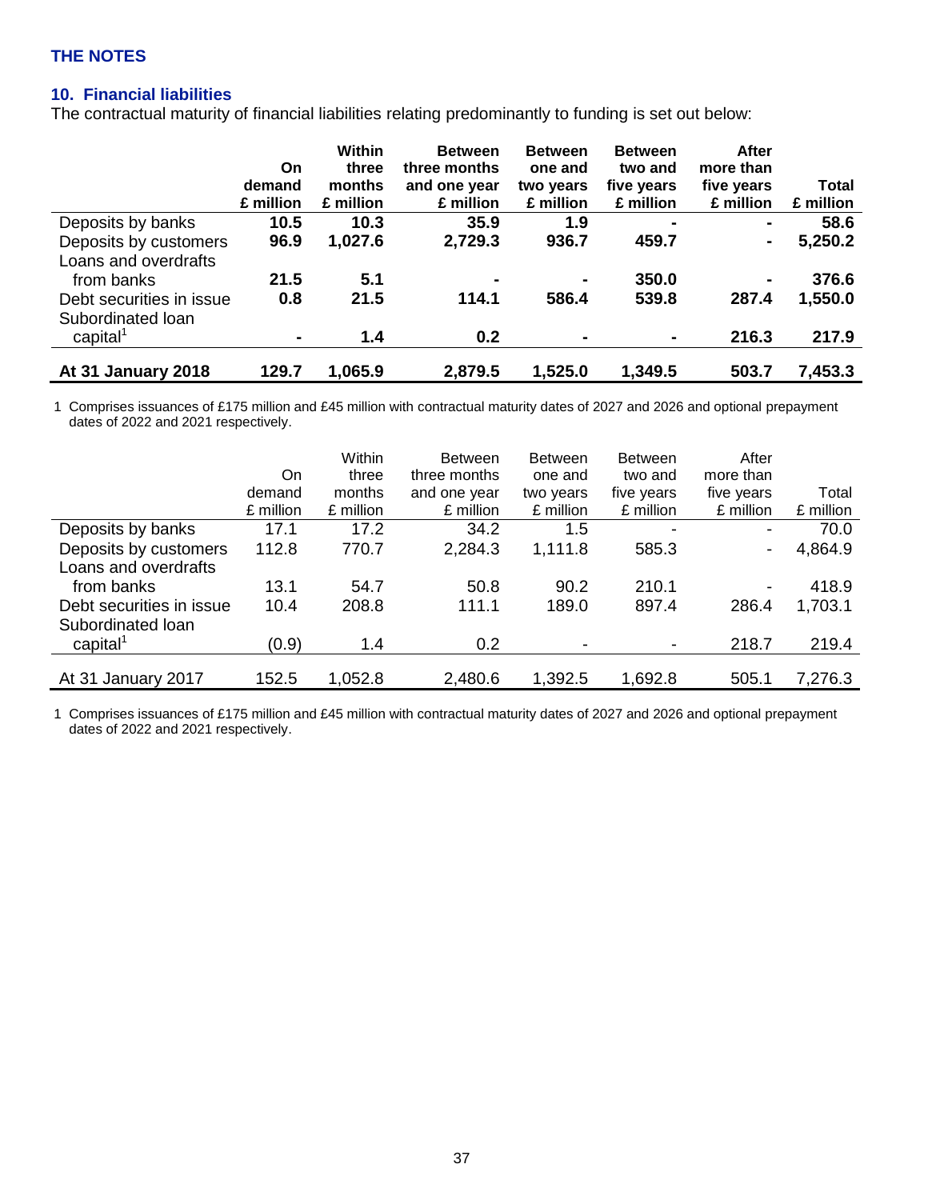## THE NOTES

### 10. Financial liabilities

The contractual maturity of financial liabilities relating predominantly to funding is set out below:

| | **On demand £ million** | **Within three months £ million** | **Between three months and one year £ million** | **Between one and two years £ million** | **Between two and five years £ million** | **After more than five years £ million** | **Total £ million** |
|---|---|---|---|---|---|---|---|
| Deposits by banks | **10.5** | **10.3** | **35.9** | **1.9** | **-** | **-** | **58.6** |
| Deposits by customers | **96.9** | **1,027.6** | **2,729.3** | **936.7** | **459.7** | **-** | **5,250.2** |
| Loans and overdrafts from banks | **21.5** | **5.1** | **-** | **-** | **350.0** | **-** | **376.6** |
| Debt securities in issue | **0.8** | **21.5** | **114.1** | **586.4** | **539.8** | **287.4** | **1,550.0** |
| Subordinated loan capital[1] | **-** | **1.4** | **0.2** | **-** | **-** | **216.3** | **217.9** |
| **At 31 January 2018** | **129.7** | **1,065.9** | **2,879.5** | **1,525.0** | **1,349.5** | **503.7** | **7,453.3** |

1 Comprises issuances of £175 million and £45 million with contractual maturity dates of 2027 and 2026 and optional prepayment dates of 2022 and 2021 respectively.

| | On demand £ million | Within three months £ million | Between three months and one year £ million | Between one and two years £ million | Between two and five years £ million | After more than five years £ million | Total £ million |
|---|---|---|---|---|---|---|---|
| Deposits by banks | 17.1 | 17.2 | 34.2 | 1.5 | - | - | 70.0 |
| Deposits by customers | 112.8 | 770.7 | 2,284.3 | 1,111.8 | 585.3 | - | 4,864.9 |
| Loans and overdrafts from banks | 13.1 | 54.7 | 50.8 | 90.2 | 210.1 | - | 418.9 |
| Debt securities in issue | 10.4 | 208.8 | 111.1 | 189.0 | 897.4 | 286.4 | 1,703.1 |
| Subordinated loan capital[1] | (0.9) | 1.4 | 0.2 | - | - | 218.7 | 219.4 |
| At 31 January 2017 | 152.5 | 1,052.8 | 2,480.6 | 1,392.5 | 1,692.8 | 505.1 | 7,276.3 |

1 Comprises issuances of £175 million and £45 million with contractual maturity dates of 2027 and 2026 and optional prepayment dates of 2022 and 2021 respectively.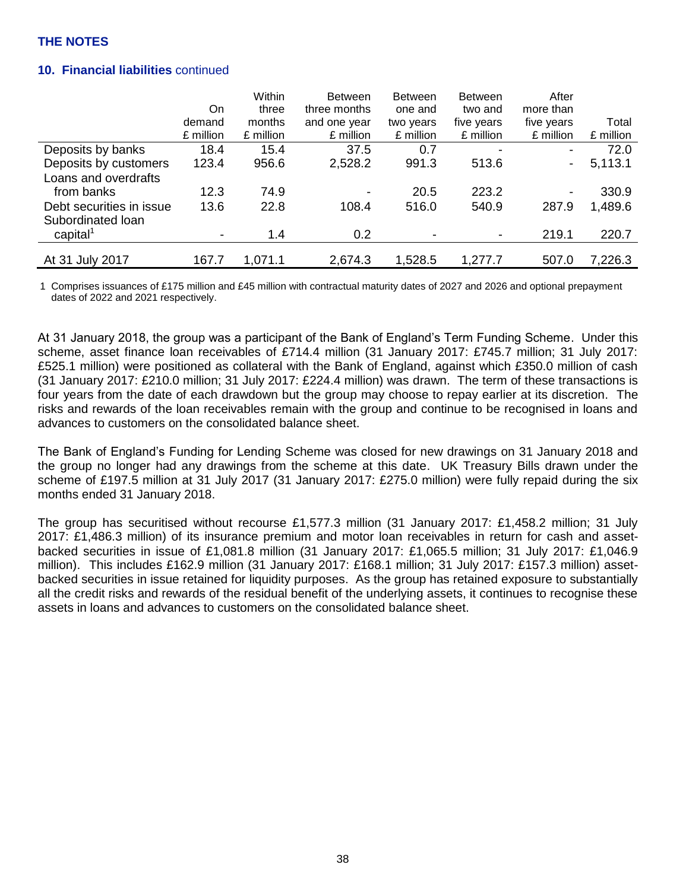**THE NOTES**

### 10. Financial liabilities continued

| | On demand £ million | Within three months £ million | Between three months and one year £ million | Between one and two years £ million | Between two and five years £ million | After more than five years £ million | Total £ million |
|---|---|---|---|---|---|---|---|
| Deposits by banks | 18.4 | 15.4 | 37.5 | 0.7 | - | - | 72.0 |
| Deposits by customers | 123.4 | 956.6 | 2,528.2 | 991.3 | 513.6 | - | 5,113.1 |
| Loans and overdrafts from banks | 12.3 | 74.9 | - | 20.5 | 223.2 | - | 330.9 |
| Debt securities in issue | 13.6 | 22.8 | 108.4 | 516.0 | 540.9 | 287.9 | 1,489.6 |
| Subordinated loan capital[1] | - | 1.4 | 0.2 | - | - | 219.1 | 220.7 |
| At 31 July 2017 | 167.7 | 1,071.1 | 2,674.3 | 1,528.5 | 1,277.7 | 507.0 | 7,226.3 |

1 Comprises issuances of £175 million and £45 million with contractual maturity dates of 2027 and 2026 and optional prepayment dates of 2022 and 2021 respectively.

At 31 January 2018, the group was a participant of the Bank of England's Term Funding Scheme. Under this scheme, asset finance loan receivables of £714.4 million (31 January 2017: £745.7 million; 31 July 2017: £525.1 million) were positioned as collateral with the Bank of England, against which £350.0 million of cash (31 January 2017: £210.0 million; 31 July 2017: £224.4 million) was drawn. The term of these transactions is four years from the date of each drawdown but the group may choose to repay earlier at its discretion. The risks and rewards of the loan receivables remain with the group and continue to be recognised in loans and advances to customers on the consolidated balance sheet.

The Bank of England's Funding for Lending Scheme was closed for new drawings on 31 January 2018 and the group no longer had any drawings from the scheme at this date. UK Treasury Bills drawn under the scheme of £197.5 million at 31 July 2017 (31 January 2017: £275.0 million) were fully repaid during the six months ended 31 January 2018.

The group has securitised without recourse £1,577.3 million (31 January 2017: £1,458.2 million; 31 July 2017: £1,486.3 million) of its insurance premium and motor loan receivables in return for cash and asset-backed securities in issue of £1,081.8 million (31 January 2017: £1,065.5 million; 31 July 2017: £1,046.9 million). This includes £162.9 million (31 January 2017: £168.1 million; 31 July 2017: £157.3 million) asset-backed securities in issue retained for liquidity purposes. As the group has retained exposure to substantially all the credit risks and rewards of the residual benefit of the underlying assets, it continues to recognise these assets in loans and advances to customers on the consolidated balance sheet.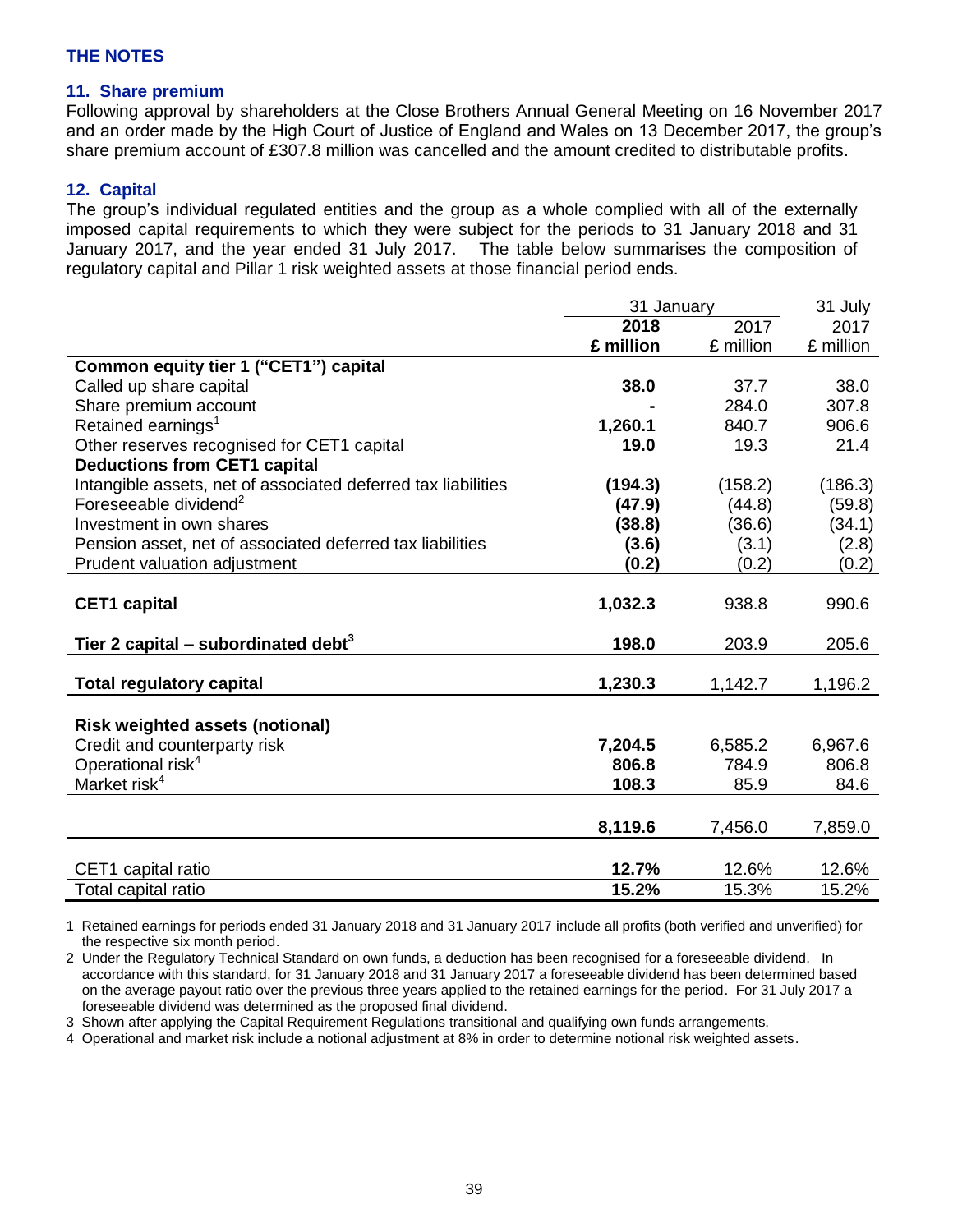## THE NOTES

### 11. Share premium

Following approval by shareholders at the Close Brothers Annual General Meeting on 16 November 2017 and an order made by the High Court of Justice of England and Wales on 13 December 2017, the group's share premium account of £307.8 million was cancelled and the amount credited to distributable profits.

### 12. Capital

The group's individual regulated entities and the group as a whole complied with all of the externally imposed capital requirements to which they were subject for the periods to 31 January 2018 and 31 January 2017, and the year ended 31 July 2017. The table below summarises the composition of regulatory capital and Pillar 1 risk weighted assets at those financial period ends.

| | 31 January | | 31 July |
|---|---|---|---|
| | **2018** | 2017 | 2017 |
| | **£ million** | £ million | £ million |
| **Common equity tier 1 ("CET1") capital** | | | |
| Called up share capital | **38.0** | 37.7 | 38.0 |
| Share premium account | **-** | 284.0 | 307.8 |
| Retained earnings[1] | **1,260.1** | 840.7 | 906.6 |
| Other reserves recognised for CET1 capital | **19.0** | 19.3 | 21.4 |
| **Deductions from CET1 capital** | | | |
| Intangible assets, net of associated deferred tax liabilities | **(194.3)** | (158.2) | (186.3) |
| Foreseeable dividend[2] | **(47.9)** | (44.8) | (59.8) |
| Investment in own shares | **(38.8)** | (36.6) | (34.1) |
| Pension asset, net of associated deferred tax liabilities | **(3.6)** | (3.1) | (2.8) |
| Prudent valuation adjustment | **(0.2)** | (0.2) | (0.2) |
| **CET1 capital** | **1,032.3** | 938.8 | 990.6 |
| **Tier 2 capital – subordinated debt[3]** | **198.0** | 203.9 | 205.6 |
| **Total regulatory capital** | **1,230.3** | 1,142.7 | 1,196.2 |
| **Risk weighted assets (notional)** | | | |
| Credit and counterparty risk | **7,204.5** | 6,585.2 | 6,967.6 |
| Operational risk[4] | **806.8** | 784.9 | 806.8 |
| Market risk[4] | **108.3** | 85.9 | 84.6 |
| | **8,119.6** | 7,456.0 | 7,859.0 |
| CET1 capital ratio | **12.7%** | 12.6% | 12.6% |
| Total capital ratio | **15.2%** | 15.3% | 15.2% |

1 Retained earnings for periods ended 31 January 2018 and 31 January 2017 include all profits (both verified and unverified) for the respective six month period.

2 Under the Regulatory Technical Standard on own funds, a deduction has been recognised for a foreseeable dividend. In accordance with this standard, for 31 January 2018 and 31 January 2017 a foreseeable dividend has been determined based on the average payout ratio over the previous three years applied to the retained earnings for the period. For 31 July 2017 a foreseeable dividend was determined as the proposed final dividend.

3 Shown after applying the Capital Requirement Regulations transitional and qualifying own funds arrangements.

4 Operational and market risk include a notional adjustment at 8% in order to determine notional risk weighted assets.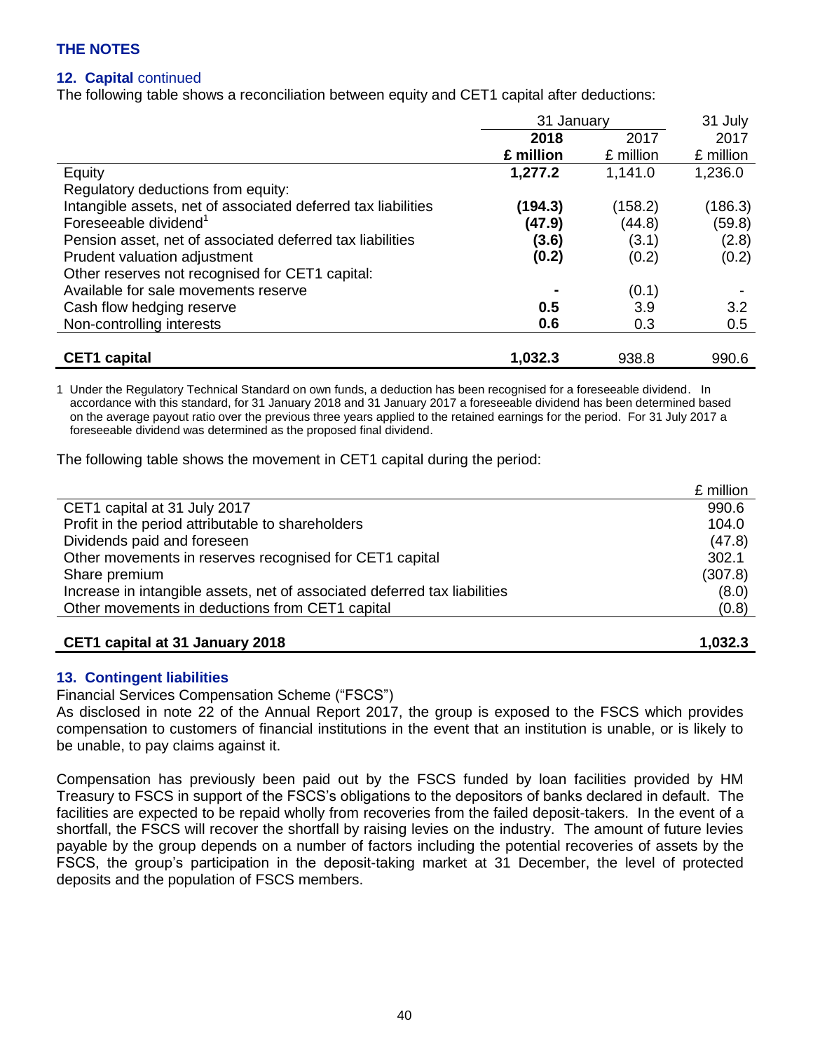## THE NOTES

### 12. Capital continued

The following table shows a reconciliation between equity and CET1 capital after deductions:

| | 31 January | | 31 July |
|---|---|---|---|
| | **2018** | 2017 | 2017 |
| | **£ million** | £ million | £ million |
| Equity | **1,277.2** | 1,141.0 | 1,236.0 |
| Regulatory deductions from equity: | | | |
| Intangible assets, net of associated deferred tax liabilities | **(194.3)** | (158.2) | (186.3) |
| Foreseeable dividend[1] | **(47.9)** | (44.8) | (59.8) |
| Pension asset, net of associated deferred tax liabilities | **(3.6)** | (3.1) | (2.8) |
| Prudent valuation adjustment | **(0.2)** | (0.2) | (0.2) |
| Other reserves not recognised for CET1 capital: | | | |
| Available for sale movements reserve | **-** | (0.1) | - |
| Cash flow hedging reserve | **0.5** | 3.9 | 3.2 |
| Non-controlling interests | **0.6** | 0.3 | 0.5 |
| **CET1 capital** | **1,032.3** | 938.8 | 990.6 |

1 Under the Regulatory Technical Standard on own funds, a deduction has been recognised for a foreseeable dividend. In accordance with this standard, for 31 January 2018 and 31 January 2017 a foreseeable dividend has been determined based on the average payout ratio over the previous three years applied to the retained earnings for the period. For 31 July 2017 a foreseeable dividend was determined as the proposed final dividend.

The following table shows the movement in CET1 capital during the period:

| | £ million |
|---|---|
| CET1 capital at 31 July 2017 | 990.6 |
| Profit in the period attributable to shareholders | 104.0 |
| Dividends paid and foreseen | (47.8) |
| Other movements in reserves recognised for CET1 capital | 302.1 |
| Share premium | (307.8) |
| Increase in intangible assets, net of associated deferred tax liabilities | (8.0) |
| Other movements in deductions from CET1 capital | (0.8) |
| **CET1 capital at 31 January 2018** | **1,032.3** |

### 13. Contingent liabilities

Financial Services Compensation Scheme ("FSCS")

As disclosed in note 22 of the Annual Report 2017, the group is exposed to the FSCS which provides compensation to customers of financial institutions in the event that an institution is unable, or is likely to be unable, to pay claims against it.

Compensation has previously been paid out by the FSCS funded by loan facilities provided by HM Treasury to FSCS in support of the FSCS's obligations to the depositors of banks declared in default. The facilities are expected to be repaid wholly from recoveries from the failed deposit-takers. In the event of a shortfall, the FSCS will recover the shortfall by raising levies on the industry. The amount of future levies payable by the group depends on a number of factors including the potential recoveries of assets by the FSCS, the group's participation in the deposit-taking market at 31 December, the level of protected deposits and the population of FSCS members.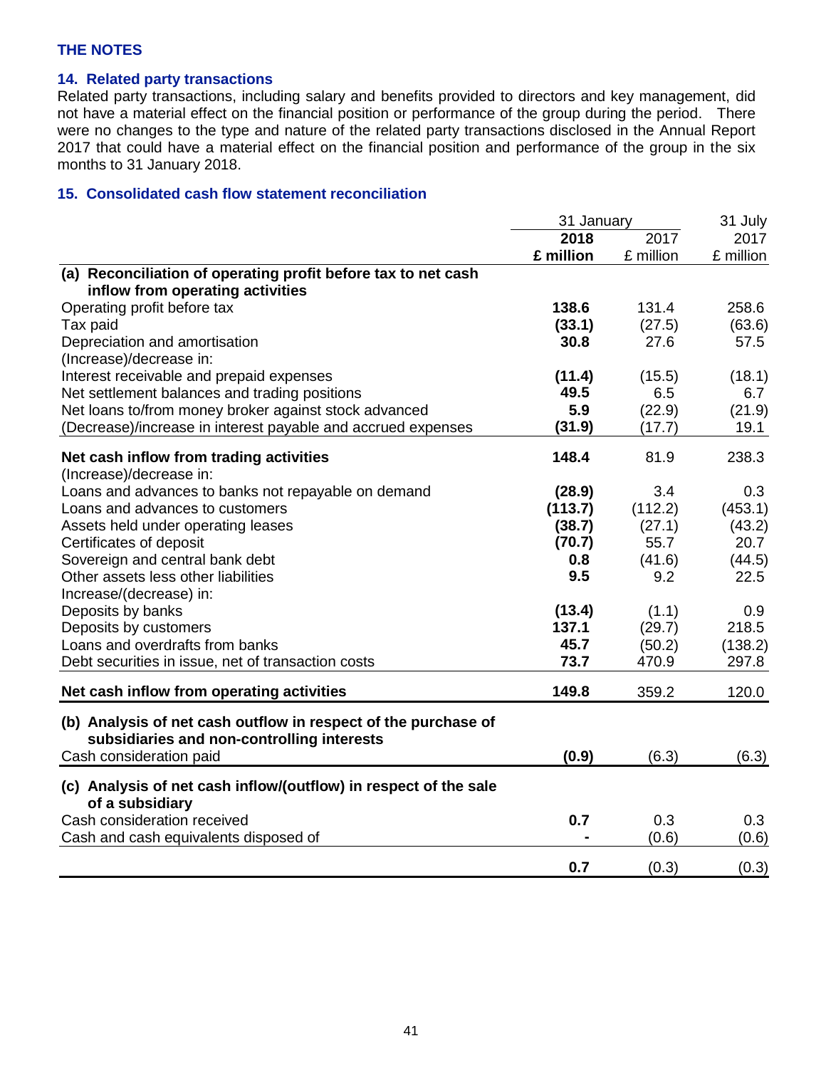**THE NOTES**

### 14. Related party transactions

Related party transactions, including salary and benefits provided to directors and key management, did not have a material effect on the financial position or performance of the group during the period. There were no changes to the type and nature of the related party transactions disclosed in the Annual Report 2017 that could have a material effect on the financial position and performance of the group in the six months to 31 January 2018.

### 15. Consolidated cash flow statement reconciliation

| | 31 January | | 31 July |
|---|---|---|---|
| | **2018** | 2017 | 2017 |
| | **£ million** | £ million | £ million |
| **(a) Reconciliation of operating profit before tax to net cash inflow from operating activities** | | | |
| Operating profit before tax | **138.6** | 131.4 | 258.6 |
| Tax paid | **(33.1)** | (27.5) | (63.6) |
| Depreciation and amortisation | **30.8** | 27.6 | 57.5 |
| (Increase)/decrease in: | | | |
| Interest receivable and prepaid expenses | **(11.4)** | (15.5) | (18.1) |
| Net settlement balances and trading positions | **49.5** | 6.5 | 6.7 |
| Net loans to/from money broker against stock advanced | **5.9** | (22.9) | (21.9) |
| (Decrease)/increase in interest payable and accrued expenses | **(31.9)** | (17.7) | 19.1 |
| **Net cash inflow from trading activities** | **148.4** | 81.9 | 238.3 |
| (Increase)/decrease in: | | | |
| Loans and advances to banks not repayable on demand | **(28.9)** | 3.4 | 0.3 |
| Loans and advances to customers | **(113.7)** | (112.2) | (453.1) |
| Assets held under operating leases | **(38.7)** | (27.1) | (43.2) |
| Certificates of deposit | **(70.7)** | 55.7 | 20.7 |
| Sovereign and central bank debt | **0.8** | (41.6) | (44.5) |
| Other assets less other liabilities | **9.5** | 9.2 | 22.5 |
| Increase/(decrease) in: | | | |
| Deposits by banks | **(13.4)** | (1.1) | 0.9 |
| Deposits by customers | **137.1** | (29.7) | 218.5 |
| Loans and overdrafts from banks | **45.7** | (50.2) | (138.2) |
| Debt securities in issue, net of transaction costs | **73.7** | 470.9 | 297.8 |
| **Net cash inflow from operating activities** | **149.8** | 359.2 | 120.0 |
| **(b) Analysis of net cash outflow in respect of the purchase of subsidiaries and non-controlling interests** | | | |
| Cash consideration paid | **(0.9)** | (6.3) | (6.3) |
| **(c) Analysis of net cash inflow/(outflow) in respect of the sale of a subsidiary** | | | |
| Cash consideration received | **0.7** | 0.3 | 0.3 |
| Cash and cash equivalents disposed of | **-** | (0.6) | (0.6) |
| | **0.7** | (0.3) | (0.3) |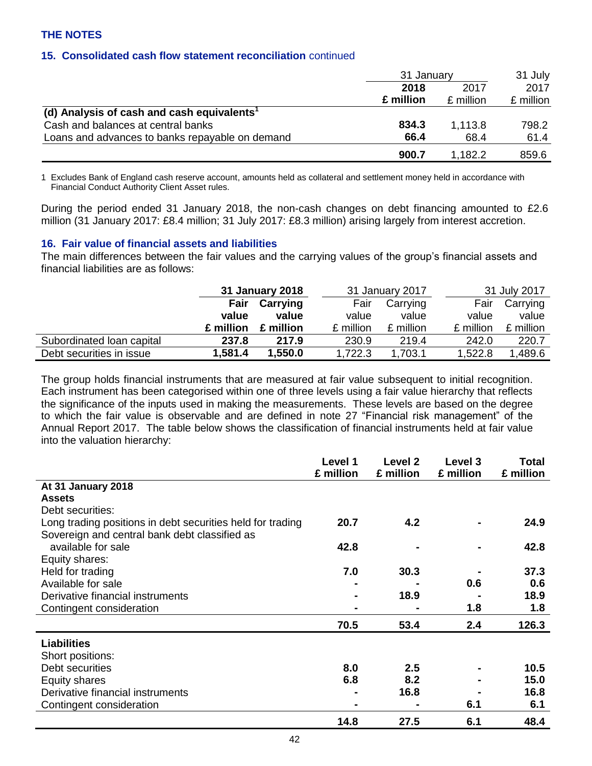## THE NOTES

### 15. Consolidated cash flow statement reconciliation continued

| | 31 January | | 31 July |
|---|---|---|---|
| | **2018** | 2017 | 2017 |
| | **£ million** | £ million | £ million |
| **(d) Analysis of cash and cash equivalents[1]** | | | |
| Cash and balances at central banks | **834.3** | 1,113.8 | 798.2 |
| Loans and advances to banks repayable on demand | **66.4** | 68.4 | 61.4 |
| | **900.7** | 1,182.2 | 859.6 |

1 Excludes Bank of England cash reserve account, amounts held as collateral and settlement money held in accordance with Financial Conduct Authority Client Asset rules.

During the period ended 31 January 2018, the non-cash changes on debt financing amounted to £2.6 million (31 January 2017: £8.4 million; 31 July 2017: £8.3 million) arising largely from interest accretion.

### 16. Fair value of financial assets and liabilities

The main differences between the fair values and the carrying values of the group's financial assets and financial liabilities are as follows:

| | **31 January 2018** | | 31 January 2017 | | 31 July 2017 | |
|---|---|---|---|---|---|---|
| | **Fair value** | **Carrying value** | Fair value | Carrying value | Fair value | Carrying value |
| | **£ million** | **£ million** | £ million | £ million | £ million | £ million |
| Subordinated loan capital | **237.8** | **217.9** | 230.9 | 219.4 | 242.0 | 220.7 |
| Debt securities in issue | **1,581.4** | **1,550.0** | 1,722.3 | 1,703.1 | 1,522.8 | 1,489.6 |

The group holds financial instruments that are measured at fair value subsequent to initial recognition. Each instrument has been categorised within one of three levels using a fair value hierarchy that reflects the significance of the inputs used in making the measurements. These levels are based on the degree to which the fair value is observable and are defined in note 27 "Financial risk management" of the Annual Report 2017. The table below shows the classification of financial instruments held at fair value into the valuation hierarchy:

| | **Level 1 £ million** | **Level 2 £ million** | **Level 3 £ million** | **Total £ million** |
|---|---|---|---|---|
| **At 31 January 2018** | | | | |
| **Assets** | | | | |
| Debt securities: | | | | |
| Long trading positions in debt securities held for trading | **20.7** | **4.2** | **-** | **24.9** |
| Sovereign and central bank debt classified as available for sale | **42.8** | **-** | **-** | **42.8** |
| Equity shares: | | | | |
| Held for trading | **7.0** | **30.3** | **-** | **37.3** |
| Available for sale | **-** | **-** | **0.6** | **0.6** |
| Derivative financial instruments | **-** | **18.9** | **-** | **18.9** |
| Contingent consideration | **-** | **-** | **1.8** | **1.8** |
| | **70.5** | **53.4** | **2.4** | **126.3** |
| **Liabilities** | | | | |
| Short positions: | | | | |
| Debt securities | **8.0** | **2.5** | **-** | **10.5** |
| Equity shares | **6.8** | **8.2** | **-** | **15.0** |
| Derivative financial instruments | **-** | **16.8** | **-** | **16.8** |
| Contingent consideration | **-** | **-** | **6.1** | **6.1** |
| | **14.8** | **27.5** | **6.1** | **48.4** |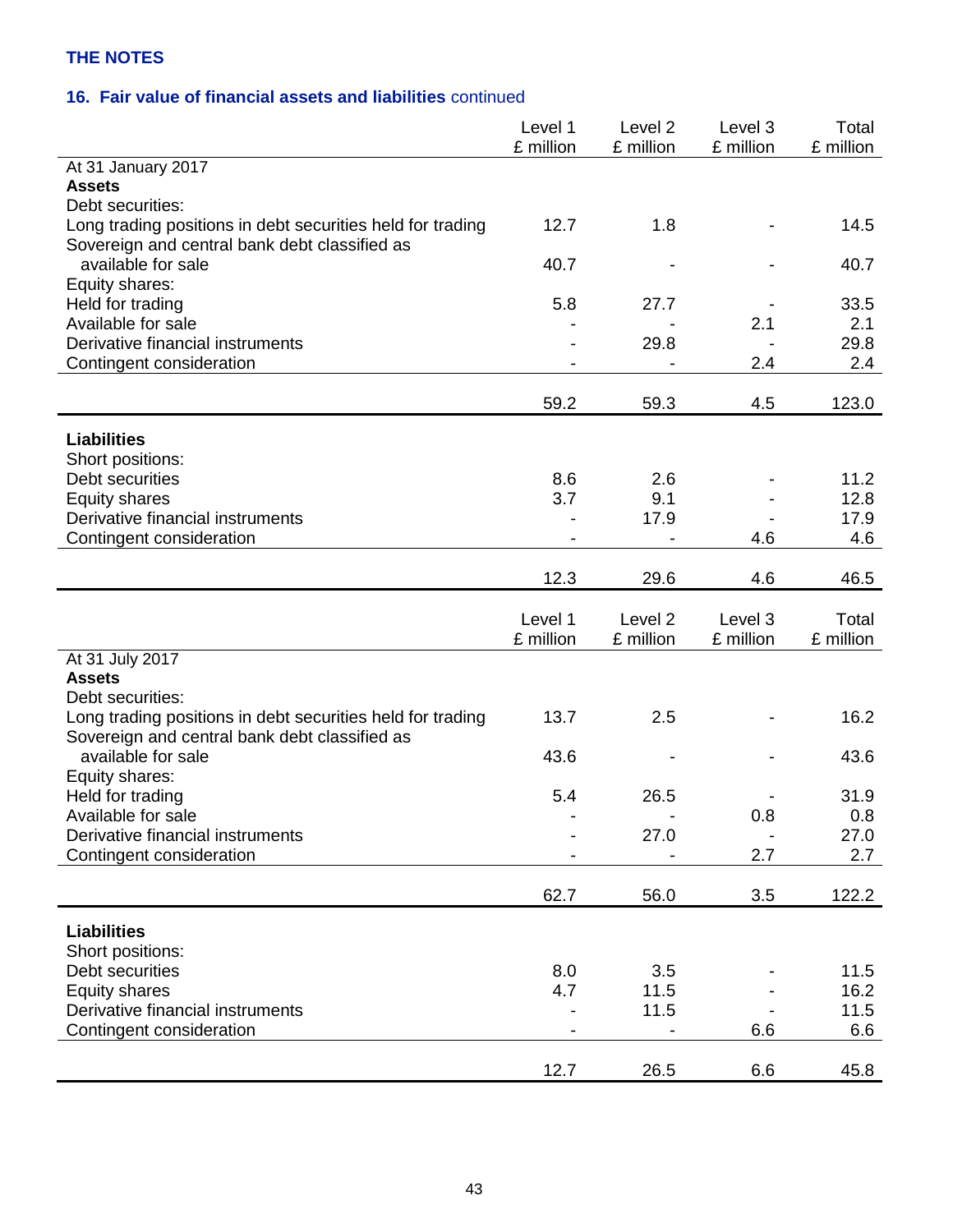## THE NOTES

### 16. Fair value of financial assets and liabilities continued

| | Level 1 £ million | Level 2 £ million | Level 3 £ million | Total £ million |
|---|---|---|---|---|
| At 31 January 2017 | | | | |
| **Assets** | | | | |
| Debt securities: | | | | |
| Long trading positions in debt securities held for trading | 12.7 | 1.8 | - | 14.5 |
| Sovereign and central bank debt classified as available for sale | 40.7 | - | - | 40.7 |
| Equity shares: | | | | |
| Held for trading | 5.8 | 27.7 | - | 33.5 |
| Available for sale | - | - | 2.1 | 2.1 |
| Derivative financial instruments | - | 29.8 | - | 29.8 |
| Contingent consideration | - | - | 2.4 | 2.4 |
| | 59.2 | 59.3 | 4.5 | 123.0 |
| **Liabilities** | | | | |
| Short positions: | | | | |
| Debt securities | 8.6 | 2.6 | - | 11.2 |
| Equity shares | 3.7 | 9.1 | - | 12.8 |
| Derivative financial instruments | - | 17.9 | - | 17.9 |
| Contingent consideration | - | - | 4.6 | 4.6 |
| | 12.3 | 29.6 | 4.6 | 46.5 |

| | Level 1 £ million | Level 2 £ million | Level 3 £ million | Total £ million |
|---|---|---|---|---|
| At 31 July 2017 | | | | |
| **Assets** | | | | |
| Debt securities: | | | | |
| Long trading positions in debt securities held for trading | 13.7 | 2.5 | - | 16.2 |
| Sovereign and central bank debt classified as available for sale | 43.6 | - | - | 43.6 |
| Equity shares: | | | | |
| Held for trading | 5.4 | 26.5 | - | 31.9 |
| Available for sale | - | - | 0.8 | 0.8 |
| Derivative financial instruments | - | 27.0 | - | 27.0 |
| Contingent consideration | - | - | 2.7 | 2.7 |
| | 62.7 | 56.0 | 3.5 | 122.2 |
| **Liabilities** | | | | |
| Short positions: | | | | |
| Debt securities | 8.0 | 3.5 | - | 11.5 |
| Equity shares | 4.7 | 11.5 | - | 16.2 |
| Derivative financial instruments | - | 11.5 | - | 11.5 |
| Contingent consideration | - | - | 6.6 | 6.6 |
| | 12.7 | 26.5 | 6.6 | 45.8 |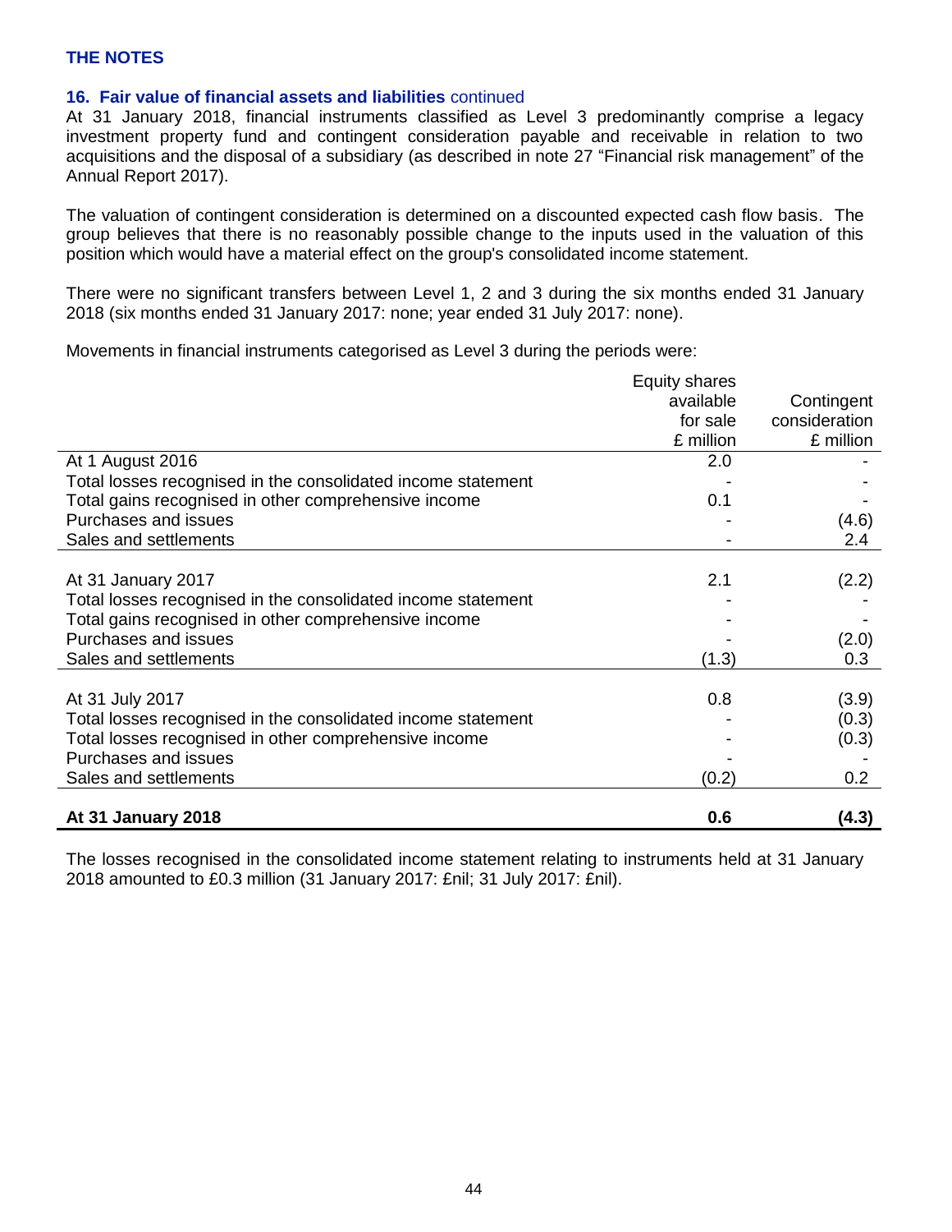## THE NOTES

### 16. Fair value of financial assets and liabilities continued

At 31 January 2018, financial instruments classified as Level 3 predominantly comprise a legacy investment property fund and contingent consideration payable and receivable in relation to two acquisitions and the disposal of a subsidiary (as described in note 27 "Financial risk management" of the Annual Report 2017).

The valuation of contingent consideration is determined on a discounted expected cash flow basis. The group believes that there is no reasonably possible change to the inputs used in the valuation of this position which would have a material effect on the group's consolidated income statement.

There were no significant transfers between Level 1, 2 and 3 during the six months ended 31 January 2018 (six months ended 31 January 2017: none; year ended 31 July 2017: none).

Movements in financial instruments categorised as Level 3 during the periods were:

| | Equity shares available for sale £ million | Contingent consideration £ million |
|---|---|---|
| At 1 August 2016 | 2.0 | - |
| Total losses recognised in the consolidated income statement | - | - |
| Total gains recognised in other comprehensive income | 0.1 | - |
| Purchases and issues | - | (4.6) |
| Sales and settlements | - | 2.4 |
| At 31 January 2017 | 2.1 | (2.2) |
| Total losses recognised in the consolidated income statement | - | - |
| Total gains recognised in other comprehensive income | - | - |
| Purchases and issues | - | (2.0) |
| Sales and settlements | (1.3) | 0.3 |
| At 31 July 2017 | 0.8 | (3.9) |
| Total losses recognised in the consolidated income statement | - | (0.3) |
| Total losses recognised in other comprehensive income | - | (0.3) |
| Purchases and issues | - | - |
| Sales and settlements | (0.2) | 0.2 |
| **At 31 January 2018** | **0.6** | **(4.3)** |

The losses recognised in the consolidated income statement relating to instruments held at 31 January 2018 amounted to £0.3 million (31 January 2017: £nil; 31 July 2017: £nil).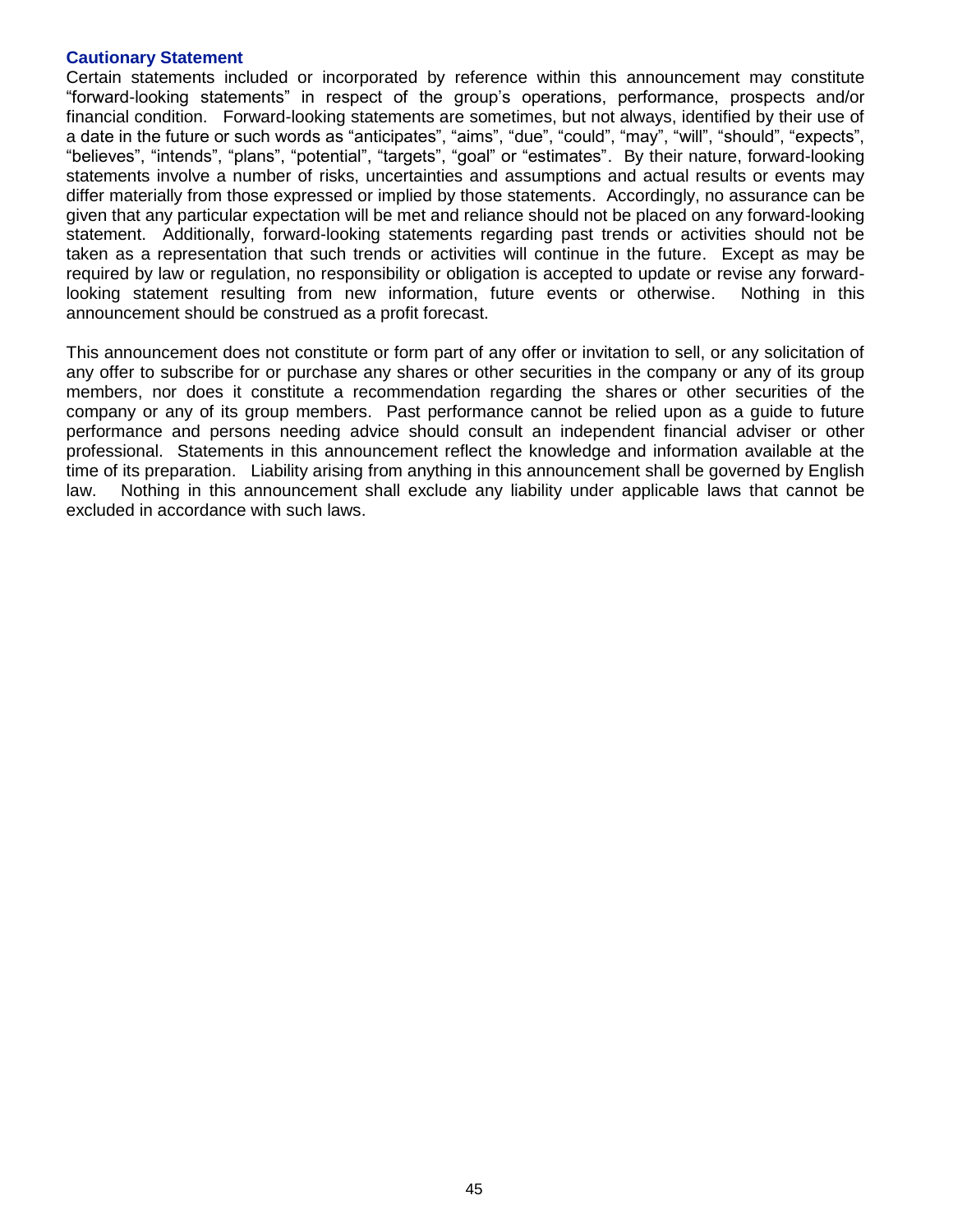## Cautionary Statement

Certain statements included or incorporated by reference within this announcement may constitute "forward-looking statements" in respect of the group's operations, performance, prospects and/or financial condition. Forward-looking statements are sometimes, but not always, identified by their use of a date in the future or such words as "anticipates", "aims", "due", "could", "may", "will", "should", "expects", "believes", "intends", "plans", "potential", "targets", "goal" or "estimates". By their nature, forward-looking statements involve a number of risks, uncertainties and assumptions and actual results or events may differ materially from those expressed or implied by those statements. Accordingly, no assurance can be given that any particular expectation will be met and reliance should not be placed on any forward-looking statement. Additionally, forward-looking statements regarding past trends or activities should not be taken as a representation that such trends or activities will continue in the future. Except as may be required by law or regulation, no responsibility or obligation is accepted to update or revise any forward-looking statement resulting from new information, future events or otherwise. Nothing in this announcement should be construed as a profit forecast.

This announcement does not constitute or form part of any offer or invitation to sell, or any solicitation of any offer to subscribe for or purchase any shares or other securities in the company or any of its group members, nor does it constitute a recommendation regarding the shares or other securities of the company or any of its group members. Past performance cannot be relied upon as a guide to future performance and persons needing advice should consult an independent financial adviser or other professional. Statements in this announcement reflect the knowledge and information available at the time of its preparation. Liability arising from anything in this announcement shall be governed by English law. Nothing in this announcement shall exclude any liability under applicable laws that cannot be excluded in accordance with such laws.